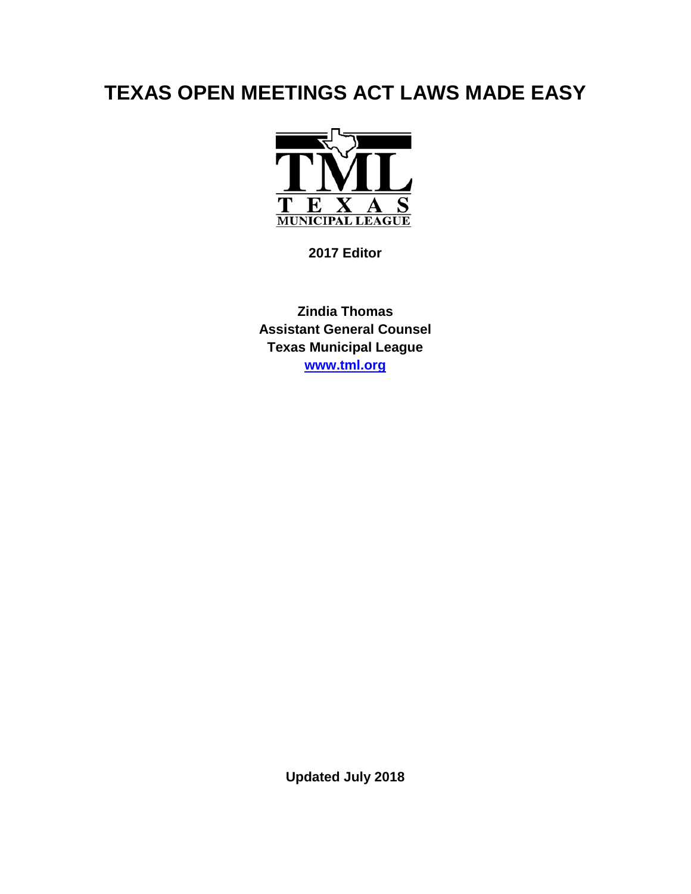# TEXAS OPEN MEETINGS ACT LAWS MADE EASY

TML
TEXAS
MUNICIPAL LEAGUE

**2017 Editor**

**Zindia Thomas**
**Assistant General Counsel**
**Texas Municipal League**
**[www.tml.org](http://www.tml.org)**

**Updated July 2018**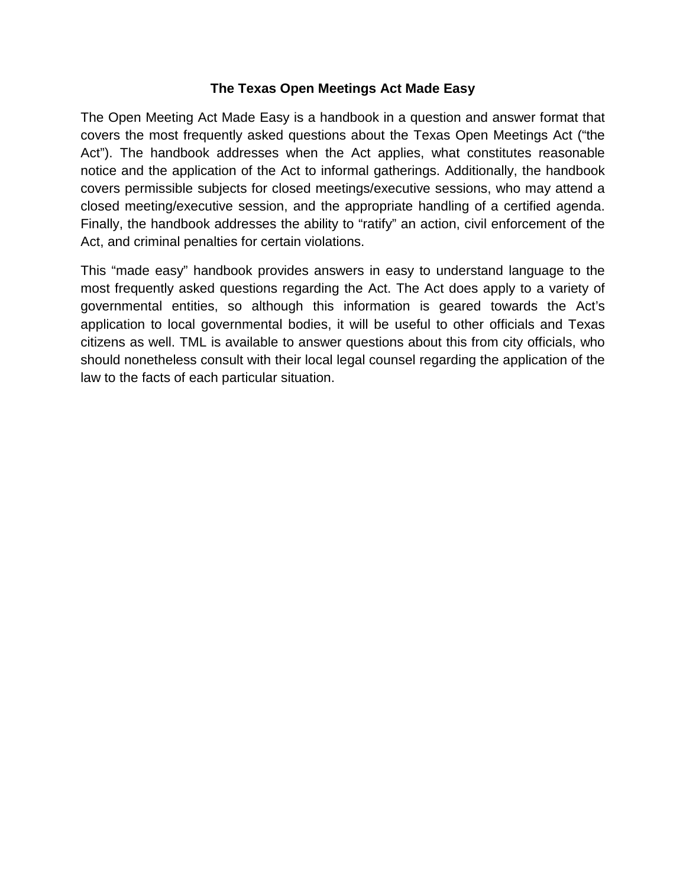# The Texas Open Meetings Act Made Easy

The Open Meeting Act Made Easy is a handbook in a question and answer format that covers the most frequently asked questions about the Texas Open Meetings Act ("the Act"). The handbook addresses when the Act applies, what constitutes reasonable notice and the application of the Act to informal gatherings. Additionally, the handbook covers permissible subjects for closed meetings/executive sessions, who may attend a closed meeting/executive session, and the appropriate handling of a certified agenda. Finally, the handbook addresses the ability to "ratify" an action, civil enforcement of the Act, and criminal penalties for certain violations.

This "made easy" handbook provides answers in easy to understand language to the most frequently asked questions regarding the Act. The Act does apply to a variety of governmental entities, so although this information is geared towards the Act's application to local governmental bodies, it will be useful to other officials and Texas citizens as well. TML is available to answer questions about this from city officials, who should nonetheless consult with their local legal counsel regarding the application of the law to the facts of each particular situation.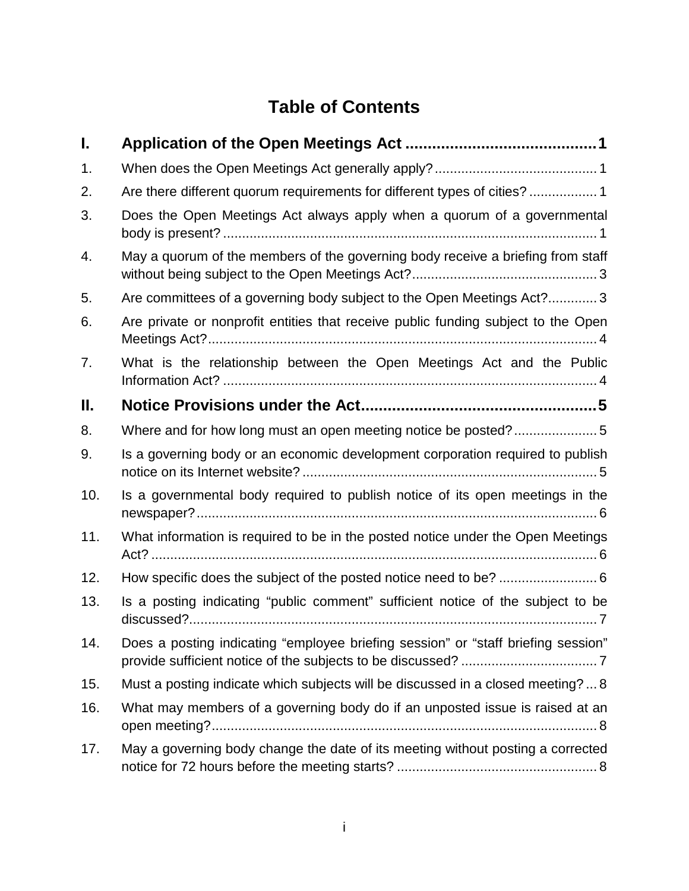# Table of Contents

**I. Application of the Open Meetings Act ... 1**

1. When does the Open Meetings Act generally apply? ... 1
2. Are there different quorum requirements for different types of cities? ... 1
3. Does the Open Meetings Act always apply when a quorum of a governmental body is present? ... 1
4. May a quorum of the members of the governing body receive a briefing from staff without being subject to the Open Meetings Act? ... 3
5. Are committees of a governing body subject to the Open Meetings Act? ... 3
6. Are private or nonprofit entities that receive public funding subject to the Open Meetings Act? ... 4
7. What is the relationship between the Open Meetings Act and the Public Information Act? ... 4

**II. Notice Provisions under the Act ... 5**

8. Where and for how long must an open meeting notice be posted? ... 5
9. Is a governing body or an economic development corporation required to publish notice on its Internet website? ... 5
10. Is a governmental body required to publish notice of its open meetings in the newspaper? ... 6
11. What information is required to be in the posted notice under the Open Meetings Act? ... 6
12. How specific does the subject of the posted notice need to be? ... 6
13. Is a posting indicating "public comment" sufficient notice of the subject to be discussed? ... 7
14. Does a posting indicating "employee briefing session" or "staff briefing session" provide sufficient notice of the subjects to be discussed? ... 7
15. Must a posting indicate which subjects will be discussed in a closed meeting? ... 8
16. What may members of a governing body do if an unposted issue is raised at an open meeting? ... 8
17. May a governing body change the date of its meeting without posting a corrected notice for 72 hours before the meeting starts? ... 8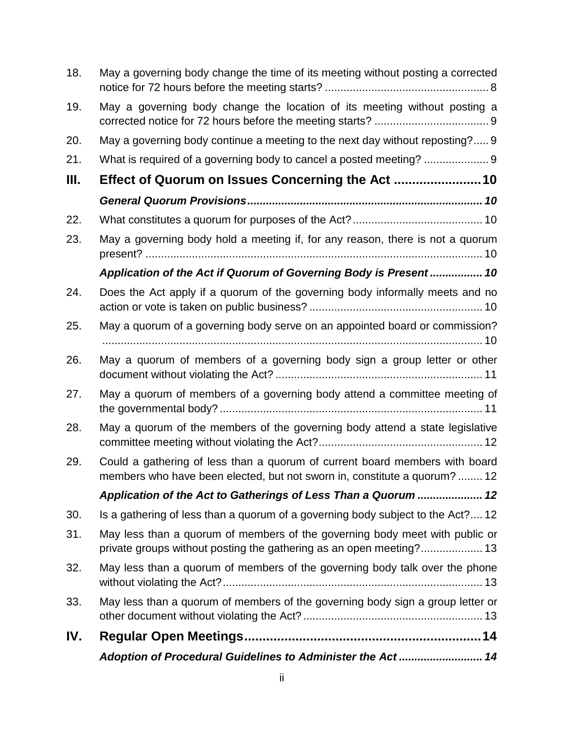18. May a governing body change the time of its meeting without posting a corrected notice for 72 hours before the meeting starts? .................................................... 8

19. May a governing body change the location of its meeting without posting a corrected notice for 72 hours before the meeting starts? .................................... 9

20. May a governing body continue a meeting to the next day without reposting?..... 9

21. What is required of a governing body to cancel a posted meeting? ..................... 9

**III. Effect of Quorum on Issues Concerning the Act ........................10**

***General Quorum Provisions.......................................................................... 10***

22. What constitutes a quorum for purposes of the Act?.......................................... 10

23. May a governing body hold a meeting if, for any reason, there is not a quorum present? ............................................................................................................ 10

***Application of the Act if Quorum of Governing Body is Present ................. 10***

24. Does the Act apply if a quorum of the governing body informally meets and no action or vote is taken on public business? ....................................................... 10

25. May a quorum of a governing body serve on an appointed board or commission? ......................................................................................................................... 10

26. May a quorum of members of a governing body sign a group letter or other document without violating the Act? .................................................................. 11

27. May a quorum of members of a governing body attend a committee meeting of the governmental body? .................................................................................... 11

28. May a quorum of the members of the governing body attend a state legislative committee meeting without violating the Act?.................................................... 12

29. Could a gathering of less than a quorum of current board members with board members who have been elected, but not sworn in, constitute a quorum? ........ 12

***Application of the Act to Gatherings of Less Than a Quorum ..................... 12***

30. Is a gathering of less than a quorum of a governing body subject to the Act?.... 12

31. May less than a quorum of members of the governing body meet with public or private groups without posting the gathering as an open meeting?.................... 13

32. May less than a quorum of members of the governing body talk over the phone without violating the Act?................................................................................... 13

33. May less than a quorum of members of the governing body sign a group letter or other document without violating the Act? ......................................................... 13

**IV. Regular Open Meetings.................................................................14**

***Adoption of Procedural Guidelines to Administer the Act .......................... 14***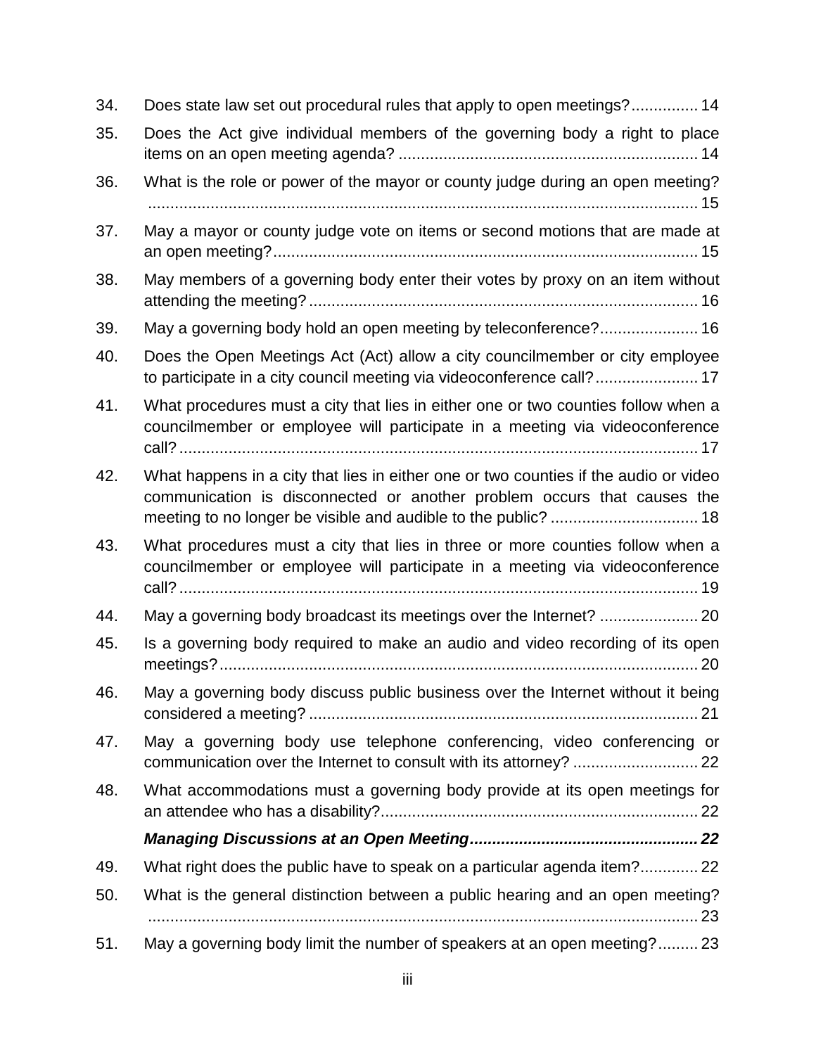34. Does state law set out procedural rules that apply to open meetings? ............... 14

35. Does the Act give individual members of the governing body a right to place items on an open meeting agenda? .................................................................. 14

36. What is the role or power of the mayor or county judge during an open meeting? ............................................................................................................ 15

37. May a mayor or county judge vote on items or second motions that are made at an open meeting? ............................................................................................. 15

38. May members of a governing body enter their votes by proxy on an item without attending the meeting? ...................................................................................... 16

39. May a governing body hold an open meeting by teleconference? ...................... 16

40. Does the Open Meetings Act (Act) allow a city councilmember or city employee to participate in a city council meeting via videoconference call? ....................... 17

41. What procedures must a city that lies in either one or two counties follow when a councilmember or employee will participate in a meeting via videoconference call? .................................................................................................................. 17

42. What happens in a city that lies in either one or two counties if the audio or video communication is disconnected or another problem occurs that causes the meeting to no longer be visible and audible to the public? ................................. 18

43. What procedures must a city that lies in three or more counties follow when a councilmember or employee will participate in a meeting via videoconference call? .................................................................................................................. 19

44. May a governing body broadcast its meetings over the Internet? ...................... 20

45. Is a governing body required to make an audio and video recording of its open meetings? ......................................................................................................... 20

46. May a governing body discuss public business over the Internet without it being considered a meeting? ...................................................................................... 21

47. May a governing body use telephone conferencing, video conferencing or communication over the Internet to consult with its attorney? ............................ 22

48. What accommodations must a governing body provide at its open meetings for an attendee who has a disability? ...................................................................... 22

***Managing Discussions at an Open Meeting*** .................................................. ***22***

49. What right does the public have to speak on a particular agenda item? ............. 22

50. What is the general distinction between a public hearing and an open meeting? ............................................................................................................ 23

51. May a governing body limit the number of speakers at an open meeting? ......... 23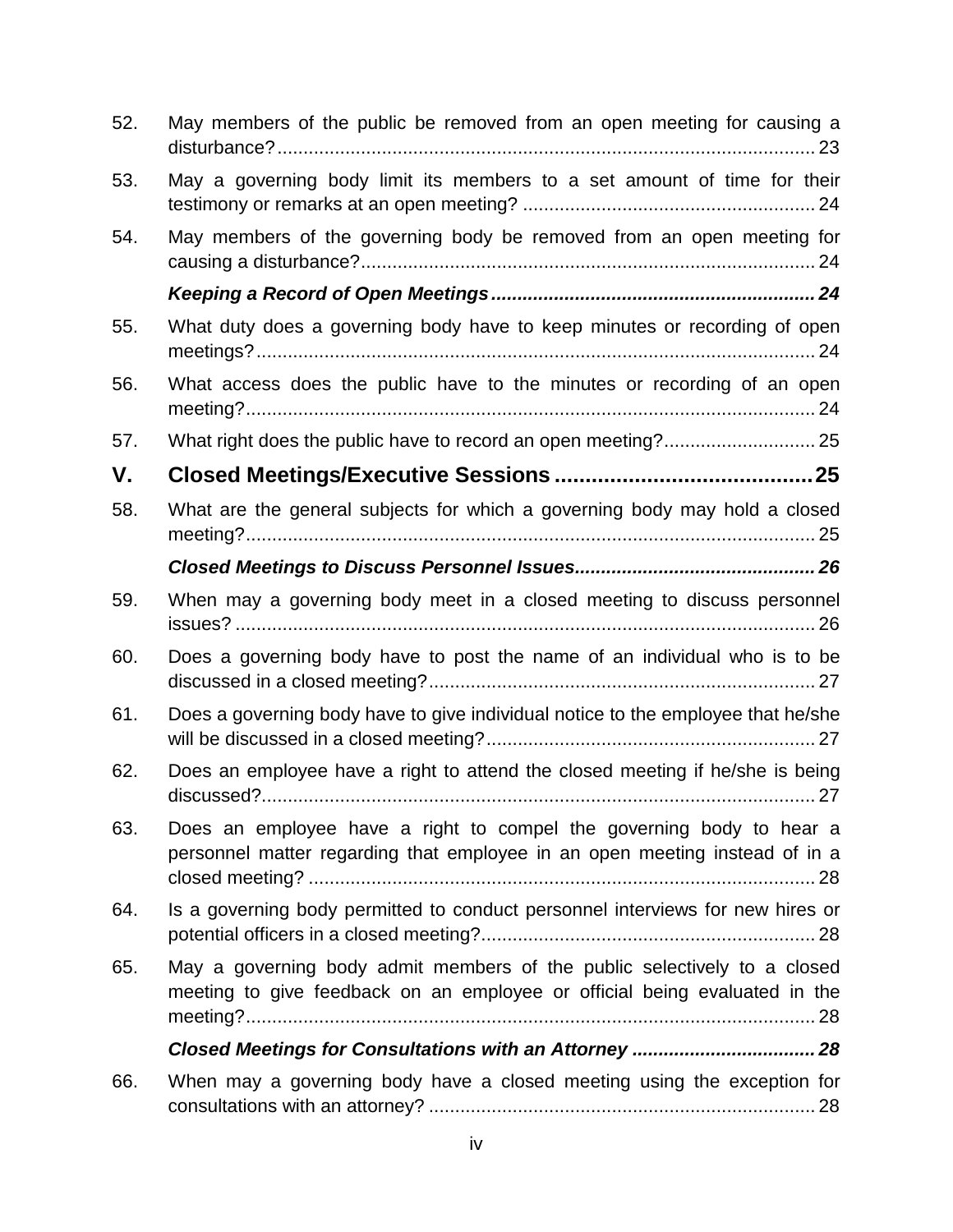52. May members of the public be removed from an open meeting for causing a disturbance? 23

53. May a governing body limit its members to a set amount of time for their testimony or remarks at an open meeting? 24

54. May members of the governing body be removed from an open meeting for causing a disturbance? 24

***Keeping a Record of Open Meetings*** 24

55. What duty does a governing body have to keep minutes or recording of open meetings? 24

56. What access does the public have to the minutes or recording of an open meeting? 24

57. What right does the public have to record an open meeting? 25

## V. Closed Meetings/Executive Sessions 25

58. What are the general subjects for which a governing body may hold a closed meeting? 25

***Closed Meetings to Discuss Personnel Issues*** 26

59. When may a governing body meet in a closed meeting to discuss personnel issues? 26

60. Does a governing body have to post the name of an individual who is to be discussed in a closed meeting? 27

61. Does a governing body have to give individual notice to the employee that he/she will be discussed in a closed meeting? 27

62. Does an employee have a right to attend the closed meeting if he/she is being discussed? 27

63. Does an employee have a right to compel the governing body to hear a personnel matter regarding that employee in an open meeting instead of in a closed meeting? 28

64. Is a governing body permitted to conduct personnel interviews for new hires or potential officers in a closed meeting? 28

65. May a governing body admit members of the public selectively to a closed meeting to give feedback on an employee or official being evaluated in the meeting? 28

***Closed Meetings for Consultations with an Attorney*** 28

66. When may a governing body have a closed meeting using the exception for consultations with an attorney? 28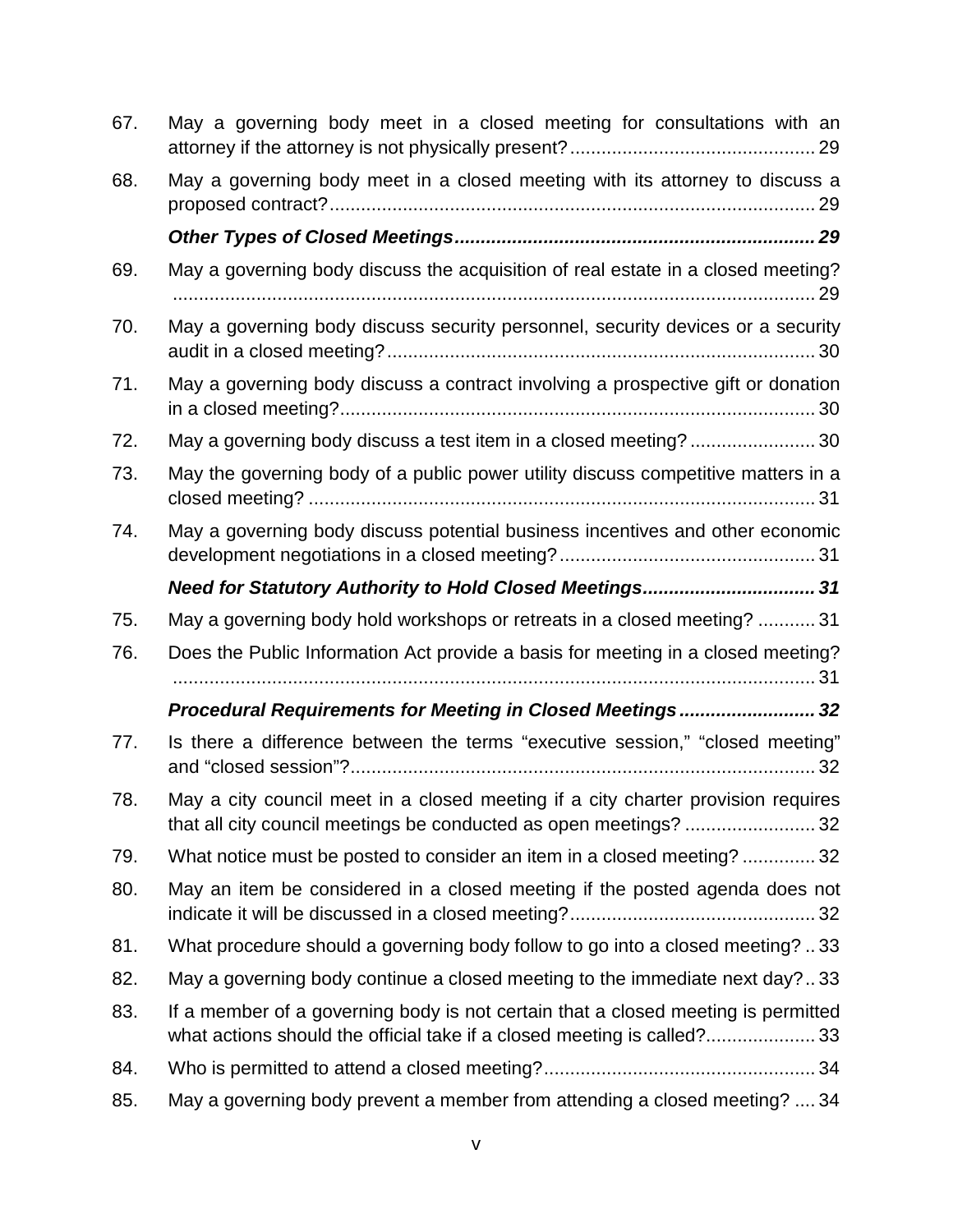67. May a governing body meet in a closed meeting for consultations with an attorney if the attorney is not physically present? .............................................. 29

68. May a governing body meet in a closed meeting with its attorney to discuss a proposed contract? ............................................................................................ 29

***Other Types of Closed Meetings*** **.................................................................... 29**

69. May a governing body discuss the acquisition of real estate in a closed meeting? ............................................................................................................ 29

70. May a governing body discuss security personnel, security devices or a security audit in a closed meeting? ................................................................................. 30

71. May a governing body discuss a contract involving a prospective gift or donation in a closed meeting? .......................................................................................... 30

72. May a governing body discuss a test item in a closed meeting? ........................ 30

73. May the governing body of a public power utility discuss competitive matters in a closed meeting? ................................................................................................ 31

74. May a governing body discuss potential business incentives and other economic development negotiations in a closed meeting? ................................................. 31

***Need for Statutory Authority to Hold Closed Meetings*** **................................. 31**

75. May a governing body hold workshops or retreats in a closed meeting? ........... 31

76. Does the Public Information Act provide a basis for meeting in a closed meeting? ............................................................................................................ 31

***Procedural Requirements for Meeting in Closed Meetings*** **.......................... 32**

77. Is there a difference between the terms "executive session," "closed meeting" and "closed session"? ......................................................................................... 32

78. May a city council meet in a closed meeting if a city charter provision requires that all city council meetings be conducted as open meetings? ......................... 32

79. What notice must be posted to consider an item in a closed meeting? .............. 32

80. May an item be considered in a closed meeting if the posted agenda does not indicate it will be discussed in a closed meeting? ............................................... 32

81. What procedure should a governing body follow to go into a closed meeting? .. 33

82. May a governing body continue a closed meeting to the immediate next day? .. 33

83. If a member of a governing body is not certain that a closed meeting is permitted what actions should the official take if a closed meeting is called? ..................... 33

84. Who is permitted to attend a closed meeting? .................................................... 34

85. May a governing body prevent a member from attending a closed meeting? .... 34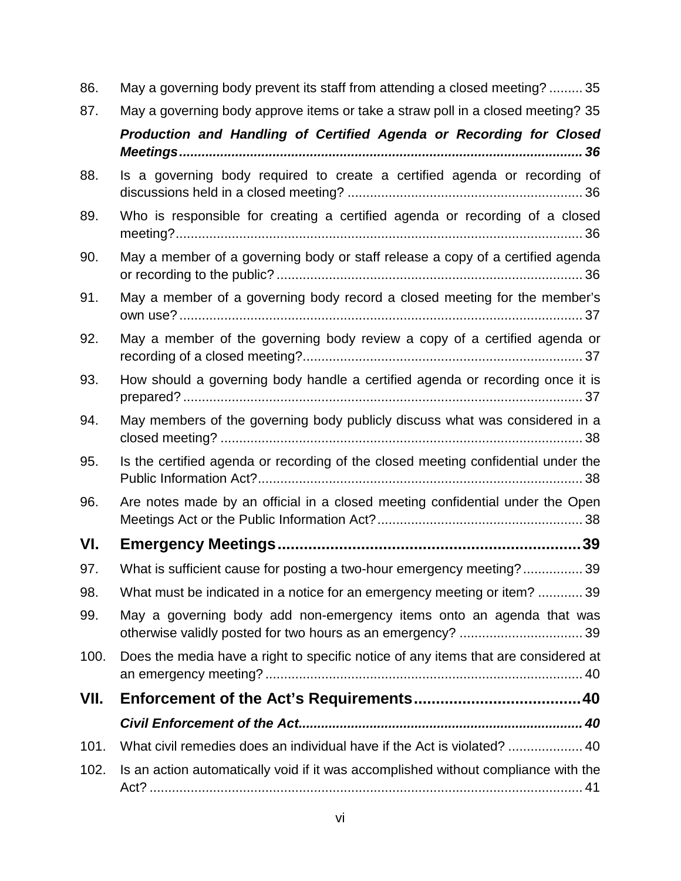86. May a governing body prevent its staff from attending a closed meeting? ......... 35

87. May a governing body approve items or take a straw poll in a closed meeting? 35

***Production and Handling of Certified Agenda or Recording for Closed Meetings*** ........................................................................................................ ***36***

88. Is a governing body required to create a certified agenda or recording of discussions held in a closed meeting? .............................................................. 36

89. Who is responsible for creating a certified agenda or recording of a closed meeting? ............................................................................................................ 36

90. May a member of a governing body or staff release a copy of a certified agenda or recording to the public? ................................................................................ 36

91. May a member of a governing body record a closed meeting for the member's own use? .......................................................................................................... 37

92. May a member of the governing body review a copy of a certified agenda or recording of a closed meeting? .......................................................................... 37

93. How should a governing body handle a certified agenda or recording once it is prepared? .......................................................................................................... 37

94. May members of the governing body publicly discuss what was considered in a closed meeting? ................................................................................................ 38

95. Is the certified agenda or recording of the closed meeting confidential under the Public Information Act? ..................................................................................... 38

96. Are notes made by an official in a closed meeting confidential under the Open Meetings Act or the Public Information Act? ...................................................... 38

## VI. Emergency Meetings .................................................................. 39

97. What is sufficient cause for posting a two-hour emergency meeting? ................ 39

98. What must be indicated in a notice for an emergency meeting or item? ............ 39

99. May a governing body add non-emergency items onto an agenda that was otherwise validly posted for two hours as an emergency? ................................. 39

100. Does the media have a right to specific notice of any items that are considered at an emergency meeting? .................................................................................... 40

## VII. Enforcement of the Act's Requirements ...................................... 40

***Civil Enforcement of the Act*** ........................................................................... ***40***

101. What civil remedies does an individual have if the Act is violated? .................... 40

102. Is an action automatically void if it was accomplished without compliance with the Act? .................................................................................................................... 41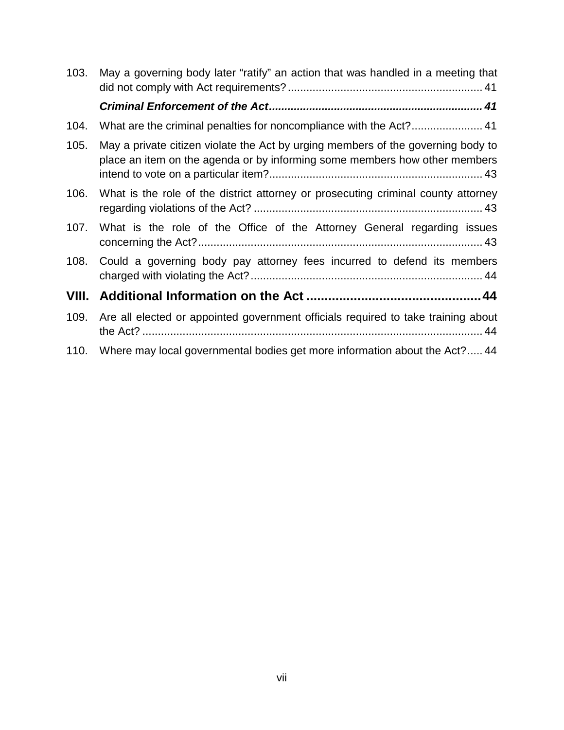103. May a governing body later "ratify" an action that was handled in a meeting that did not comply with Act requirements? .... 41

***Criminal Enforcement of the Act*** .... ***41***

104. What are the criminal penalties for noncompliance with the Act? .... 41

105. May a private citizen violate the Act by urging members of the governing body to place an item on the agenda or by informing some members how other members intend to vote on a particular item? .... 43

106. What is the role of the district attorney or prosecuting criminal county attorney regarding violations of the Act? .... 43

107. What is the role of the Office of the Attorney General regarding issues concerning the Act? .... 43

108. Could a governing body pay attorney fees incurred to defend its members charged with violating the Act? .... 44

**VIII. Additional Information on the Act .... 44**

109. Are all elected or appointed government officials required to take training about the Act? .... 44

110. Where may local governmental bodies get more information about the Act? .... 44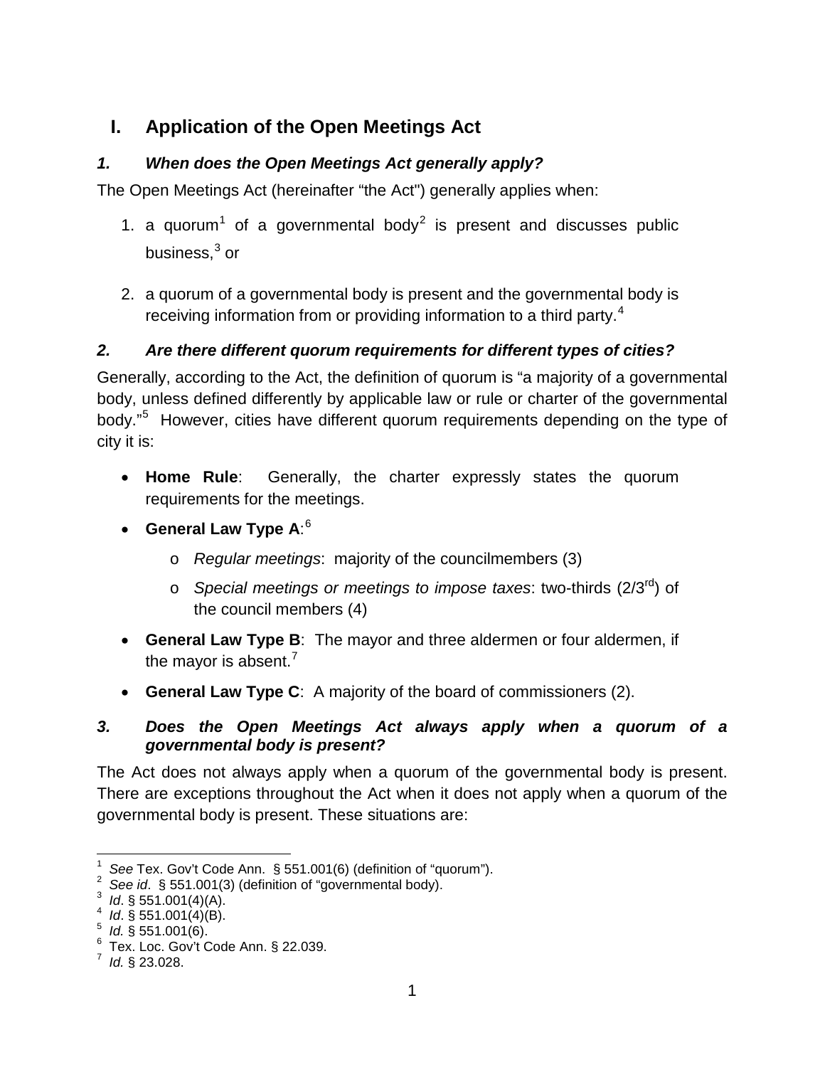## I. Application of the Open Meetings Act

### *1. When does the Open Meetings Act generally apply?*

The Open Meetings Act (hereinafter "the Act") generally applies when:

1. a quorum[1] of a governmental body[2] is present and discusses public business,[3] or
2. a quorum of a governmental body is present and the governmental body is receiving information from or providing information to a third party.[4]

### *2. Are there different quorum requirements for different types of cities?*

Generally, according to the Act, the definition of quorum is "a majority of a governmental body, unless defined differently by applicable law or rule or charter of the governmental body."[5] However, cities have different quorum requirements depending on the type of city it is:

- **Home Rule**: Generally, the charter expressly states the quorum requirements for the meetings.
- **General Law Type A**:[6]
  - *Regular meetings*: majority of the councilmembers (3)
  - *Special meetings or meetings to impose taxes*: two-thirds (2/3rd) of the council members (4)
- **General Law Type B**: The mayor and three aldermen or four aldermen, if the mayor is absent.[7]
- **General Law Type C**: A majority of the board of commissioners (2).

### *3. Does the Open Meetings Act always apply when a quorum of a governmental body is present?*

The Act does not always apply when a quorum of the governmental body is present. There are exceptions throughout the Act when it does not apply when a quorum of the governmental body is present. These situations are:

---

[1] *See* Tex. Gov't Code Ann. § 551.001(6) (definition of "quorum").
[2] *See id*. § 551.001(3) (definition of "governmental body).
[3] *Id*. § 551.001(4)(A).
[4] *Id*. § 551.001(4)(B).
[5] *Id.* § 551.001(6).
[6] Tex. Loc. Gov't Code Ann. § 22.039.
[7] *Id.* § 23.028.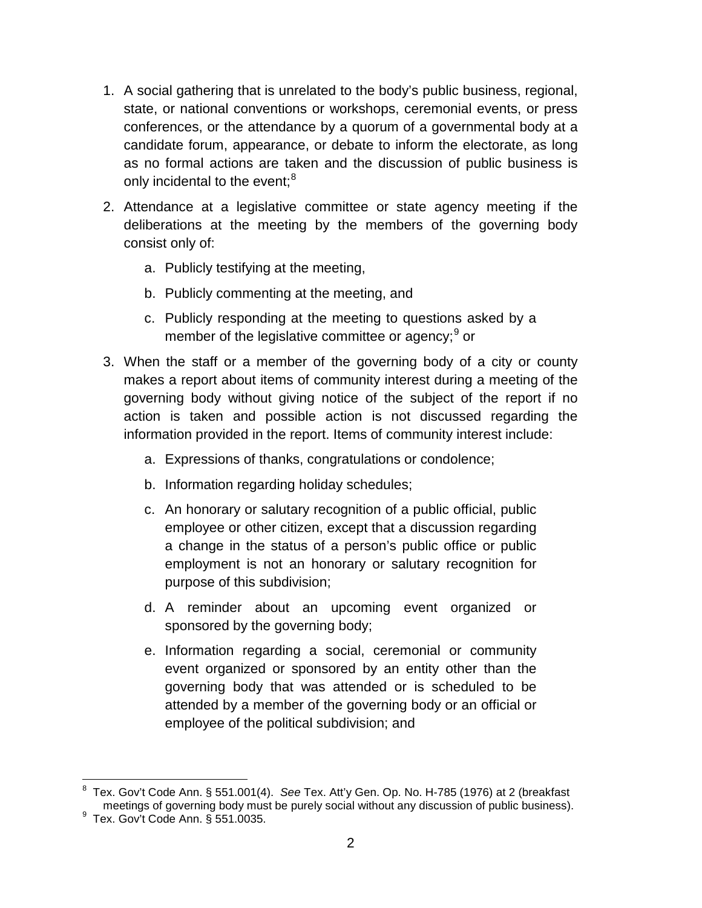1. A social gathering that is unrelated to the body's public business, regional, state, or national conventions or workshops, ceremonial events, or press conferences, or the attendance by a quorum of a governmental body at a candidate forum, appearance, or debate to inform the electorate, as long as no formal actions are taken and the discussion of public business is only incidental to the event;[8]

2. Attendance at a legislative committee or state agency meeting if the deliberations at the meeting by the members of the governing body consist only of:

    a. Publicly testifying at the meeting,

    b. Publicly commenting at the meeting, and

    c. Publicly responding at the meeting to questions asked by a member of the legislative committee or agency;[9] or

3. When the staff or a member of the governing body of a city or county makes a report about items of community interest during a meeting of the governing body without giving notice of the subject of the report if no action is taken and possible action is not discussed regarding the information provided in the report. Items of community interest include:

    a. Expressions of thanks, congratulations or condolence;

    b. Information regarding holiday schedules;

    c. An honorary or salutary recognition of a public official, public employee or other citizen, except that a discussion regarding a change in the status of a person's public office or public employment is not an honorary or salutary recognition for purpose of this subdivision;

    d. A reminder about an upcoming event organized or sponsored by the governing body;

    e. Information regarding a social, ceremonial or community event organized or sponsored by an entity other than the governing body that was attended or is scheduled to be attended by a member of the governing body or an official or employee of the political subdivision; and

---

[8] Tex. Gov't Code Ann. § 551.001(4). *See* Tex. Att'y Gen. Op. No. H-785 (1976) at 2 (breakfast meetings of governing body must be purely social without any discussion of public business).

[9] Tex. Gov't Code Ann. § 551.0035.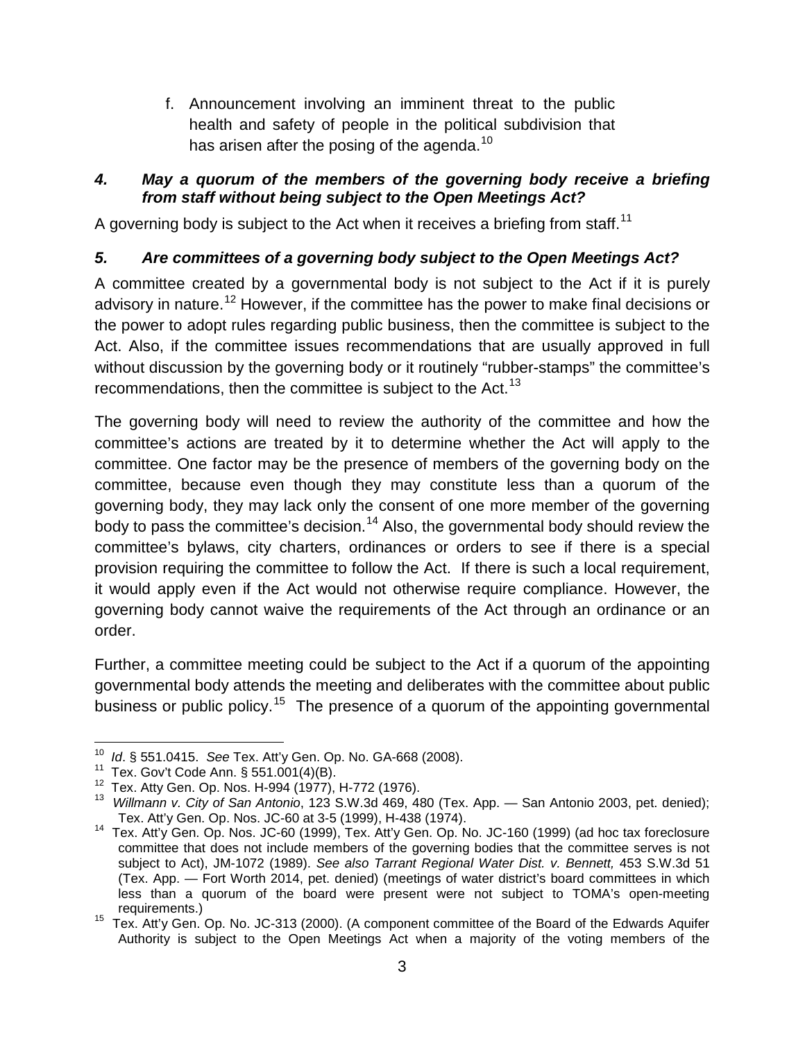f. Announcement involving an imminent threat to the public health and safety of people in the political subdivision that has arisen after the posing of the agenda.[10]

### *4. May a quorum of the members of the governing body receive a briefing from staff without being subject to the Open Meetings Act?*

A governing body is subject to the Act when it receives a briefing from staff.[11]

### *5. Are committees of a governing body subject to the Open Meetings Act?*

A committee created by a governmental body is not subject to the Act if it is purely advisory in nature.[12] However, if the committee has the power to make final decisions or the power to adopt rules regarding public business, then the committee is subject to the Act. Also, if the committee issues recommendations that are usually approved in full without discussion by the governing body or it routinely "rubber-stamps" the committee's recommendations, then the committee is subject to the Act.[13]

The governing body will need to review the authority of the committee and how the committee's actions are treated by it to determine whether the Act will apply to the committee. One factor may be the presence of members of the governing body on the committee, because even though they may constitute less than a quorum of the governing body, they may lack only the consent of one more member of the governing body to pass the committee's decision.[14] Also, the governmental body should review the committee's bylaws, city charters, ordinances or orders to see if there is a special provision requiring the committee to follow the Act. If there is such a local requirement, it would apply even if the Act would not otherwise require compliance. However, the governing body cannot waive the requirements of the Act through an ordinance or an order.

Further, a committee meeting could be subject to the Act if a quorum of the appointing governmental body attends the meeting and deliberates with the committee about public business or public policy.[15] The presence of a quorum of the appointing governmental

---

[10] *Id*. § 551.0415. *See* Tex. Att'y Gen. Op. No. GA-668 (2008).

[11] Tex. Gov't Code Ann. § 551.001(4)(B).

[12] Tex. Atty Gen. Op. Nos. H-994 (1977), H-772 (1976).

[13] *Willmann v. City of San Antonio*, 123 S.W.3d 469, 480 (Tex. App. — San Antonio 2003, pet. denied); Tex. Att'y Gen. Op. Nos. JC-60 at 3-5 (1999), H-438 (1974).

[14] Tex. Att'y Gen. Op. Nos. JC-60 (1999), Tex. Att'y Gen. Op. No. JC-160 (1999) (ad hoc tax foreclosure committee that does not include members of the governing bodies that the committee serves is not subject to Act), JM-1072 (1989). *See also Tarrant Regional Water Dist. v. Bennett,* 453 S.W.3d 51 (Tex. App. — Fort Worth 2014, pet. denied) (meetings of water district's board committees in which less than a quorum of the board were present were not subject to TOMA's open-meeting requirements.)

[15] Tex. Att'y Gen. Op. No. JC-313 (2000). (A component committee of the Board of the Edwards Aquifer Authority is subject to the Open Meetings Act when a majority of the voting members of the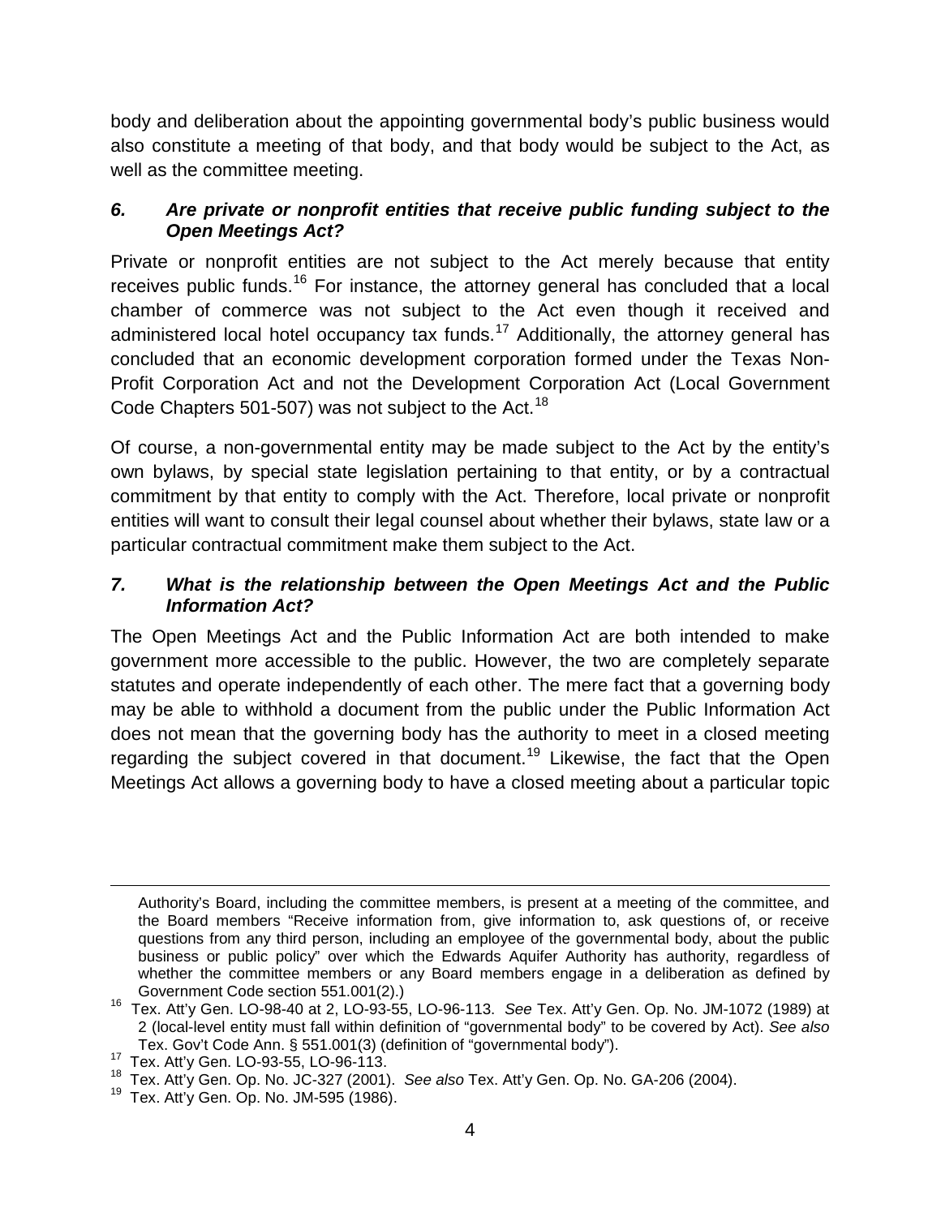body and deliberation about the appointing governmental body's public business would also constitute a meeting of that body, and that body would be subject to the Act, as well as the committee meeting.

### *6. Are private or nonprofit entities that receive public funding subject to the Open Meetings Act?*

Private or nonprofit entities are not subject to the Act merely because that entity receives public funds.[16] For instance, the attorney general has concluded that a local chamber of commerce was not subject to the Act even though it received and administered local hotel occupancy tax funds.[17] Additionally, the attorney general has concluded that an economic development corporation formed under the Texas Non-Profit Corporation Act and not the Development Corporation Act (Local Government Code Chapters 501-507) was not subject to the Act.[18]

Of course, a non-governmental entity may be made subject to the Act by the entity's own bylaws, by special state legislation pertaining to that entity, or by a contractual commitment by that entity to comply with the Act. Therefore, local private or nonprofit entities will want to consult their legal counsel about whether their bylaws, state law or a particular contractual commitment make them subject to the Act.

### *7. What is the relationship between the Open Meetings Act and the Public Information Act?*

The Open Meetings Act and the Public Information Act are both intended to make government more accessible to the public. However, the two are completely separate statutes and operate independently of each other. The mere fact that a governing body may be able to withhold a document from the public under the Public Information Act does not mean that the governing body has the authority to meet in a closed meeting regarding the subject covered in that document.[19] Likewise, the fact that the Open Meetings Act allows a governing body to have a closed meeting about a particular topic

---

Authority's Board, including the committee members, is present at a meeting of the committee, and the Board members "Receive information from, give information to, ask questions of, or receive questions from any third person, including an employee of the governmental body, about the public business or public policy" over which the Edwards Aquifer Authority has authority, regardless of whether the committee members or any Board members engage in a deliberation as defined by Government Code section 551.001(2).)

[16] Tex. Att'y Gen. LO-98-40 at 2, LO-93-55, LO-96-113. *See* Tex. Att'y Gen. Op. No. JM-1072 (1989) at 2 (local-level entity must fall within definition of "governmental body" to be covered by Act). *See also* Tex. Gov't Code Ann. § 551.001(3) (definition of "governmental body").

[17] Tex. Att'y Gen. LO-93-55, LO-96-113.

[18] Tex. Att'y Gen. Op. No. JC-327 (2001). *See also* Tex. Att'y Gen. Op. No. GA-206 (2004).

[19] Tex. Att'y Gen. Op. No. JM-595 (1986).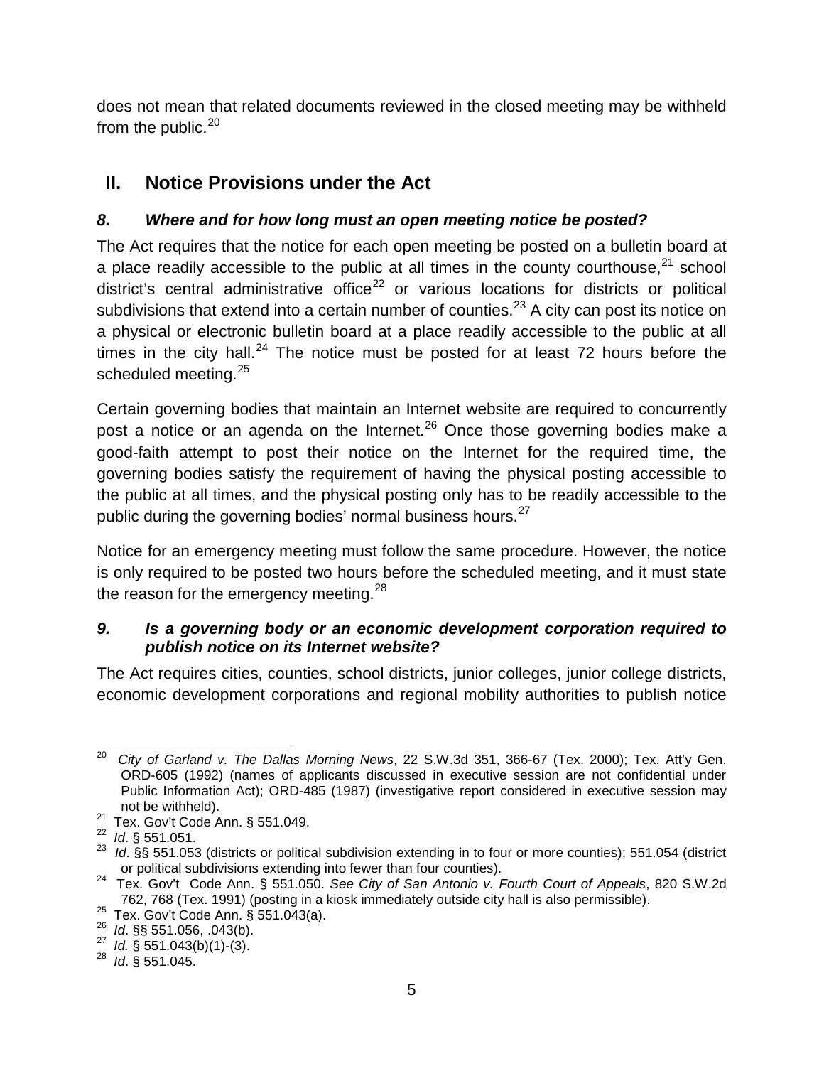does not mean that related documents reviewed in the closed meeting may be withheld from the public.[20]

## II. Notice Provisions under the Act

### *8. Where and for how long must an open meeting notice be posted?*

The Act requires that the notice for each open meeting be posted on a bulletin board at a place readily accessible to the public at all times in the county courthouse,[21] school district's central administrative office[22] or various locations for districts or political subdivisions that extend into a certain number of counties.[23] A city can post its notice on a physical or electronic bulletin board at a place readily accessible to the public at all times in the city hall.[24] The notice must be posted for at least 72 hours before the scheduled meeting.[25]

Certain governing bodies that maintain an Internet website are required to concurrently post a notice or an agenda on the Internet.[26] Once those governing bodies make a good-faith attempt to post their notice on the Internet for the required time, the governing bodies satisfy the requirement of having the physical posting accessible to the public at all times, and the physical posting only has to be readily accessible to the public during the governing bodies' normal business hours.[27]

Notice for an emergency meeting must follow the same procedure. However, the notice is only required to be posted two hours before the scheduled meeting, and it must state the reason for the emergency meeting.[28]

### *9. Is a governing body or an economic development corporation required to publish notice on its Internet website?*

The Act requires cities, counties, school districts, junior colleges, junior college districts, economic development corporations and regional mobility authorities to publish notice

---

[20] *City of Garland v. The Dallas Morning News*, 22 S.W.3d 351, 366-67 (Tex. 2000); Tex. Att'y Gen. ORD-605 (1992) (names of applicants discussed in executive session are not confidential under Public Information Act); ORD-485 (1987) (investigative report considered in executive session may not be withheld).

[21] Tex. Gov't Code Ann. § 551.049.

[22] *Id*. § 551.051.

[23] *Id*. §§ 551.053 (districts or political subdivision extending in to four or more counties); 551.054 (district or political subdivisions extending into fewer than four counties).

[24] Tex. Gov't Code Ann. § 551.050. *See City of San Antonio v. Fourth Court of Appeals*, 820 S.W.2d 762, 768 (Tex. 1991) (posting in a kiosk immediately outside city hall is also permissible).

[25] Tex. Gov't Code Ann. § 551.043(a).

[26] *Id*. §§ 551.056, .043(b).

[27] *Id.* § 551.043(b)(1)-(3).

[28] *Id*. § 551.045.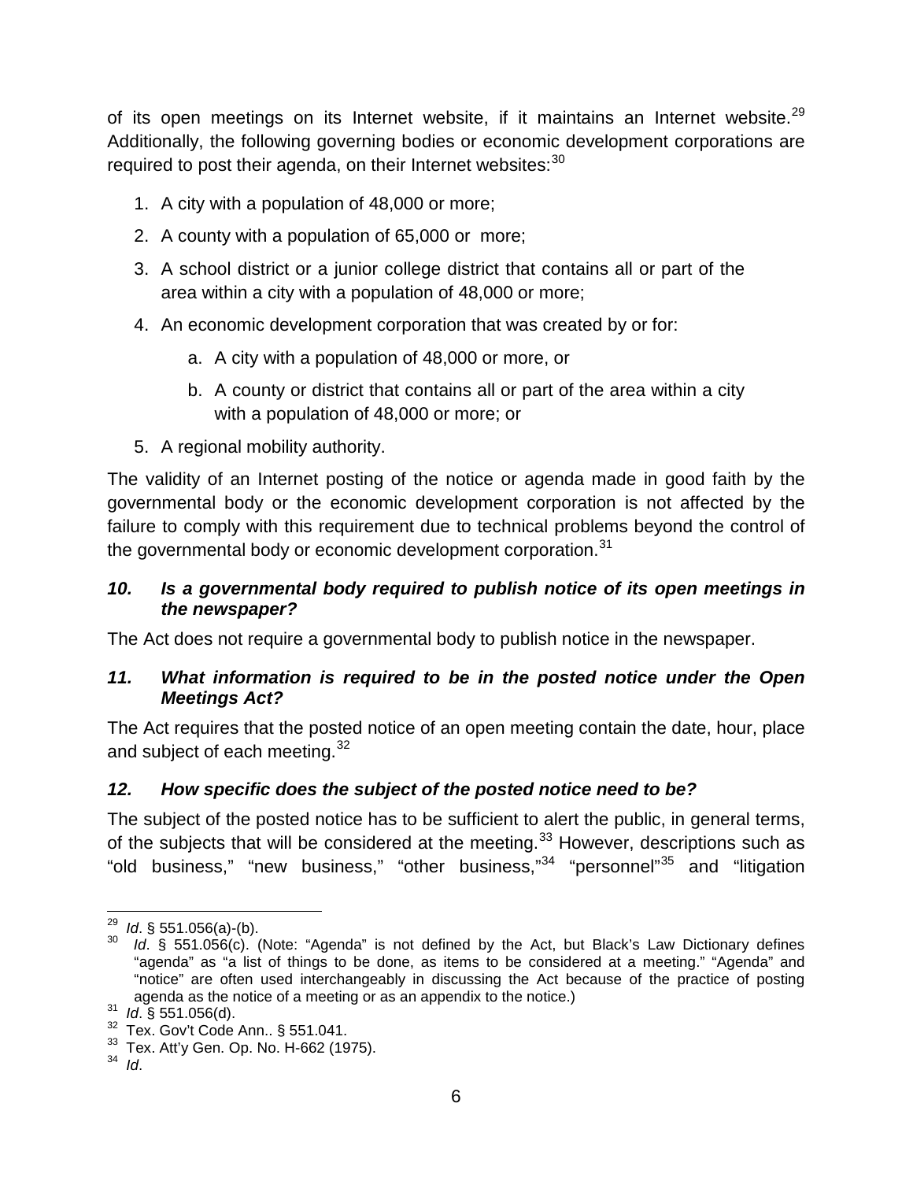of its open meetings on its Internet website, if it maintains an Internet website.[29] Additionally, the following governing bodies or economic development corporations are required to post their agenda, on their Internet websites:[30]

1. A city with a population of 48,000 or more;
2. A county with a population of 65,000 or more;
3. A school district or a junior college district that contains all or part of the area within a city with a population of 48,000 or more;
4. An economic development corporation that was created by or for:
    a. A city with a population of 48,000 or more, or
    b. A county or district that contains all or part of the area within a city with a population of 48,000 or more; or
5. A regional mobility authority.

The validity of an Internet posting of the notice or agenda made in good faith by the governmental body or the economic development corporation is not affected by the failure to comply with this requirement due to technical problems beyond the control of the governmental body or economic development corporation.[31]

### *10. Is a governmental body required to publish notice of its open meetings in the newspaper?*

The Act does not require a governmental body to publish notice in the newspaper.

### *11. What information is required to be in the posted notice under the Open Meetings Act?*

The Act requires that the posted notice of an open meeting contain the date, hour, place and subject of each meeting.[32]

### *12. How specific does the subject of the posted notice need to be?*

The subject of the posted notice has to be sufficient to alert the public, in general terms, of the subjects that will be considered at the meeting.[33] However, descriptions such as "old business," "new business," "other business,"[34] "personnel"[35] and "litigation

---

[29] *Id*. § 551.056(a)-(b).
[30] *Id*. § 551.056(c). (Note: "Agenda" is not defined by the Act, but Black's Law Dictionary defines "agenda" as "a list of things to be done, as items to be considered at a meeting." "Agenda" and "notice" are often used interchangeably in discussing the Act because of the practice of posting agenda as the notice of a meeting or as an appendix to the notice.)
[31] *Id*. § 551.056(d).
[32] Tex. Gov't Code Ann.. § 551.041.
[33] Tex. Att'y Gen. Op. No. H-662 (1975).
[34] *Id*.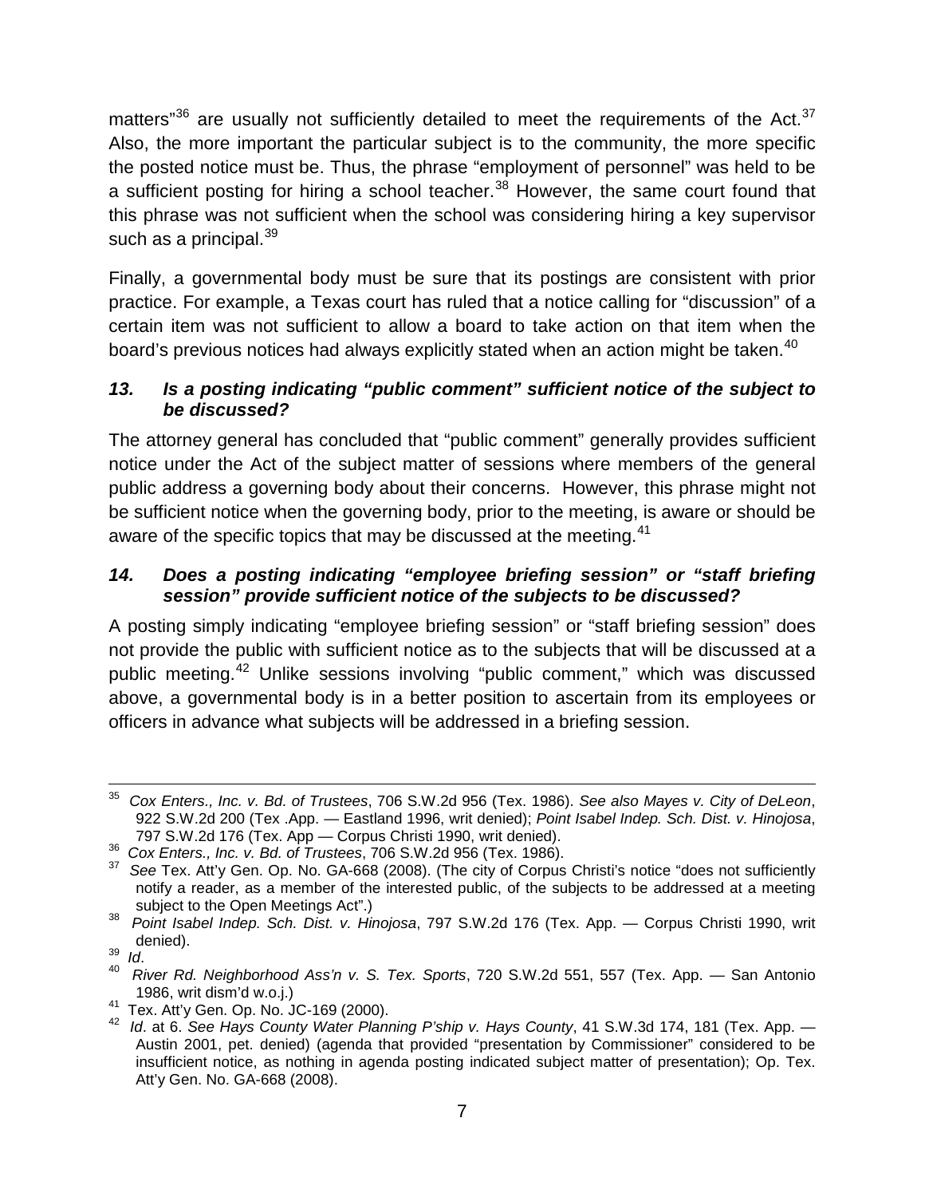matters"[36] are usually not sufficiently detailed to meet the requirements of the Act.[37] Also, the more important the particular subject is to the community, the more specific the posted notice must be. Thus, the phrase "employment of personnel" was held to be a sufficient posting for hiring a school teacher.[38] However, the same court found that this phrase was not sufficient when the school was considering hiring a key supervisor such as a principal.[39]

Finally, a governmental body must be sure that its postings are consistent with prior practice. For example, a Texas court has ruled that a notice calling for "discussion" of a certain item was not sufficient to allow a board to take action on that item when the board's previous notices had always explicitly stated when an action might be taken.[40]

### *13. Is a posting indicating "public comment" sufficient notice of the subject to be discussed?*

The attorney general has concluded that "public comment" generally provides sufficient notice under the Act of the subject matter of sessions where members of the general public address a governing body about their concerns. However, this phrase might not be sufficient notice when the governing body, prior to the meeting, is aware or should be aware of the specific topics that may be discussed at the meeting.[41]

### *14. Does a posting indicating "employee briefing session" or "staff briefing session" provide sufficient notice of the subjects to be discussed?*

A posting simply indicating "employee briefing session" or "staff briefing session" does not provide the public with sufficient notice as to the subjects that will be discussed at a public meeting.[42] Unlike sessions involving "public comment," which was discussed above, a governmental body is in a better position to ascertain from its employees or officers in advance what subjects will be addressed in a briefing session.

---

[35] *Cox Enters., Inc. v. Bd. of Trustees*, 706 S.W.2d 956 (Tex. 1986). *See also Mayes v. City of DeLeon*, 922 S.W.2d 200 (Tex .App. — Eastland 1996, writ denied); *Point Isabel Indep. Sch. Dist. v. Hinojosa*, 797 S.W.2d 176 (Tex. App — Corpus Christi 1990, writ denied).

[36] *Cox Enters., Inc. v. Bd. of Trustees*, 706 S.W.2d 956 (Tex. 1986).

[37] *See* Tex. Att'y Gen. Op. No. GA-668 (2008). (The city of Corpus Christi's notice "does not sufficiently notify a reader, as a member of the interested public, of the subjects to be addressed at a meeting subject to the Open Meetings Act".)

[38] *Point Isabel Indep. Sch. Dist. v. Hinojosa*, 797 S.W.2d 176 (Tex. App. — Corpus Christi 1990, writ denied).

[39] *Id*.

[40] *River Rd. Neighborhood Ass'n v. S. Tex. Sports*, 720 S.W.2d 551, 557 (Tex. App. — San Antonio 1986, writ dism'd w.o.j.)

[41] Tex. Att'y Gen. Op. No. JC-169 (2000).

[42] *Id*. at 6. *See Hays County Water Planning P'ship v. Hays County*, 41 S.W.3d 174, 181 (Tex. App. — Austin 2001, pet. denied) (agenda that provided "presentation by Commissioner" considered to be insufficient notice, as nothing in agenda posting indicated subject matter of presentation); Op. Tex. Att'y Gen. No. GA-668 (2008).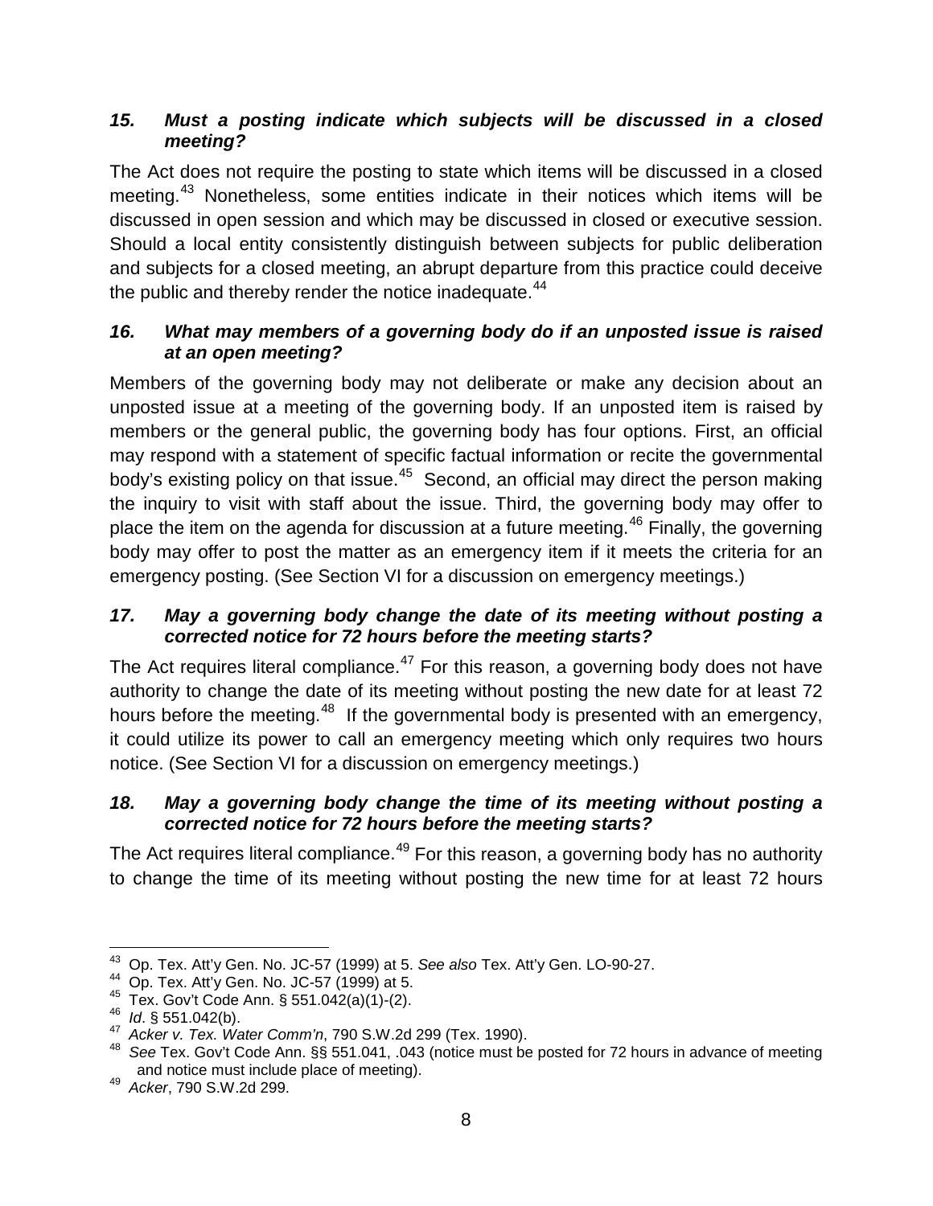### *15. Must a posting indicate which subjects will be discussed in a closed meeting?*

The Act does not require the posting to state which items will be discussed in a closed meeting.[43] Nonetheless, some entities indicate in their notices which items will be discussed in open session and which may be discussed in closed or executive session. Should a local entity consistently distinguish between subjects for public deliberation and subjects for a closed meeting, an abrupt departure from this practice could deceive the public and thereby render the notice inadequate.[44]

### *16. What may members of a governing body do if an unposted issue is raised at an open meeting?*

Members of the governing body may not deliberate or make any decision about an unposted issue at a meeting of the governing body. If an unposted item is raised by members or the general public, the governing body has four options. First, an official may respond with a statement of specific factual information or recite the governmental body's existing policy on that issue.[45] Second, an official may direct the person making the inquiry to visit with staff about the issue. Third, the governing body may offer to place the item on the agenda for discussion at a future meeting.[46] Finally, the governing body may offer to post the matter as an emergency item if it meets the criteria for an emergency posting. (See Section VI for a discussion on emergency meetings.)

### *17. May a governing body change the date of its meeting without posting a corrected notice for 72 hours before the meeting starts?*

The Act requires literal compliance.[47] For this reason, a governing body does not have authority to change the date of its meeting without posting the new date for at least 72 hours before the meeting.[48] If the governmental body is presented with an emergency, it could utilize its power to call an emergency meeting which only requires two hours notice. (See Section VI for a discussion on emergency meetings.)

### *18. May a governing body change the time of its meeting without posting a corrected notice for 72 hours before the meeting starts?*

The Act requires literal compliance.[49] For this reason, a governing body has no authority to change the time of its meeting without posting the new time for at least 72 hours

---

[43] Op. Tex. Att'y Gen. No. JC-57 (1999) at 5. *See also* Tex. Att'y Gen. LO-90-27.

[44] Op. Tex. Att'y Gen. No. JC-57 (1999) at 5.

[45] Tex. Gov't Code Ann. § 551.042(a)(1)-(2).

[46] *Id*. § 551.042(b).

[47] *Acker v. Tex. Water Comm'n*, 790 S.W.2d 299 (Tex. 1990).

[48] *See* Tex. Gov't Code Ann. §§ 551.041, .043 (notice must be posted for 72 hours in advance of meeting and notice must include place of meeting).

[49] *Acker*, 790 S.W.2d 299.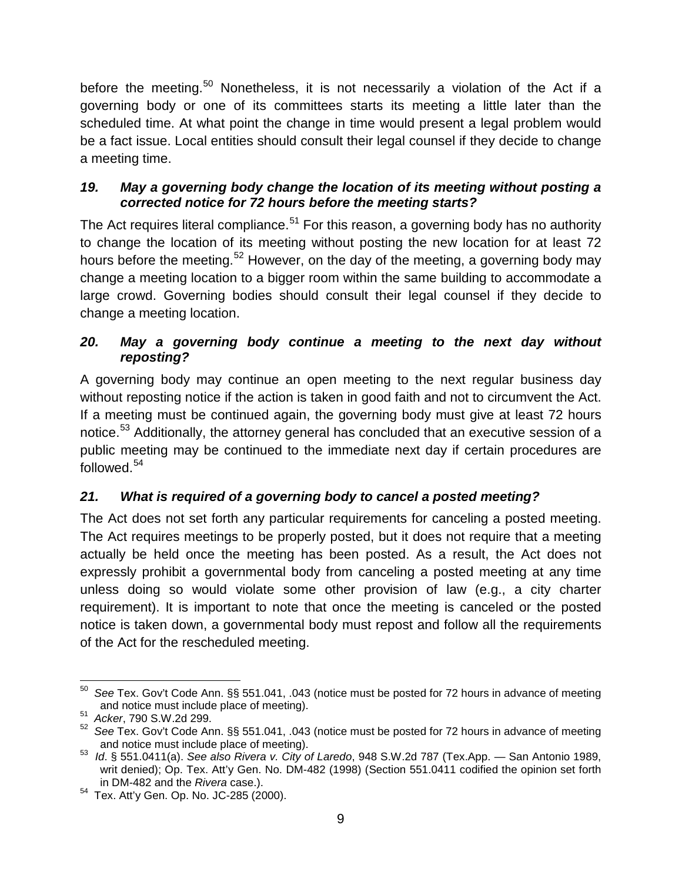before the meeting.[50] Nonetheless, it is not necessarily a violation of the Act if a governing body or one of its committees starts its meeting a little later than the scheduled time. At what point the change in time would present a legal problem would be a fact issue. Local entities should consult their legal counsel if they decide to change a meeting time.

### *19. May a governing body change the location of its meeting without posting a corrected notice for 72 hours before the meeting starts?*

The Act requires literal compliance.[51] For this reason, a governing body has no authority to change the location of its meeting without posting the new location for at least 72 hours before the meeting.[52] However, on the day of the meeting, a governing body may change a meeting location to a bigger room within the same building to accommodate a large crowd. Governing bodies should consult their legal counsel if they decide to change a meeting location.

### *20. May a governing body continue a meeting to the next day without reposting?*

A governing body may continue an open meeting to the next regular business day without reposting notice if the action is taken in good faith and not to circumvent the Act. If a meeting must be continued again, the governing body must give at least 72 hours notice.[53] Additionally, the attorney general has concluded that an executive session of a public meeting may be continued to the immediate next day if certain procedures are followed.[54]

### *21. What is required of a governing body to cancel a posted meeting?*

The Act does not set forth any particular requirements for canceling a posted meeting. The Act requires meetings to be properly posted, but it does not require that a meeting actually be held once the meeting has been posted. As a result, the Act does not expressly prohibit a governmental body from canceling a posted meeting at any time unless doing so would violate some other provision of law (e.g., a city charter requirement). It is important to note that once the meeting is canceled or the posted notice is taken down, a governmental body must repost and follow all the requirements of the Act for the rescheduled meeting.

---

[50] *See* Tex. Gov't Code Ann. §§ 551.041, .043 (notice must be posted for 72 hours in advance of meeting and notice must include place of meeting).

[51] *Acker*, 790 S.W.2d 299.

[52] *See* Tex. Gov't Code Ann. §§ 551.041, .043 (notice must be posted for 72 hours in advance of meeting and notice must include place of meeting).

[53] *Id*. § 551.0411(a). *See also Rivera v. City of Laredo*, 948 S.W.2d 787 (Tex.App. — San Antonio 1989, writ denied); Op. Tex. Att'y Gen. No. DM-482 (1998) (Section 551.0411 codified the opinion set forth in DM-482 and the *Rivera* case.).

[54] Tex. Att'y Gen. Op. No. JC-285 (2000).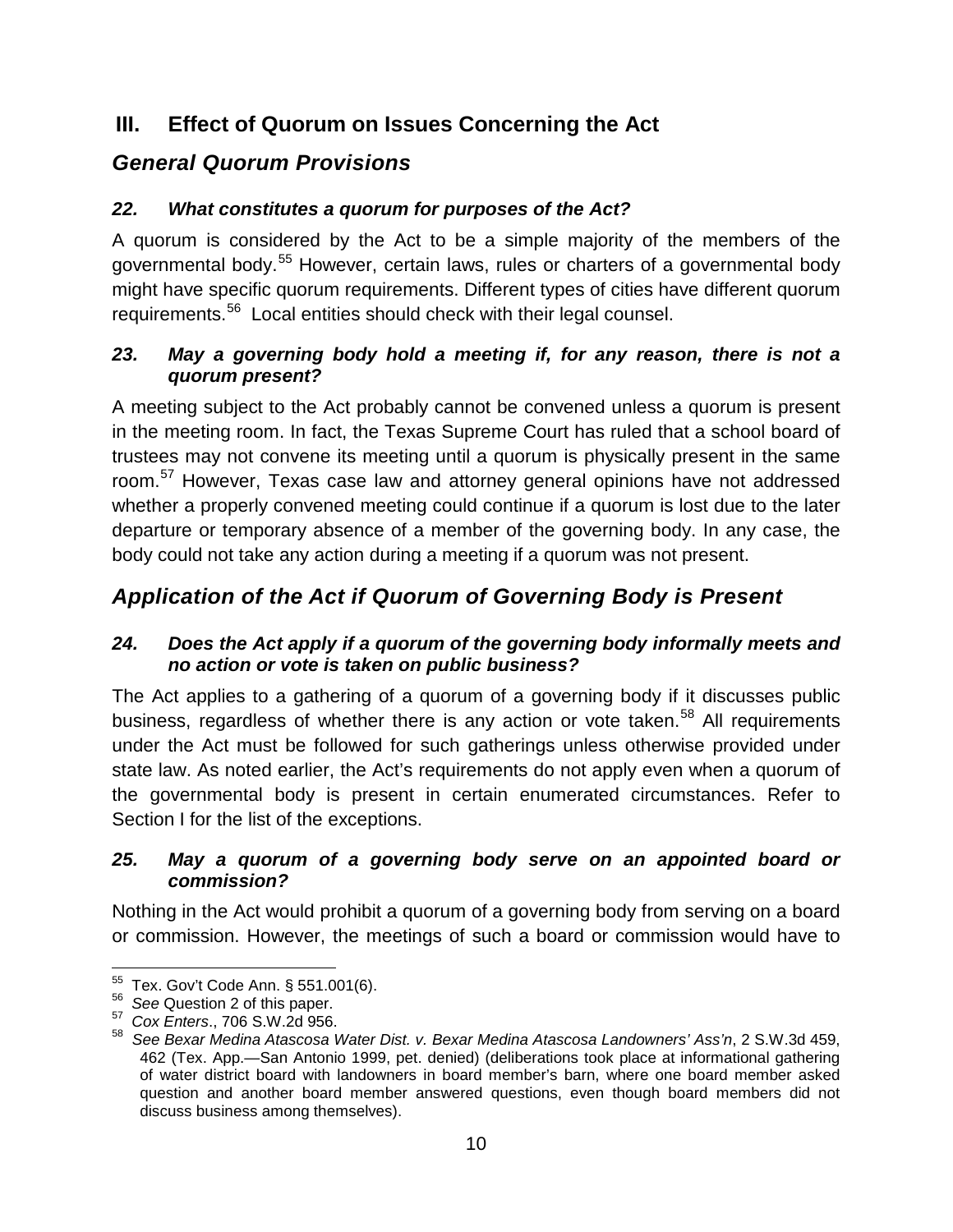## III. Effect of Quorum on Issues Concerning the Act

### *General Quorum Provisions*

#### *22. What constitutes a quorum for purposes of the Act?*

A quorum is considered by the Act to be a simple majority of the members of the governmental body.[55] However, certain laws, rules or charters of a governmental body might have specific quorum requirements. Different types of cities have different quorum requirements.[56] Local entities should check with their legal counsel.

#### *23. May a governing body hold a meeting if, for any reason, there is not a quorum present?*

A meeting subject to the Act probably cannot be convened unless a quorum is present in the meeting room. In fact, the Texas Supreme Court has ruled that a school board of trustees may not convene its meeting until a quorum is physically present in the same room.[57] However, Texas case law and attorney general opinions have not addressed whether a properly convened meeting could continue if a quorum is lost due to the later departure or temporary absence of a member of the governing body. In any case, the body could not take any action during a meeting if a quorum was not present.

### *Application of the Act if Quorum of Governing Body is Present*

#### *24. Does the Act apply if a quorum of the governing body informally meets and no action or vote is taken on public business?*

The Act applies to a gathering of a quorum of a governing body if it discusses public business, regardless of whether there is any action or vote taken.[58] All requirements under the Act must be followed for such gatherings unless otherwise provided under state law. As noted earlier, the Act's requirements do not apply even when a quorum of the governmental body is present in certain enumerated circumstances. Refer to Section I for the list of the exceptions.

#### *25. May a quorum of a governing body serve on an appointed board or commission?*

Nothing in the Act would prohibit a quorum of a governing body from serving on a board or commission. However, the meetings of such a board or commission would have to

---

[55] Tex. Gov't Code Ann. § 551.001(6).

[56] *See* Question 2 of this paper.

[57] *Cox Enters*., 706 S.W.2d 956.

[58] *See Bexar Medina Atascosa Water Dist. v. Bexar Medina Atascosa Landowners' Ass'n*, 2 S.W.3d 459, 462 (Tex. App.—San Antonio 1999, pet. denied) (deliberations took place at informational gathering of water district board with landowners in board member's barn, where one board member asked question and another board member answered questions, even though board members did not discuss business among themselves).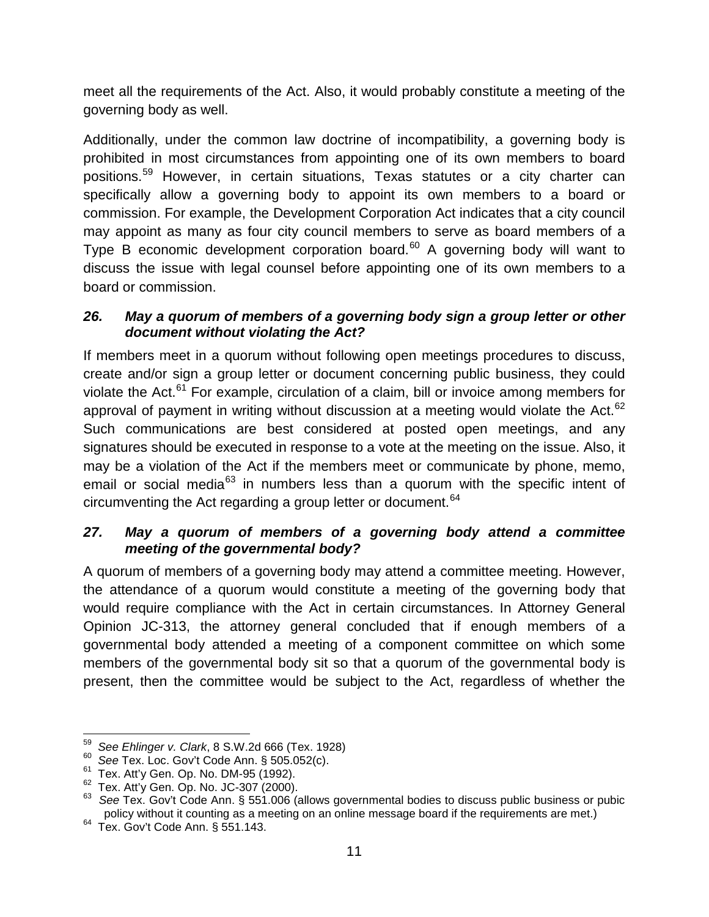meet all the requirements of the Act. Also, it would probably constitute a meeting of the governing body as well.

Additionally, under the common law doctrine of incompatibility, a governing body is prohibited in most circumstances from appointing one of its own members to board positions.[59] However, in certain situations, Texas statutes or a city charter can specifically allow a governing body to appoint its own members to a board or commission. For example, the Development Corporation Act indicates that a city council may appoint as many as four city council members to serve as board members of a Type B economic development corporation board.[60] A governing body will want to discuss the issue with legal counsel before appointing one of its own members to a board or commission.

### *26. May a quorum of members of a governing body sign a group letter or other document without violating the Act?*

If members meet in a quorum without following open meetings procedures to discuss, create and/or sign a group letter or document concerning public business, they could violate the Act.[61] For example, circulation of a claim, bill or invoice among members for approval of payment in writing without discussion at a meeting would violate the Act.[62] Such communications are best considered at posted open meetings, and any signatures should be executed in response to a vote at the meeting on the issue. Also, it may be a violation of the Act if the members meet or communicate by phone, memo, email or social media[63] in numbers less than a quorum with the specific intent of circumventing the Act regarding a group letter or document.[64]

### *27. May a quorum of members of a governing body attend a committee meeting of the governmental body?*

A quorum of members of a governing body may attend a committee meeting. However, the attendance of a quorum would constitute a meeting of the governing body that would require compliance with the Act in certain circumstances. In Attorney General Opinion JC-313, the attorney general concluded that if enough members of a governmental body attended a meeting of a component committee on which some members of the governmental body sit so that a quorum of the governmental body is present, then the committee would be subject to the Act, regardless of whether the

---

[59] *See Ehlinger v. Clark*, 8 S.W.2d 666 (Tex. 1928)

[60] *See* Tex. Loc. Gov't Code Ann. § 505.052(c).

[61] Tex. Att'y Gen. Op. No. DM-95 (1992).

[62] Tex. Att'y Gen. Op. No. JC-307 (2000).

[63] *See* Tex. Gov't Code Ann. § 551.006 (allows governmental bodies to discuss public business or pubic policy without it counting as a meeting on an online message board if the requirements are met.)

[64] Tex. Gov't Code Ann. § 551.143.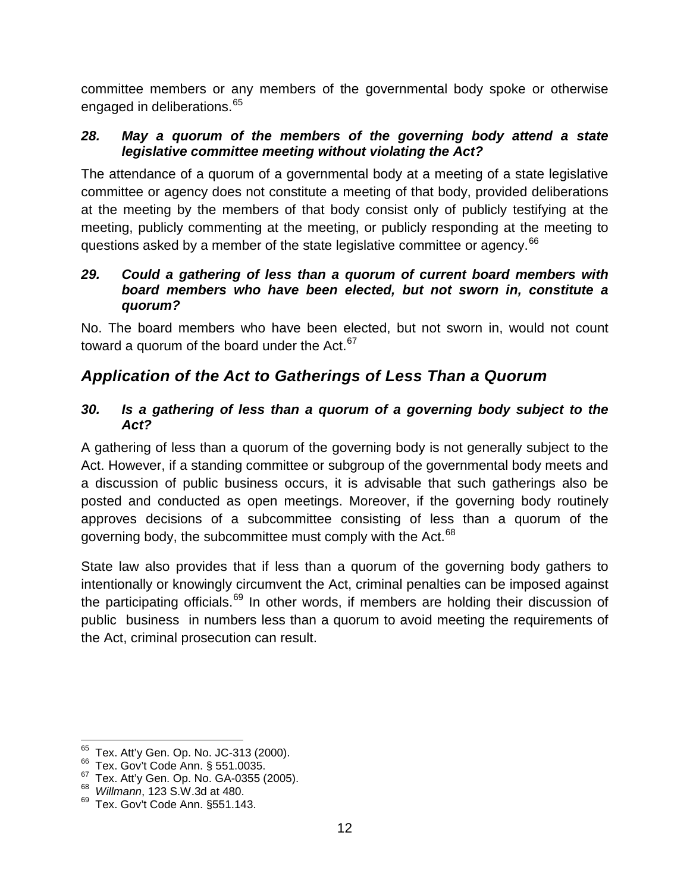committee members or any members of the governmental body spoke or otherwise engaged in deliberations.[65]

***28. May a quorum of the members of the governing body attend a state legislative committee meeting without violating the Act?***

The attendance of a quorum of a governmental body at a meeting of a state legislative committee or agency does not constitute a meeting of that body, provided deliberations at the meeting by the members of that body consist only of publicly testifying at the meeting, publicly commenting at the meeting, or publicly responding at the meeting to questions asked by a member of the state legislative committee or agency.[66]

***29. Could a gathering of less than a quorum of current board members with board members who have been elected, but not sworn in, constitute a quorum?***

No. The board members who have been elected, but not sworn in, would not count toward a quorum of the board under the Act.[67]

## *Application of the Act to Gatherings of Less Than a Quorum*

***30. Is a gathering of less than a quorum of a governing body subject to the Act?***

A gathering of less than a quorum of the governing body is not generally subject to the Act. However, if a standing committee or subgroup of the governmental body meets and a discussion of public business occurs, it is advisable that such gatherings also be posted and conducted as open meetings. Moreover, if the governing body routinely approves decisions of a subcommittee consisting of less than a quorum of the governing body, the subcommittee must comply with the Act.[68]

State law also provides that if less than a quorum of the governing body gathers to intentionally or knowingly circumvent the Act, criminal penalties can be imposed against the participating officials.[69] In other words, if members are holding their discussion of public business in numbers less than a quorum to avoid meeting the requirements of the Act, criminal prosecution can result.

---

[65] Tex. Att'y Gen. Op. No. JC-313 (2000).
[66] Tex. Gov't Code Ann. § 551.0035.
[67] Tex. Att'y Gen. Op. No. GA-0355 (2005).
[68] *Willmann*, 123 S.W.3d at 480.
[69] Tex. Gov't Code Ann. §551.143.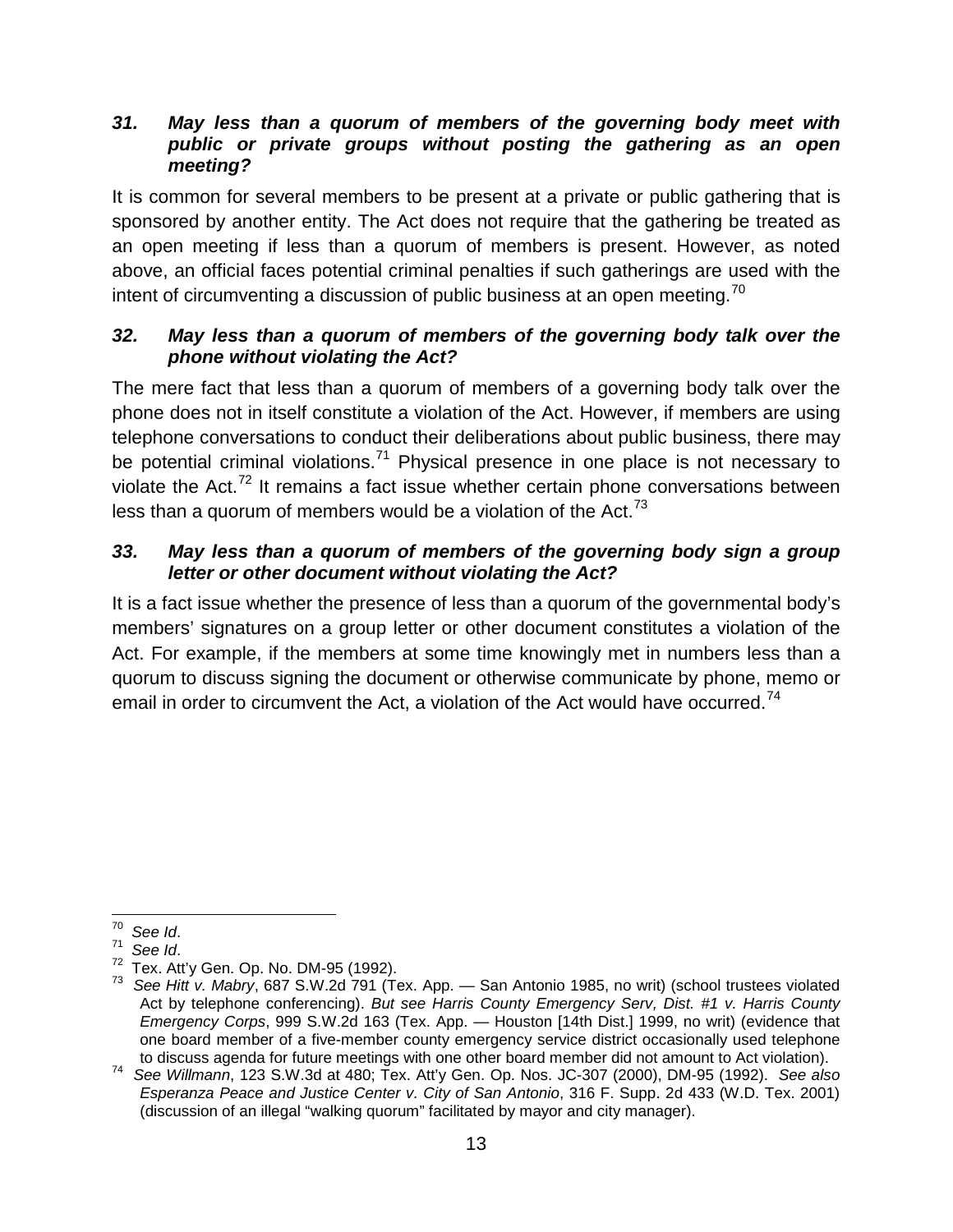### *31. May less than a quorum of members of the governing body meet with public or private groups without posting the gathering as an open meeting?*

It is common for several members to be present at a private or public gathering that is sponsored by another entity. The Act does not require that the gathering be treated as an open meeting if less than a quorum of members is present. However, as noted above, an official faces potential criminal penalties if such gatherings are used with the intent of circumventing a discussion of public business at an open meeting.[70]

### *32. May less than a quorum of members of the governing body talk over the phone without violating the Act?*

The mere fact that less than a quorum of members of a governing body talk over the phone does not in itself constitute a violation of the Act. However, if members are using telephone conversations to conduct their deliberations about public business, there may be potential criminal violations.[71] Physical presence in one place is not necessary to violate the Act.[72] It remains a fact issue whether certain phone conversations between less than a quorum of members would be a violation of the Act.[73]

### *33. May less than a quorum of members of the governing body sign a group letter or other document without violating the Act?*

It is a fact issue whether the presence of less than a quorum of the governmental body's members' signatures on a group letter or other document constitutes a violation of the Act. For example, if the members at some time knowingly met in numbers less than a quorum to discuss signing the document or otherwise communicate by phone, memo or email in order to circumvent the Act, a violation of the Act would have occurred.[74]

---

[70] *See Id*.

[71] *See Id*.

[72] Tex. Att'y Gen. Op. No. DM-95 (1992).

[73] *See Hitt v. Mabry*, 687 S.W.2d 791 (Tex. App. — San Antonio 1985, no writ) (school trustees violated Act by telephone conferencing). *But see Harris County Emergency Serv, Dist. #1 v. Harris County Emergency Corps*, 999 S.W.2d 163 (Tex. App. — Houston [14th Dist.] 1999, no writ) (evidence that one board member of a five-member county emergency service district occasionally used telephone to discuss agenda for future meetings with one other board member did not amount to Act violation).

[74] *See Willmann*, 123 S.W.3d at 480; Tex. Att'y Gen. Op. Nos. JC-307 (2000), DM-95 (1992). *See also Esperanza Peace and Justice Center v. City of San Antonio*, 316 F. Supp. 2d 433 (W.D. Tex. 2001) (discussion of an illegal "walking quorum" facilitated by mayor and city manager).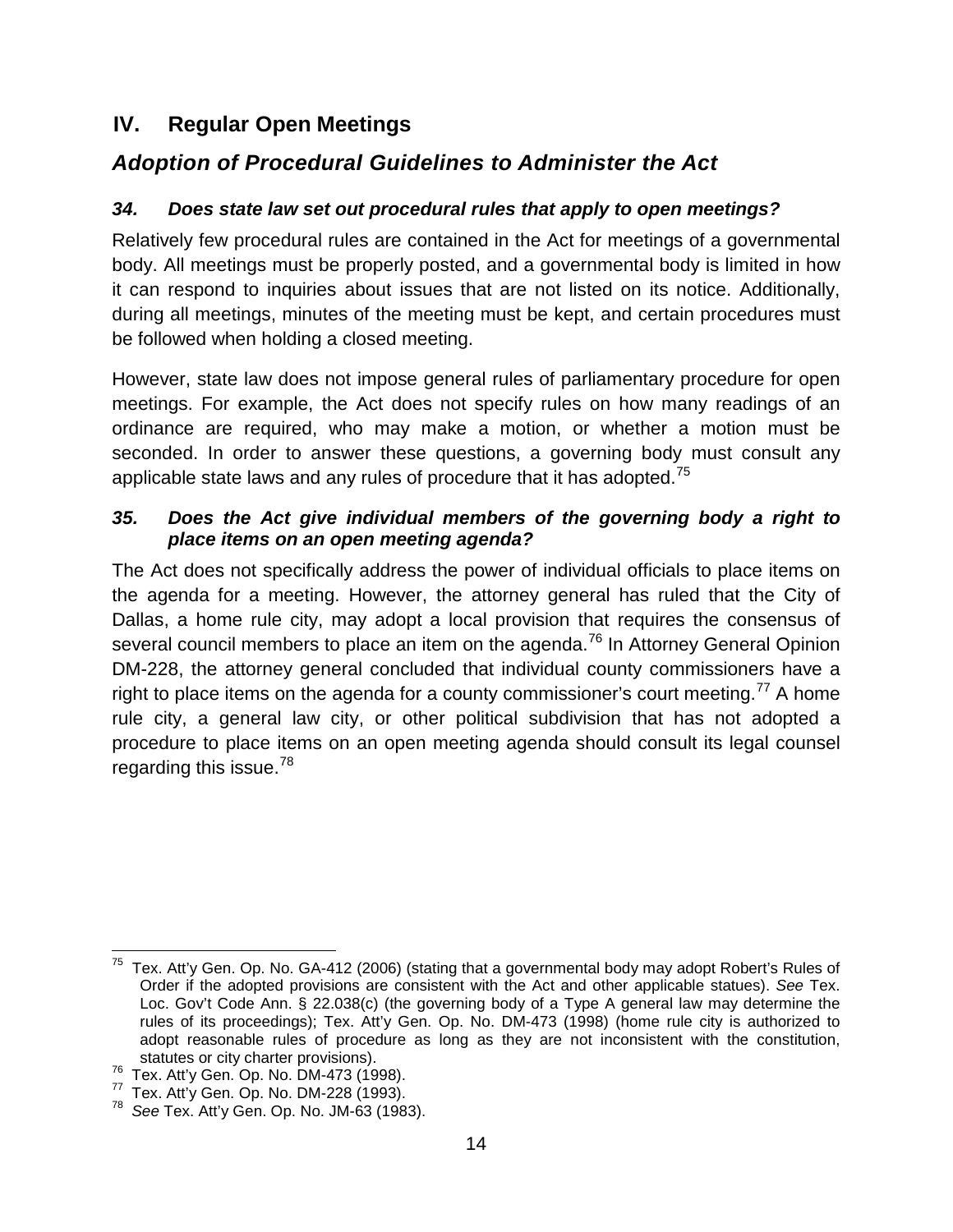# IV. Regular Open Meetings

## *Adoption of Procedural Guidelines to Administer the Act*

### *34. Does state law set out procedural rules that apply to open meetings?*

Relatively few procedural rules are contained in the Act for meetings of a governmental body. All meetings must be properly posted, and a governmental body is limited in how it can respond to inquiries about issues that are not listed on its notice. Additionally, during all meetings, minutes of the meeting must be kept, and certain procedures must be followed when holding a closed meeting.

However, state law does not impose general rules of parliamentary procedure for open meetings. For example, the Act does not specify rules on how many readings of an ordinance are required, who may make a motion, or whether a motion must be seconded. In order to answer these questions, a governing body must consult any applicable state laws and any rules of procedure that it has adopted.[75]

### *35. Does the Act give individual members of the governing body a right to place items on an open meeting agenda?*

The Act does not specifically address the power of individual officials to place items on the agenda for a meeting. However, the attorney general has ruled that the City of Dallas, a home rule city, may adopt a local provision that requires the consensus of several council members to place an item on the agenda.[76] In Attorney General Opinion DM-228, the attorney general concluded that individual county commissioners have a right to place items on the agenda for a county commissioner's court meeting.[77] A home rule city, a general law city, or other political subdivision that has not adopted a procedure to place items on an open meeting agenda should consult its legal counsel regarding this issue.[78]

---

[75] Tex. Att'y Gen. Op. No. GA-412 (2006) (stating that a governmental body may adopt Robert's Rules of Order if the adopted provisions are consistent with the Act and other applicable statues). *See* Tex. Loc. Gov't Code Ann. § 22.038(c) (the governing body of a Type A general law may determine the rules of its proceedings); Tex. Att'y Gen. Op. No. DM-473 (1998) (home rule city is authorized to adopt reasonable rules of procedure as long as they are not inconsistent with the constitution, statutes or city charter provisions).

[76] Tex. Att'y Gen. Op. No. DM-473 (1998).

[77] Tex. Att'y Gen. Op. No. DM-228 (1993).

[78] *See* Tex. Att'y Gen. Op. No. JM-63 (1983).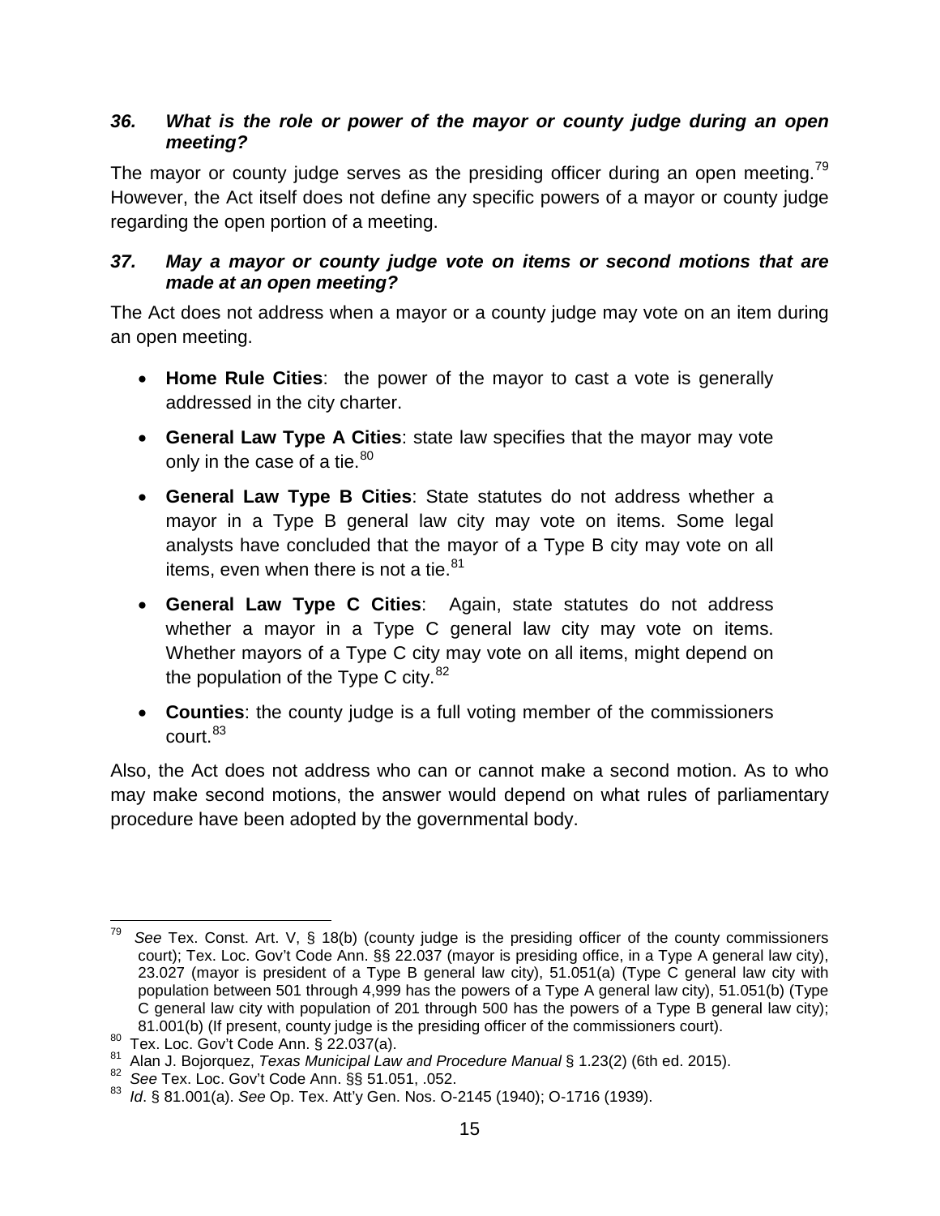### *36. What is the role or power of the mayor or county judge during an open meeting?*

The mayor or county judge serves as the presiding officer during an open meeting.[79] However, the Act itself does not define any specific powers of a mayor or county judge regarding the open portion of a meeting.

### *37. May a mayor or county judge vote on items or second motions that are made at an open meeting?*

The Act does not address when a mayor or a county judge may vote on an item during an open meeting.

- **Home Rule Cities**: the power of the mayor to cast a vote is generally addressed in the city charter.
- **General Law Type A Cities**: state law specifies that the mayor may vote only in the case of a tie.[80]
- **General Law Type B Cities**: State statutes do not address whether a mayor in a Type B general law city may vote on items. Some legal analysts have concluded that the mayor of a Type B city may vote on all items, even when there is not a tie.[81]
- **General Law Type C Cities**: Again, state statutes do not address whether a mayor in a Type C general law city may vote on items. Whether mayors of a Type C city may vote on all items, might depend on the population of the Type C city.[82]
- **Counties**: the county judge is a full voting member of the commissioners court.[83]

Also, the Act does not address who can or cannot make a second motion. As to who may make second motions, the answer would depend on what rules of parliamentary procedure have been adopted by the governmental body.

---

[79] *See* Tex. Const. Art. V, § 18(b) (county judge is the presiding officer of the county commissioners court); Tex. Loc. Gov't Code Ann. §§ 22.037 (mayor is presiding office, in a Type A general law city), 23.027 (mayor is president of a Type B general law city), 51.051(a) (Type C general law city with population between 501 through 4,999 has the powers of a Type A general law city), 51.051(b) (Type C general law city with population of 201 through 500 has the powers of a Type B general law city); 81.001(b) (If present, county judge is the presiding officer of the commissioners court).

[80] Tex. Loc. Gov't Code Ann. § 22.037(a).

[81] Alan J. Bojorquez, *Texas Municipal Law and Procedure Manual* § 1.23(2) (6th ed. 2015).

[82] *See* Tex. Loc. Gov't Code Ann. §§ 51.051, .052.

[83] *Id*. § 81.001(a). *See* Op. Tex. Att'y Gen. Nos. O-2145 (1940); O-1716 (1939).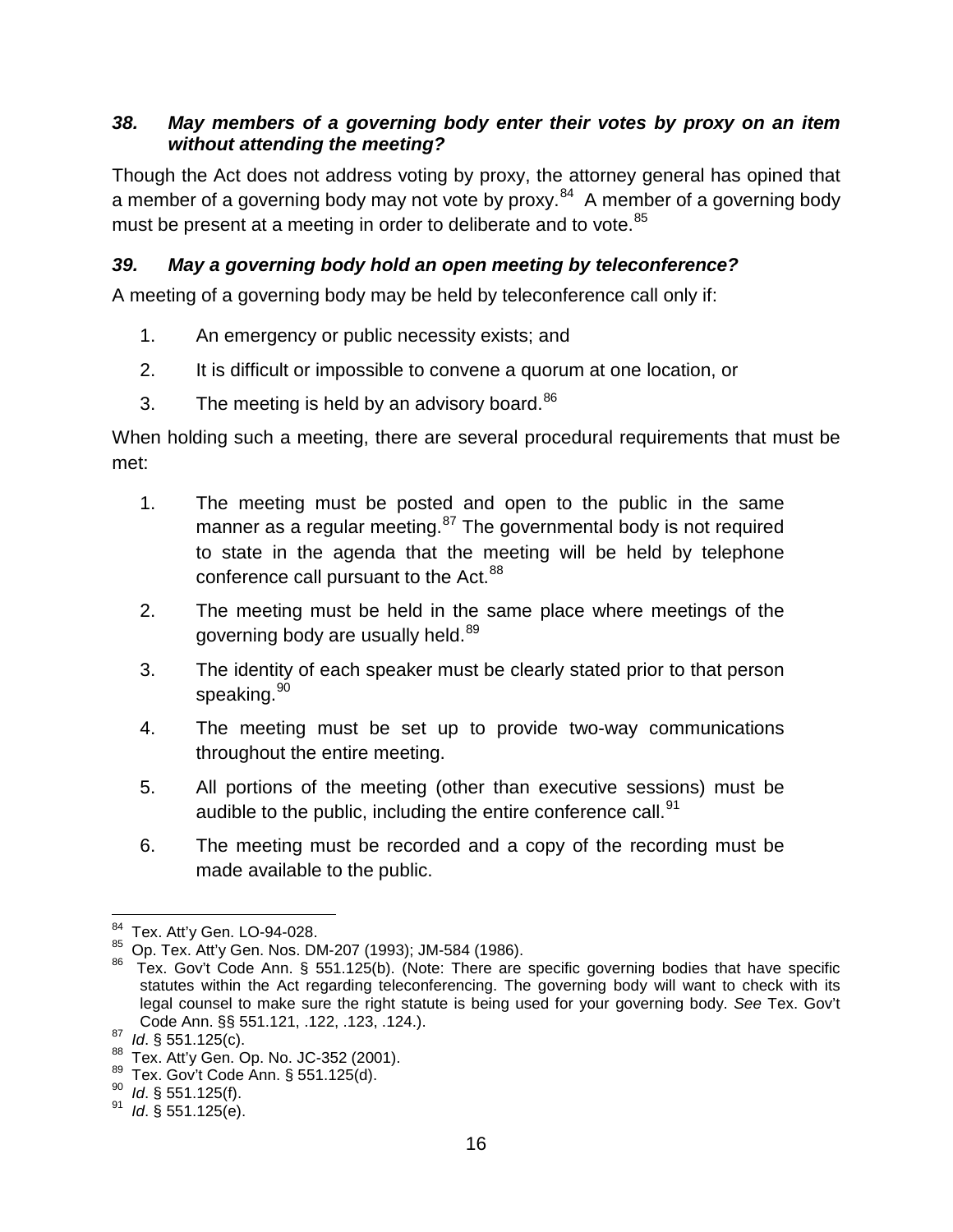### *38. May members of a governing body enter their votes by proxy on an item without attending the meeting?*

Though the Act does not address voting by proxy, the attorney general has opined that a member of a governing body may not vote by proxy.[84] A member of a governing body must be present at a meeting in order to deliberate and to vote.[85]

### *39. May a governing body hold an open meeting by teleconference?*

A meeting of a governing body may be held by teleconference call only if:

1. An emergency or public necessity exists; and
2. It is difficult or impossible to convene a quorum at one location, or
3. The meeting is held by an advisory board.[86]

When holding such a meeting, there are several procedural requirements that must be met:

1. The meeting must be posted and open to the public in the same manner as a regular meeting.[87] The governmental body is not required to state in the agenda that the meeting will be held by telephone conference call pursuant to the Act.[88]
2. The meeting must be held in the same place where meetings of the governing body are usually held.[89]
3. The identity of each speaker must be clearly stated prior to that person speaking.[90]
4. The meeting must be set up to provide two-way communications throughout the entire meeting.
5. All portions of the meeting (other than executive sessions) must be audible to the public, including the entire conference call.[91]
6. The meeting must be recorded and a copy of the recording must be made available to the public.

---

[84] Tex. Att'y Gen. LO-94-028.

[85] Op. Tex. Att'y Gen. Nos. DM-207 (1993); JM-584 (1986).

[86] Tex. Gov't Code Ann. § 551.125(b). (Note: There are specific governing bodies that have specific statutes within the Act regarding teleconferencing. The governing body will want to check with its legal counsel to make sure the right statute is being used for your governing body. *See* Tex. Gov't Code Ann. §§ 551.121, .122, .123, .124.).

[87] *Id*. § 551.125(c).

[88] Tex. Att'y Gen. Op. No. JC-352 (2001).

[89] Tex. Gov't Code Ann. § 551.125(d).

[90] *Id*. § 551.125(f).

[91] *Id*. § 551.125(e).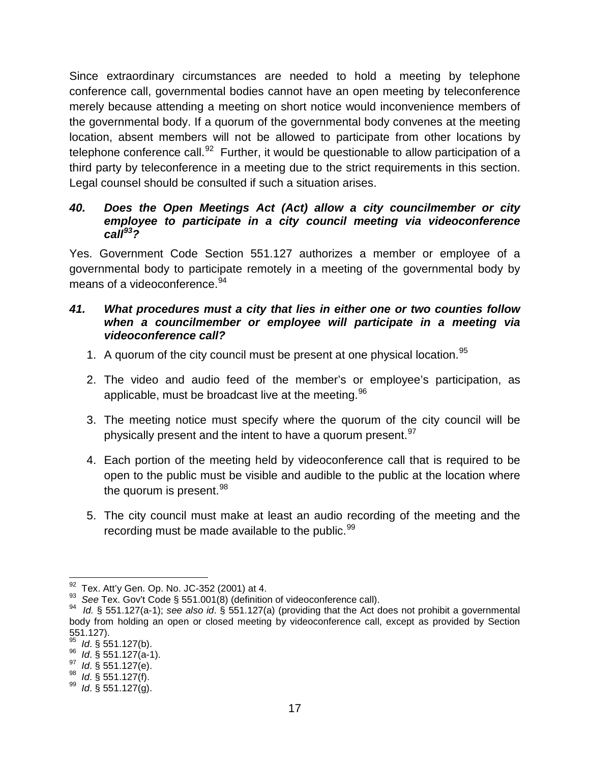Since extraordinary circumstances are needed to hold a meeting by telephone conference call, governmental bodies cannot have an open meeting by teleconference merely because attending a meeting on short notice would inconvenience members of the governmental body. If a quorum of the governmental body convenes at the meeting location, absent members will not be allowed to participate from other locations by telephone conference call.[92] Further, it would be questionable to allow participation of a third party by teleconference in a meeting due to the strict requirements in this section. Legal counsel should be consulted if such a situation arises.

### *40. Does the Open Meetings Act (Act) allow a city councilmember or city employee to participate in a city council meeting via videoconference call[93]?*

Yes. Government Code Section 551.127 authorizes a member or employee of a governmental body to participate remotely in a meeting of the governmental body by means of a videoconference.[94]

### *41. What procedures must a city that lies in either one or two counties follow when a councilmember or employee will participate in a meeting via videoconference call?*

1. A quorum of the city council must be present at one physical location.[95]

2. The video and audio feed of the member's or employee's participation, as applicable, must be broadcast live at the meeting.[96]

3. The meeting notice must specify where the quorum of the city council will be physically present and the intent to have a quorum present.[97]

4. Each portion of the meeting held by videoconference call that is required to be open to the public must be visible and audible to the public at the location where the quorum is present.[98]

5. The city council must make at least an audio recording of the meeting and the recording must be made available to the public.[99]

---

[92] Tex. Att'y Gen. Op. No. JC-352 (2001) at 4.

[93] *See* Tex. Gov't Code § 551.001(8) (definition of videoconference call).

[94] *Id.* § 551.127(a-1); *see also id*. § 551.127(a) (providing that the Act does not prohibit a governmental body from holding an open or closed meeting by videoconference call, except as provided by Section 551.127).

[95] *Id*. § 551.127(b).

[96] *Id*. § 551.127(a-1).

[97] *Id*. § 551.127(e).

[98] *Id*. § 551.127(f).

[99] *Id*. § 551.127(g).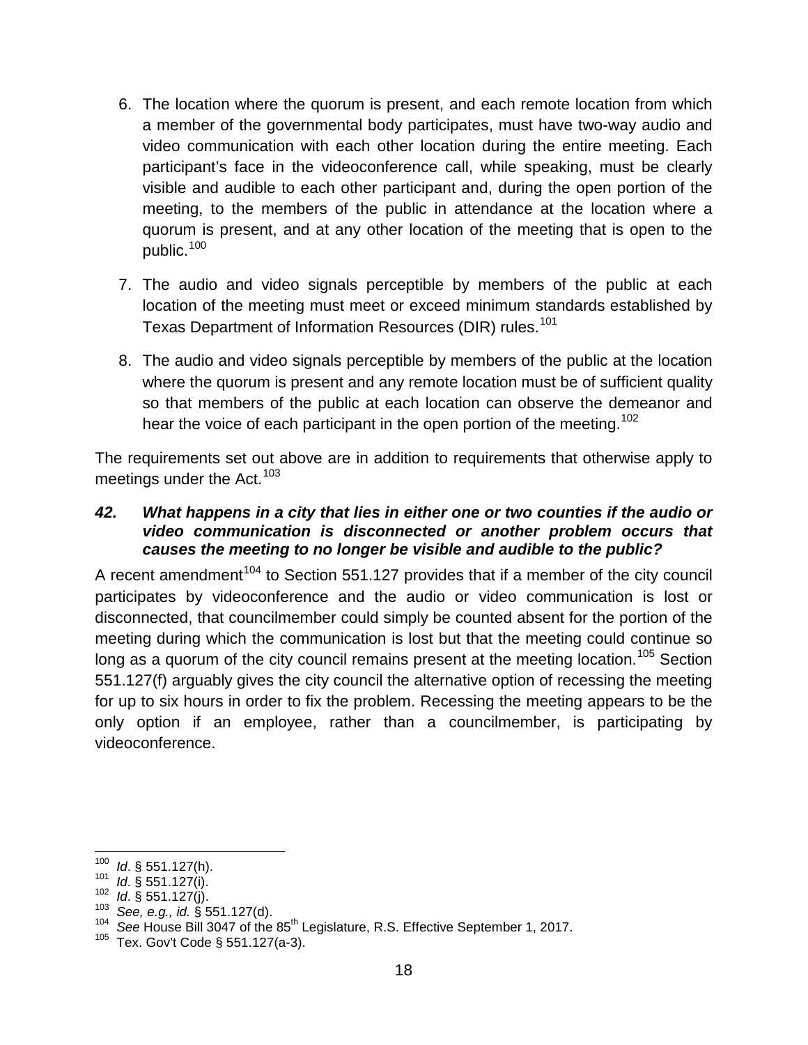6. The location where the quorum is present, and each remote location from which a member of the governmental body participates, must have two-way audio and video communication with each other location during the entire meeting. Each participant's face in the videoconference call, while speaking, must be clearly visible and audible to each other participant and, during the open portion of the meeting, to the members of the public in attendance at the location where a quorum is present, and at any other location of the meeting that is open to the public.[100]

7. The audio and video signals perceptible by members of the public at each location of the meeting must meet or exceed minimum standards established by Texas Department of Information Resources (DIR) rules.[101]

8. The audio and video signals perceptible by members of the public at the location where the quorum is present and any remote location must be of sufficient quality so that members of the public at each location can observe the demeanor and hear the voice of each participant in the open portion of the meeting.[102]

The requirements set out above are in addition to requirements that otherwise apply to meetings under the Act.[103]

### *42. What happens in a city that lies in either one or two counties if the audio or video communication is disconnected or another problem occurs that causes the meeting to no longer be visible and audible to the public?*

A recent amendment[104] to Section 551.127 provides that if a member of the city council participates by videoconference and the audio or video communication is lost or disconnected, that councilmember could simply be counted absent for the portion of the meeting during which the communication is lost but that the meeting could continue so long as a quorum of the city council remains present at the meeting location.[105] Section 551.127(f) arguably gives the city council the alternative option of recessing the meeting for up to six hours in order to fix the problem. Recessing the meeting appears to be the only option if an employee, rather than a councilmember, is participating by videoconference.

---

[100] *Id*. § 551.127(h).
[101] *Id*. § 551.127(i).
[102] *Id*. § 551.127(j).
[103] *See, e.g., id.* § 551.127(d).
[104] *See* House Bill 3047 of the 85th Legislature, R.S. Effective September 1, 2017.
[105] Tex. Gov't Code § 551.127(a-3).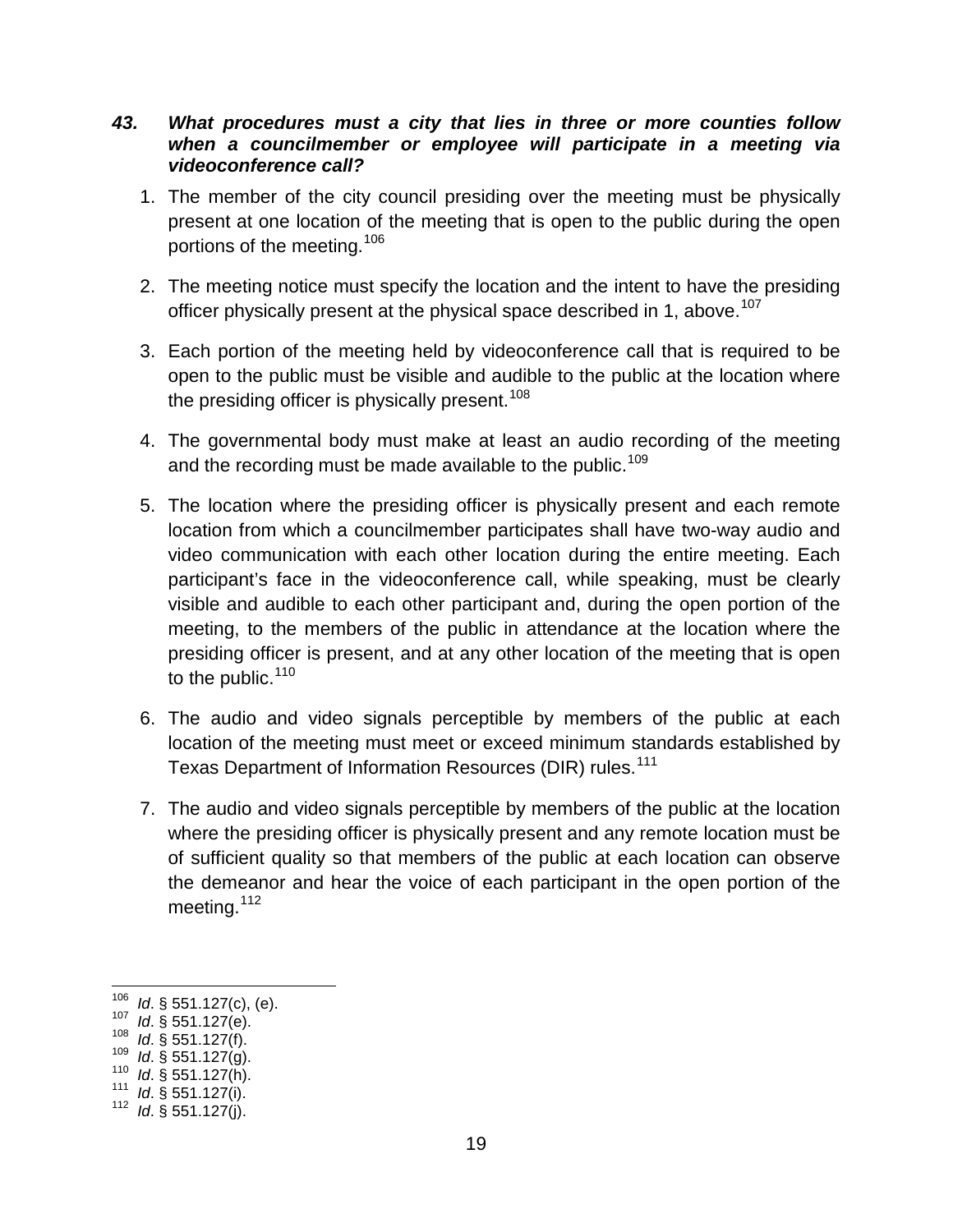***43. What procedures must a city that lies in three or more counties follow when a councilmember or employee will participate in a meeting via videoconference call?***

1. The member of the city council presiding over the meeting must be physically present at one location of the meeting that is open to the public during the open portions of the meeting.[106]

2. The meeting notice must specify the location and the intent to have the presiding officer physically present at the physical space described in 1, above.[107]

3. Each portion of the meeting held by videoconference call that is required to be open to the public must be visible and audible to the public at the location where the presiding officer is physically present.[108]

4. The governmental body must make at least an audio recording of the meeting and the recording must be made available to the public.[109]

5. The location where the presiding officer is physically present and each remote location from which a councilmember participates shall have two-way audio and video communication with each other location during the entire meeting. Each participant's face in the videoconference call, while speaking, must be clearly visible and audible to each other participant and, during the open portion of the meeting, to the members of the public in attendance at the location where the presiding officer is present, and at any other location of the meeting that is open to the public.[110]

6. The audio and video signals perceptible by members of the public at each location of the meeting must meet or exceed minimum standards established by Texas Department of Information Resources (DIR) rules.[111]

7. The audio and video signals perceptible by members of the public at the location where the presiding officer is physically present and any remote location must be of sufficient quality so that members of the public at each location can observe the demeanor and hear the voice of each participant in the open portion of the meeting.[112]

---

[106] *Id*. § 551.127(c), (e).
[107] *Id*. § 551.127(e).
[108] *Id*. § 551.127(f).
[109] *Id*. § 551.127(g).
[110] *Id*. § 551.127(h).
[111] *Id*. § 551.127(i).
[112] *Id*. § 551.127(j).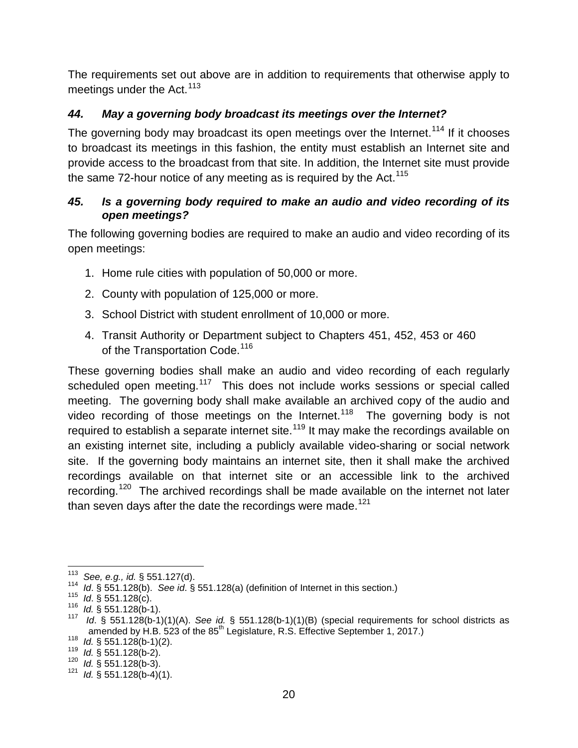The requirements set out above are in addition to requirements that otherwise apply to meetings under the Act.[113]

### *44. May a governing body broadcast its meetings over the Internet?*

The governing body may broadcast its open meetings over the Internet.[114] If it chooses to broadcast its meetings in this fashion, the entity must establish an Internet site and provide access to the broadcast from that site. In addition, the Internet site must provide the same 72-hour notice of any meeting as is required by the Act.[115]

### *45. Is a governing body required to make an audio and video recording of its open meetings?*

The following governing bodies are required to make an audio and video recording of its open meetings:

1. Home rule cities with population of 50,000 or more.
2. County with population of 125,000 or more.
3. School District with student enrollment of 10,000 or more.
4. Transit Authority or Department subject to Chapters 451, 452, 453 or 460 of the Transportation Code.[116]

These governing bodies shall make an audio and video recording of each regularly scheduled open meeting.[117] This does not include works sessions or special called meeting. The governing body shall make available an archived copy of the audio and video recording of those meetings on the Internet.[118] The governing body is not required to establish a separate internet site.[119] It may make the recordings available on an existing internet site, including a publicly available video-sharing or social network site. If the governing body maintains an internet site, then it shall make the archived recordings available on that internet site or an accessible link to the archived recording.[120] The archived recordings shall be made available on the internet not later than seven days after the date the recordings were made.[121]

---

[113] *See, e.g., id.* § 551.127(d).
[114] *Id*. § 551.128(b). *See id*. § 551.128(a) (definition of Internet in this section.)
[115] *Id*. § 551.128(c).
[116] *Id.* § 551.128(b-1).
[117] *Id*. § 551.128(b-1)(1)(A). *See id.* § 551.128(b-1)(1)(B) (special requirements for school districts as amended by H.B. 523 of the 85th Legislature, R.S. Effective September 1, 2017.)
[118] *Id.* § 551.128(b-1)(2).
[119] *Id.* § 551.128(b-2).
[120] *Id.* § 551.128(b-3).
[121] *Id.* § 551.128(b-4)(1).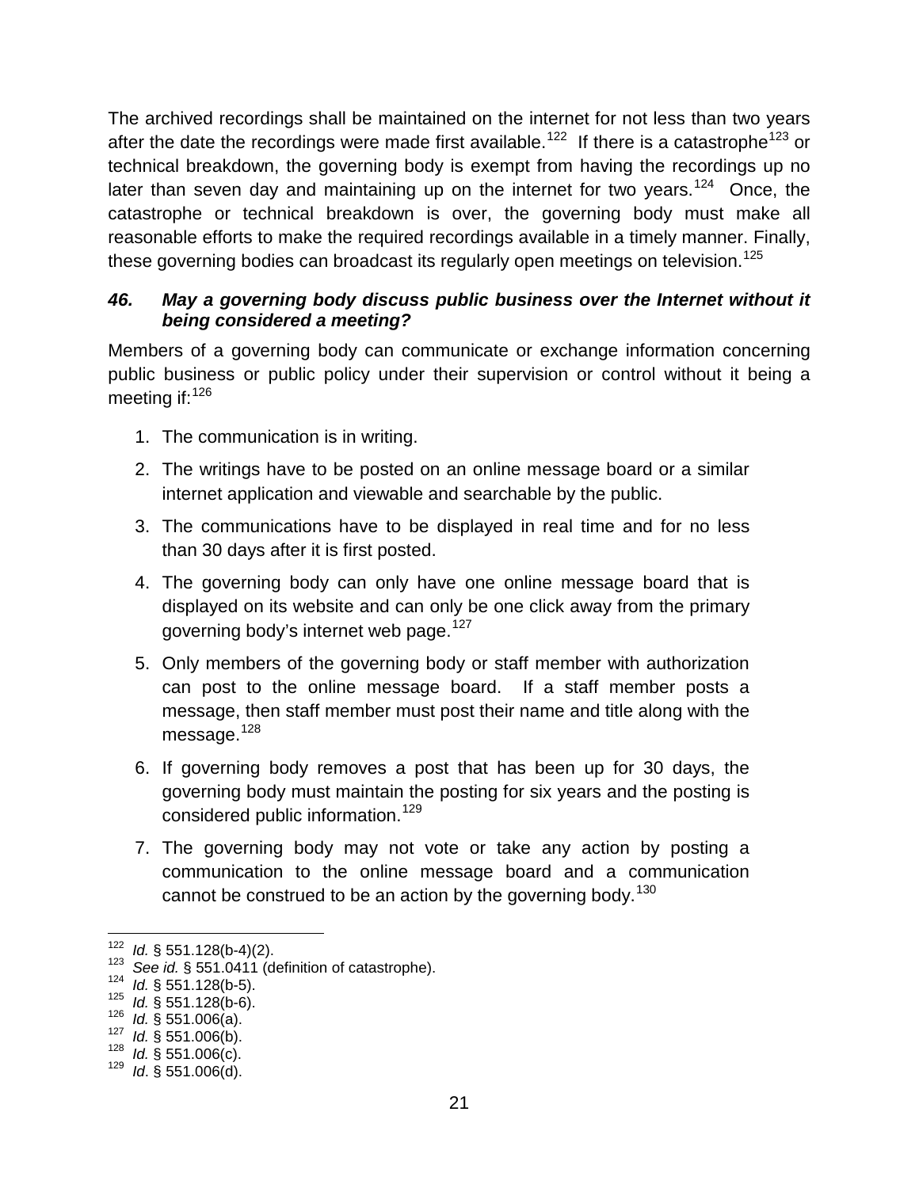The archived recordings shall be maintained on the internet for not less than two years after the date the recordings were made first available.[122] If there is a catastrophe[123] or technical breakdown, the governing body is exempt from having the recordings up no later than seven day and maintaining up on the internet for two years.[124] Once, the catastrophe or technical breakdown is over, the governing body must make all reasonable efforts to make the required recordings available in a timely manner. Finally, these governing bodies can broadcast its regularly open meetings on television.[125]

### *46. May a governing body discuss public business over the Internet without it being considered a meeting?*

Members of a governing body can communicate or exchange information concerning public business or public policy under their supervision or control without it being a meeting if:[126]

1. The communication is in writing.
2. The writings have to be posted on an online message board or a similar internet application and viewable and searchable by the public.
3. The communications have to be displayed in real time and for no less than 30 days after it is first posted.
4. The governing body can only have one online message board that is displayed on its website and can only be one click away from the primary governing body's internet web page.[127]
5. Only members of the governing body or staff member with authorization can post to the online message board. If a staff member posts a message, then staff member must post their name and title along with the message.[128]
6. If governing body removes a post that has been up for 30 days, the governing body must maintain the posting for six years and the posting is considered public information.[129]
7. The governing body may not vote or take any action by posting a communication to the online message board and a communication cannot be construed to be an action by the governing body.[130]

---

[122] *Id.* § 551.128(b-4)(2).
[123] *See id.* § 551.0411 (definition of catastrophe).
[124] *Id.* § 551.128(b-5).
[125] *Id.* § 551.128(b-6).
[126] *Id.* § 551.006(a).
[127] *Id.* § 551.006(b).
[128] *Id.* § 551.006(c).
[129] *Id*. § 551.006(d).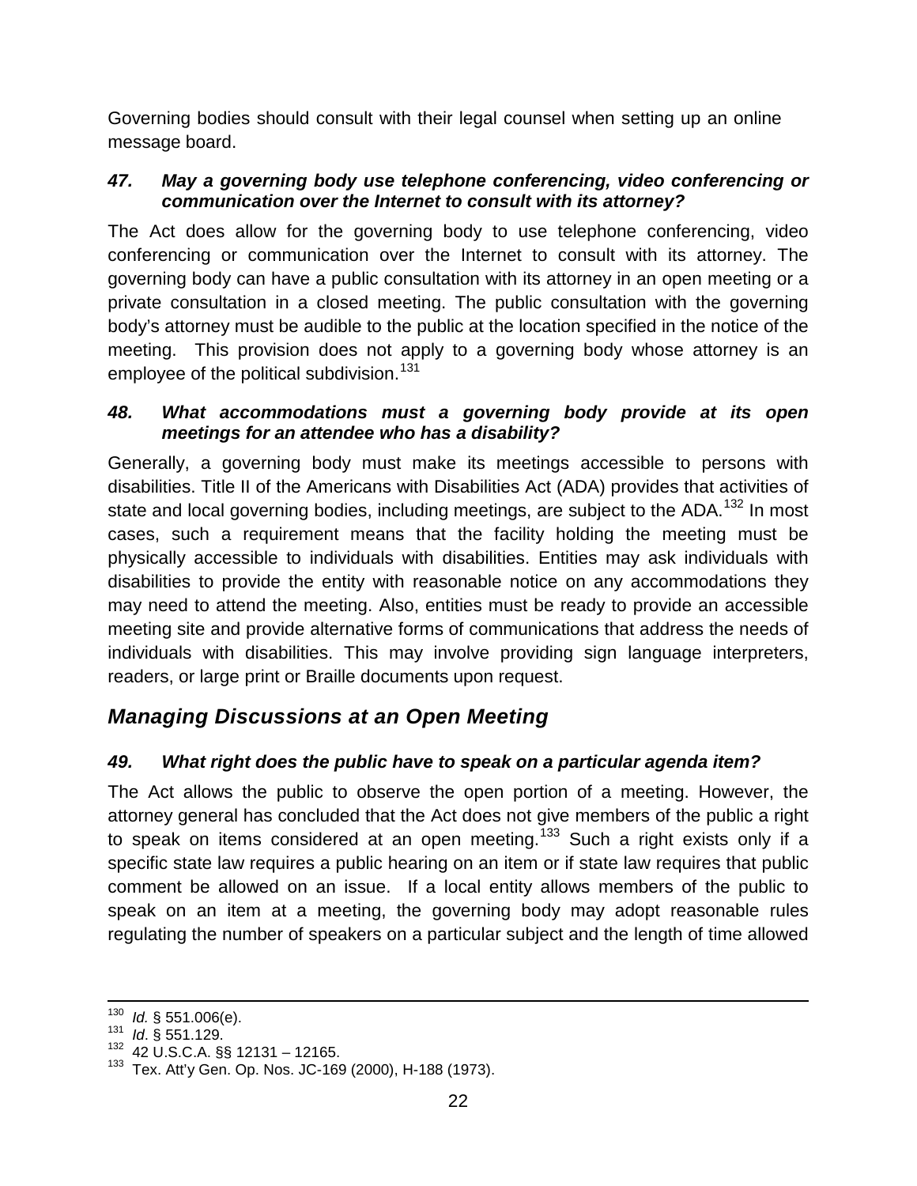Governing bodies should consult with their legal counsel when setting up an online message board.

### *47. May a governing body use telephone conferencing, video conferencing or communication over the Internet to consult with its attorney?*

The Act does allow for the governing body to use telephone conferencing, video conferencing or communication over the Internet to consult with its attorney. The governing body can have a public consultation with its attorney in an open meeting or a private consultation in a closed meeting. The public consultation with the governing body's attorney must be audible to the public at the location specified in the notice of the meeting. This provision does not apply to a governing body whose attorney is an employee of the political subdivision.[131]

### *48. What accommodations must a governing body provide at its open meetings for an attendee who has a disability?*

Generally, a governing body must make its meetings accessible to persons with disabilities. Title II of the Americans with Disabilities Act (ADA) provides that activities of state and local governing bodies, including meetings, are subject to the ADA.[132] In most cases, such a requirement means that the facility holding the meeting must be physically accessible to individuals with disabilities. Entities may ask individuals with disabilities to provide the entity with reasonable notice on any accommodations they may need to attend the meeting. Also, entities must be ready to provide an accessible meeting site and provide alternative forms of communications that address the needs of individuals with disabilities. This may involve providing sign language interpreters, readers, or large print or Braille documents upon request.

## *Managing Discussions at an Open Meeting*

### *49. What right does the public have to speak on a particular agenda item?*

The Act allows the public to observe the open portion of a meeting. However, the attorney general has concluded that the Act does not give members of the public a right to speak on items considered at an open meeting.[133] Such a right exists only if a specific state law requires a public hearing on an item or if state law requires that public comment be allowed on an issue. If a local entity allows members of the public to speak on an item at a meeting, the governing body may adopt reasonable rules regulating the number of speakers on a particular subject and the length of time allowed

---

[130] *Id.* § 551.006(e).
[131] *Id*. § 551.129.
[132] 42 U.S.C.A. §§ 12131 – 12165.
[133] Tex. Att'y Gen. Op. Nos. JC-169 (2000), H-188 (1973).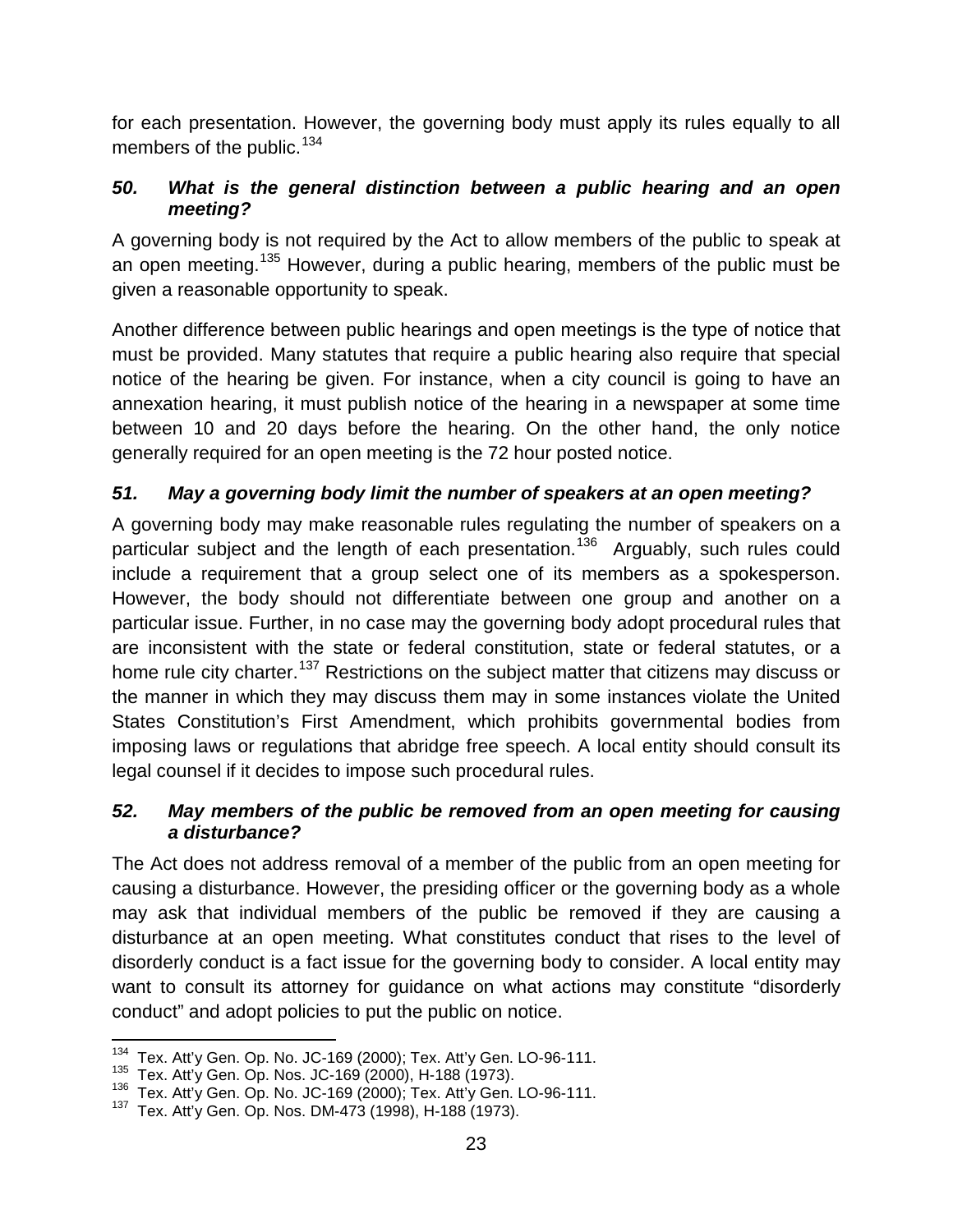for each presentation. However, the governing body must apply its rules equally to all members of the public.[134]

### *50. What is the general distinction between a public hearing and an open meeting?*

A governing body is not required by the Act to allow members of the public to speak at an open meeting.[135] However, during a public hearing, members of the public must be given a reasonable opportunity to speak.

Another difference between public hearings and open meetings is the type of notice that must be provided. Many statutes that require a public hearing also require that special notice of the hearing be given. For instance, when a city council is going to have an annexation hearing, it must publish notice of the hearing in a newspaper at some time between 10 and 20 days before the hearing. On the other hand, the only notice generally required for an open meeting is the 72 hour posted notice.

### *51. May a governing body limit the number of speakers at an open meeting?*

A governing body may make reasonable rules regulating the number of speakers on a particular subject and the length of each presentation.[136] Arguably, such rules could include a requirement that a group select one of its members as a spokesperson. However, the body should not differentiate between one group and another on a particular issue. Further, in no case may the governing body adopt procedural rules that are inconsistent with the state or federal constitution, state or federal statutes, or a home rule city charter.[137] Restrictions on the subject matter that citizens may discuss or the manner in which they may discuss them may in some instances violate the United States Constitution's First Amendment, which prohibits governmental bodies from imposing laws or regulations that abridge free speech. A local entity should consult its legal counsel if it decides to impose such procedural rules.

### *52. May members of the public be removed from an open meeting for causing a disturbance?*

The Act does not address removal of a member of the public from an open meeting for causing a disturbance. However, the presiding officer or the governing body as a whole may ask that individual members of the public be removed if they are causing a disturbance at an open meeting. What constitutes conduct that rises to the level of disorderly conduct is a fact issue for the governing body to consider. A local entity may want to consult its attorney for guidance on what actions may constitute "disorderly conduct" and adopt policies to put the public on notice.

---

[134] Tex. Att'y Gen. Op. No. JC-169 (2000); Tex. Att'y Gen. LO-96-111.
[135] Tex. Att'y Gen. Op. Nos. JC-169 (2000), H-188 (1973).
[136] Tex. Att'y Gen. Op. No. JC-169 (2000); Tex. Att'y Gen. LO-96-111.
[137] Tex. Att'y Gen. Op. Nos. DM-473 (1998), H-188 (1973).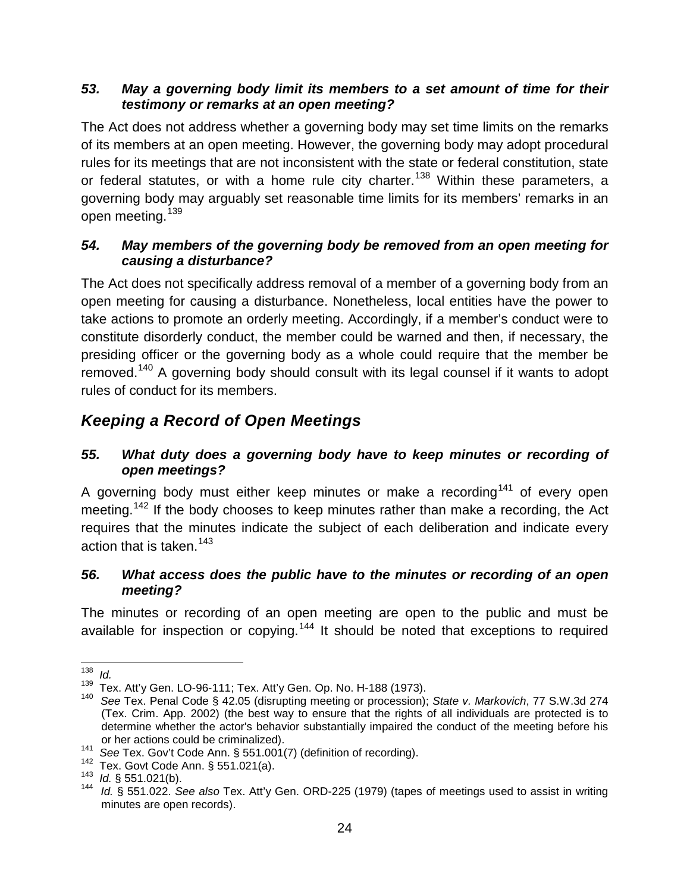### 53. May a governing body limit its members to a set amount of time for their testimony or remarks at an open meeting?

The Act does not address whether a governing body may set time limits on the remarks of its members at an open meeting. However, the governing body may adopt procedural rules for its meetings that are not inconsistent with the state or federal constitution, state or federal statutes, or with a home rule city charter.[138] Within these parameters, a governing body may arguably set reasonable time limits for its members' remarks in an open meeting.[139]

### 54. May members of the governing body be removed from an open meeting for causing a disturbance?

The Act does not specifically address removal of a member of a governing body from an open meeting for causing a disturbance. Nonetheless, local entities have the power to take actions to promote an orderly meeting. Accordingly, if a member's conduct were to constitute disorderly conduct, the member could be warned and then, if necessary, the presiding officer or the governing body as a whole could require that the member be removed.[140] A governing body should consult with its legal counsel if it wants to adopt rules of conduct for its members.

## Keeping a Record of Open Meetings

### 55. What duty does a governing body have to keep minutes or recording of open meetings?

A governing body must either keep minutes or make a recording[141] of every open meeting.[142] If the body chooses to keep minutes rather than make a recording, the Act requires that the minutes indicate the subject of each deliberation and indicate every action that is taken.[143]

### 56. What access does the public have to the minutes or recording of an open meeting?

The minutes or recording of an open meeting are open to the public and must be available for inspection or copying.[144] It should be noted that exceptions to required

---

[138] *Id.*

[139] Tex. Att'y Gen. LO-96-111; Tex. Att'y Gen. Op. No. H-188 (1973).

[140] *See* Tex. Penal Code § 42.05 (disrupting meeting or procession); *State v. Markovich*, 77 S.W.3d 274 (Tex. Crim. App. 2002) (the best way to ensure that the rights of all individuals are protected is to determine whether the actor's behavior substantially impaired the conduct of the meeting before his or her actions could be criminalized).

[141] *See* Tex. Gov't Code Ann. § 551.001(7) (definition of recording).

[142] Tex. Govt Code Ann. § 551.021(a).

[143] *Id.* § 551.021(b).

[144] *Id.* § 551.022. *See also* Tex. Att'y Gen. ORD-225 (1979) (tapes of meetings used to assist in writing minutes are open records).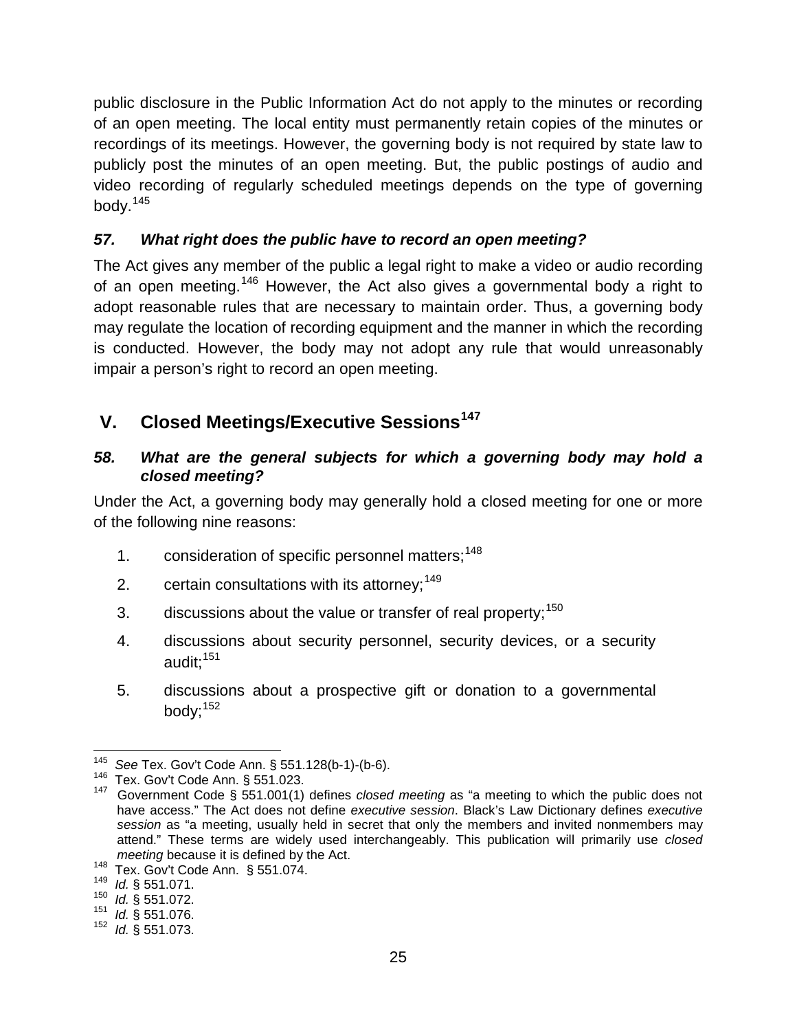public disclosure in the Public Information Act do not apply to the minutes or recording of an open meeting. The local entity must permanently retain copies of the minutes or recordings of its meetings. However, the governing body is not required by state law to publicly post the minutes of an open meeting. But, the public postings of audio and video recording of regularly scheduled meetings depends on the type of governing body.[145]

### *57. What right does the public have to record an open meeting?*

The Act gives any member of the public a legal right to make a video or audio recording of an open meeting.[146] However, the Act also gives a governmental body a right to adopt reasonable rules that are necessary to maintain order. Thus, a governing body may regulate the location of recording equipment and the manner in which the recording is conducted. However, the body may not adopt any rule that would unreasonably impair a person's right to record an open meeting.

## V. Closed Meetings/Executive Sessions[147]

### *58. What are the general subjects for which a governing body may hold a closed meeting?*

Under the Act, a governing body may generally hold a closed meeting for one or more of the following nine reasons:

1. consideration of specific personnel matters;[148]
2. certain consultations with its attorney;[149]
3. discussions about the value or transfer of real property;[150]
4. discussions about security personnel, security devices, or a security audit;[151]
5. discussions about a prospective gift or donation to a governmental body;[152]

---

[145] *See* Tex. Gov't Code Ann. § 551.128(b-1)-(b-6).

[146] Tex. Gov't Code Ann. § 551.023.

[147] Government Code § 551.001(1) defines *closed meeting* as "a meeting to which the public does not have access." The Act does not define *executive session*. Black's Law Dictionary defines *executive session* as "a meeting, usually held in secret that only the members and invited nonmembers may attend." These terms are widely used interchangeably. This publication will primarily use *closed meeting* because it is defined by the Act.

[148] Tex. Gov't Code Ann. § 551.074.

[149] *Id.* § 551.071.

[150] *Id.* § 551.072.

[151] *Id.* § 551.076.

[152] *Id.* § 551.073.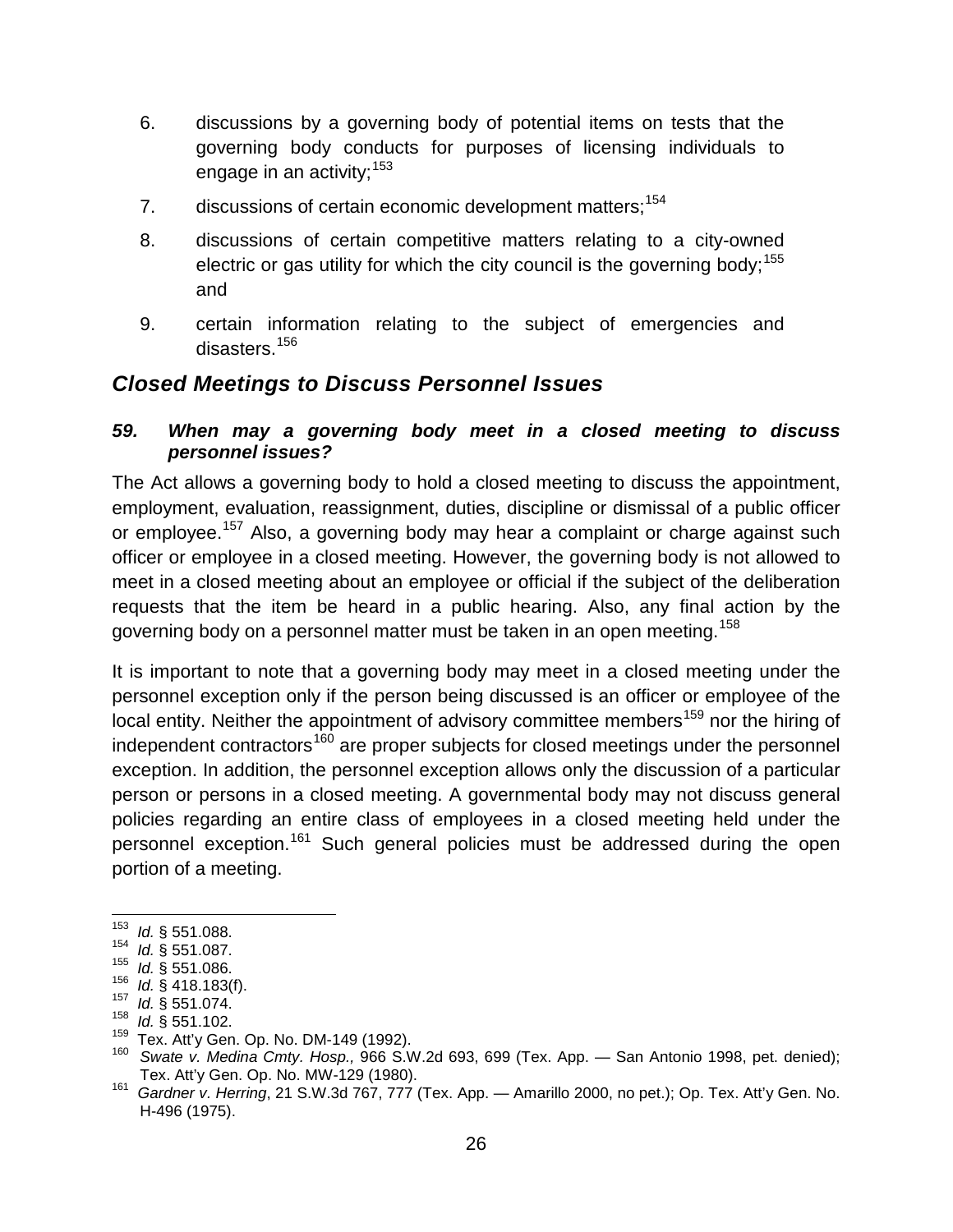6. discussions by a governing body of potential items on tests that the governing body conducts for purposes of licensing individuals to engage in an activity;[153]

7. discussions of certain economic development matters;[154]

8. discussions of certain competitive matters relating to a city-owned electric or gas utility for which the city council is the governing body;[155] and

9. certain information relating to the subject of emergencies and disasters.[156]

## *Closed Meetings to Discuss Personnel Issues*

### *59. When may a governing body meet in a closed meeting to discuss personnel issues?*

The Act allows a governing body to hold a closed meeting to discuss the appointment, employment, evaluation, reassignment, duties, discipline or dismissal of a public officer or employee.[157] Also, a governing body may hear a complaint or charge against such officer or employee in a closed meeting. However, the governing body is not allowed to meet in a closed meeting about an employee or official if the subject of the deliberation requests that the item be heard in a public hearing. Also, any final action by the governing body on a personnel matter must be taken in an open meeting.[158]

It is important to note that a governing body may meet in a closed meeting under the personnel exception only if the person being discussed is an officer or employee of the local entity. Neither the appointment of advisory committee members[159] nor the hiring of independent contractors[160] are proper subjects for closed meetings under the personnel exception. In addition, the personnel exception allows only the discussion of a particular person or persons in a closed meeting. A governmental body may not discuss general policies regarding an entire class of employees in a closed meeting held under the personnel exception.[161] Such general policies must be addressed during the open portion of a meeting.

---

[153] *Id.* § 551.088.

[154] *Id.* § 551.087.

[155] *Id.* § 551.086.

[156] *Id.* § 418.183(f).

[157] *Id.* § 551.074.

[158] *Id.* § 551.102.

[159] Tex. Att'y Gen. Op. No. DM-149 (1992).

[160] *Swate v. Medina Cmty. Hosp.,* 966 S.W.2d 693, 699 (Tex. App. — San Antonio 1998, pet. denied); Tex. Att'y Gen. Op. No. MW-129 (1980).

[161] *Gardner v. Herring*, 21 S.W.3d 767, 777 (Tex. App. — Amarillo 2000, no pet.); Op. Tex. Att'y Gen. No. H-496 (1975).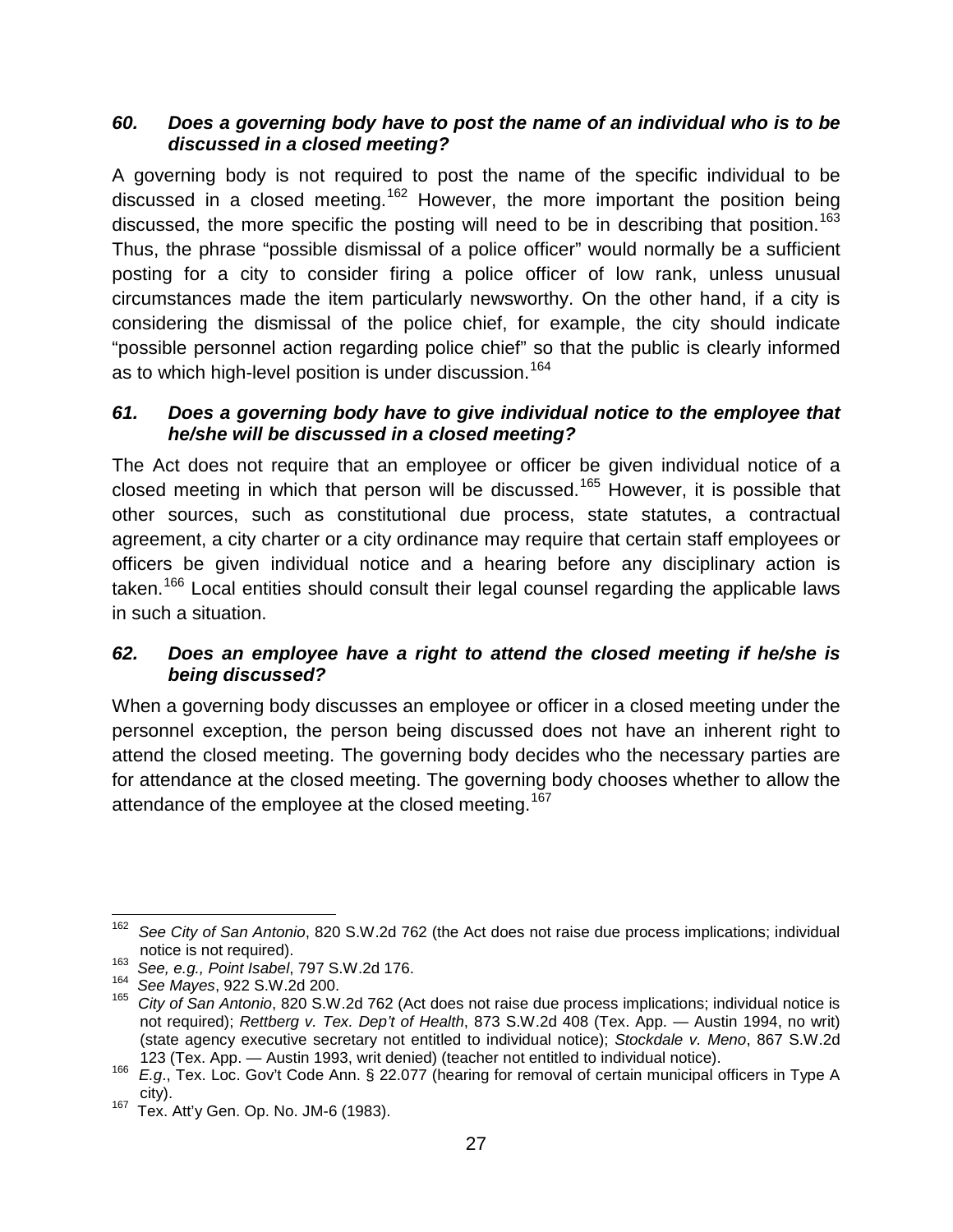### *60. Does a governing body have to post the name of an individual who is to be discussed in a closed meeting?*

A governing body is not required to post the name of the specific individual to be discussed in a closed meeting.[162] However, the more important the position being discussed, the more specific the posting will need to be in describing that position.[163] Thus, the phrase "possible dismissal of a police officer" would normally be a sufficient posting for a city to consider firing a police officer of low rank, unless unusual circumstances made the item particularly newsworthy. On the other hand, if a city is considering the dismissal of the police chief, for example, the city should indicate "possible personnel action regarding police chief" so that the public is clearly informed as to which high-level position is under discussion.[164]

### *61. Does a governing body have to give individual notice to the employee that he/she will be discussed in a closed meeting?*

The Act does not require that an employee or officer be given individual notice of a closed meeting in which that person will be discussed.[165] However, it is possible that other sources, such as constitutional due process, state statutes, a contractual agreement, a city charter or a city ordinance may require that certain staff employees or officers be given individual notice and a hearing before any disciplinary action is taken.[166] Local entities should consult their legal counsel regarding the applicable laws in such a situation.

### *62. Does an employee have a right to attend the closed meeting if he/she is being discussed?*

When a governing body discusses an employee or officer in a closed meeting under the personnel exception, the person being discussed does not have an inherent right to attend the closed meeting. The governing body decides who the necessary parties are for attendance at the closed meeting. The governing body chooses whether to allow the attendance of the employee at the closed meeting.[167]

---

[162] *See City of San Antonio*, 820 S.W.2d 762 (the Act does not raise due process implications; individual notice is not required).

[163] *See, e.g., Point Isabel*, 797 S.W.2d 176.

[164] *See Mayes*, 922 S.W.2d 200.

[165] *City of San Antonio*, 820 S.W.2d 762 (Act does not raise due process implications; individual notice is not required); *Rettberg v. Tex. Dep't of Health*, 873 S.W.2d 408 (Tex. App. — Austin 1994, no writ) (state agency executive secretary not entitled to individual notice); *Stockdale v. Meno*, 867 S.W.2d 123 (Tex. App. — Austin 1993, writ denied) (teacher not entitled to individual notice).

[166] *E.g.*, Tex. Loc. Gov't Code Ann. § 22.077 (hearing for removal of certain municipal officers in Type A city).

[167] Tex. Att'y Gen. Op. No. JM-6 (1983).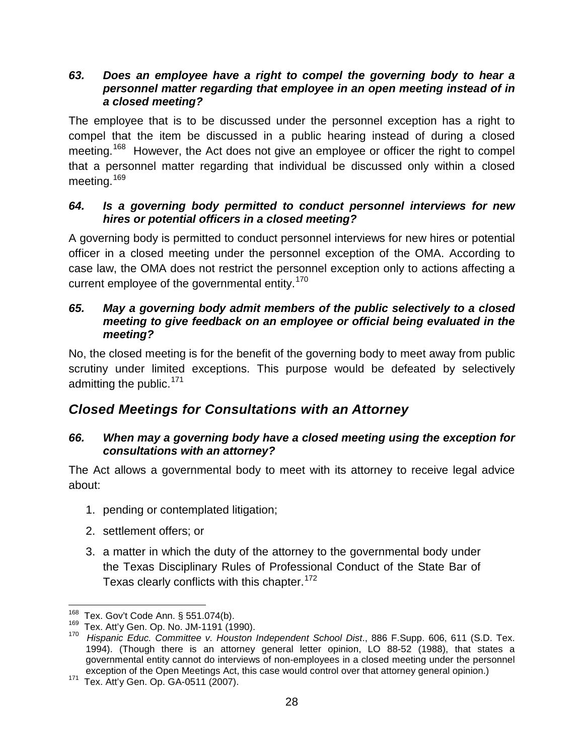***63. Does an employee have a right to compel the governing body to hear a personnel matter regarding that employee in an open meeting instead of in a closed meeting?***

The employee that is to be discussed under the personnel exception has a right to compel that the item be discussed in a public hearing instead of during a closed meeting.[168] However, the Act does not give an employee or officer the right to compel that a personnel matter regarding that individual be discussed only within a closed meeting.[169]

***64. Is a governing body permitted to conduct personnel interviews for new hires or potential officers in a closed meeting?***

A governing body is permitted to conduct personnel interviews for new hires or potential officer in a closed meeting under the personnel exception of the OMA. According to case law, the OMA does not restrict the personnel exception only to actions affecting a current employee of the governmental entity.[170]

***65. May a governing body admit members of the public selectively to a closed meeting to give feedback on an employee or official being evaluated in the meeting?***

No, the closed meeting is for the benefit of the governing body to meet away from public scrutiny under limited exceptions. This purpose would be defeated by selectively admitting the public.[171]

## *Closed Meetings for Consultations with an Attorney*

***66. When may a governing body have a closed meeting using the exception for consultations with an attorney?***

The Act allows a governmental body to meet with its attorney to receive legal advice about:

1. pending or contemplated litigation;
2. settlement offers; or
3. a matter in which the duty of the attorney to the governmental body under the Texas Disciplinary Rules of Professional Conduct of the State Bar of Texas clearly conflicts with this chapter.[172]

---

[168] Tex. Gov't Code Ann. § 551.074(b).

[169] Tex. Att'y Gen. Op. No. JM-1191 (1990).

[170] *Hispanic Educ. Committee v. Houston Independent School Dist*., 886 F.Supp. 606, 611 (S.D. Tex. 1994). (Though there is an attorney general letter opinion, LO 88-52 (1988), that states a governmental entity cannot do interviews of non-employees in a closed meeting under the personnel exception of the Open Meetings Act, this case would control over that attorney general opinion.)

[171] Tex. Att'y Gen. Op. GA-0511 (2007).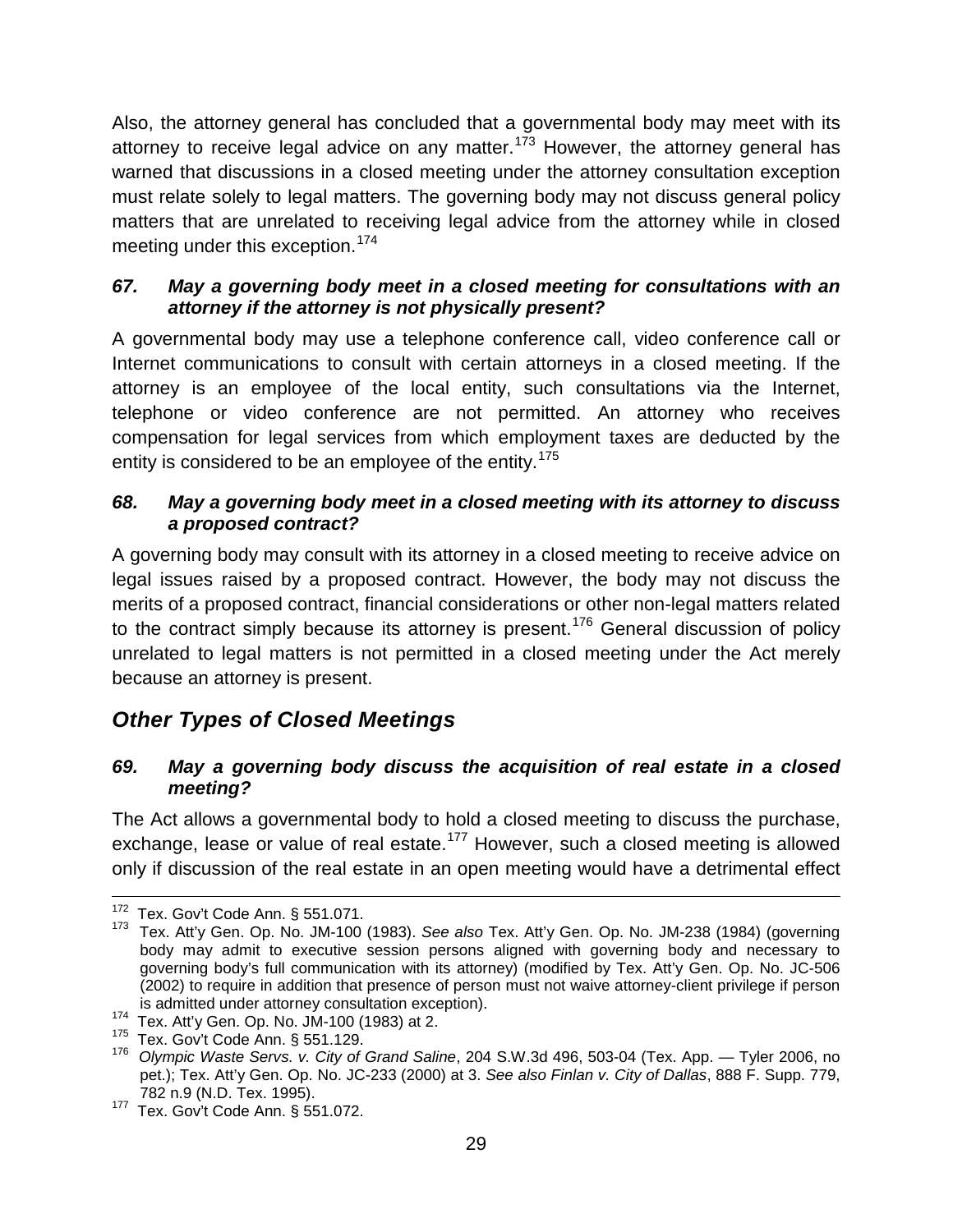Also, the attorney general has concluded that a governmental body may meet with its attorney to receive legal advice on any matter.[173] However, the attorney general has warned that discussions in a closed meeting under the attorney consultation exception must relate solely to legal matters. The governing body may not discuss general policy matters that are unrelated to receiving legal advice from the attorney while in closed meeting under this exception.[174]

### *67. May a governing body meet in a closed meeting for consultations with an attorney if the attorney is not physically present?*

A governmental body may use a telephone conference call, video conference call or Internet communications to consult with certain attorneys in a closed meeting. If the attorney is an employee of the local entity, such consultations via the Internet, telephone or video conference are not permitted. An attorney who receives compensation for legal services from which employment taxes are deducted by the entity is considered to be an employee of the entity.[175]

### *68. May a governing body meet in a closed meeting with its attorney to discuss a proposed contract?*

A governing body may consult with its attorney in a closed meeting to receive advice on legal issues raised by a proposed contract. However, the body may not discuss the merits of a proposed contract, financial considerations or other non-legal matters related to the contract simply because its attorney is present.[176] General discussion of policy unrelated to legal matters is not permitted in a closed meeting under the Act merely because an attorney is present.

## *Other Types of Closed Meetings*

### *69. May a governing body discuss the acquisition of real estate in a closed meeting?*

The Act allows a governmental body to hold a closed meeting to discuss the purchase, exchange, lease or value of real estate.[177] However, such a closed meeting is allowed only if discussion of the real estate in an open meeting would have a detrimental effect

---

[172] Tex. Gov't Code Ann. § 551.071.

[173] Tex. Att'y Gen. Op. No. JM-100 (1983). *See also* Tex. Att'y Gen. Op. No. JM-238 (1984) (governing body may admit to executive session persons aligned with governing body and necessary to governing body's full communication with its attorney) (modified by Tex. Att'y Gen. Op. No. JC-506 (2002) to require in addition that presence of person must not waive attorney-client privilege if person is admitted under attorney consultation exception).

[174] Tex. Att'y Gen. Op. No. JM-100 (1983) at 2.

[175] Tex. Gov't Code Ann. § 551.129.

[176] *Olympic Waste Servs. v. City of Grand Saline*, 204 S.W.3d 496, 503-04 (Tex. App. — Tyler 2006, no pet.); Tex. Att'y Gen. Op. No. JC-233 (2000) at 3. *See also Finlan v. City of Dallas*, 888 F. Supp. 779, 782 n.9 (N.D. Tex. 1995).

[177] Tex. Gov't Code Ann. § 551.072.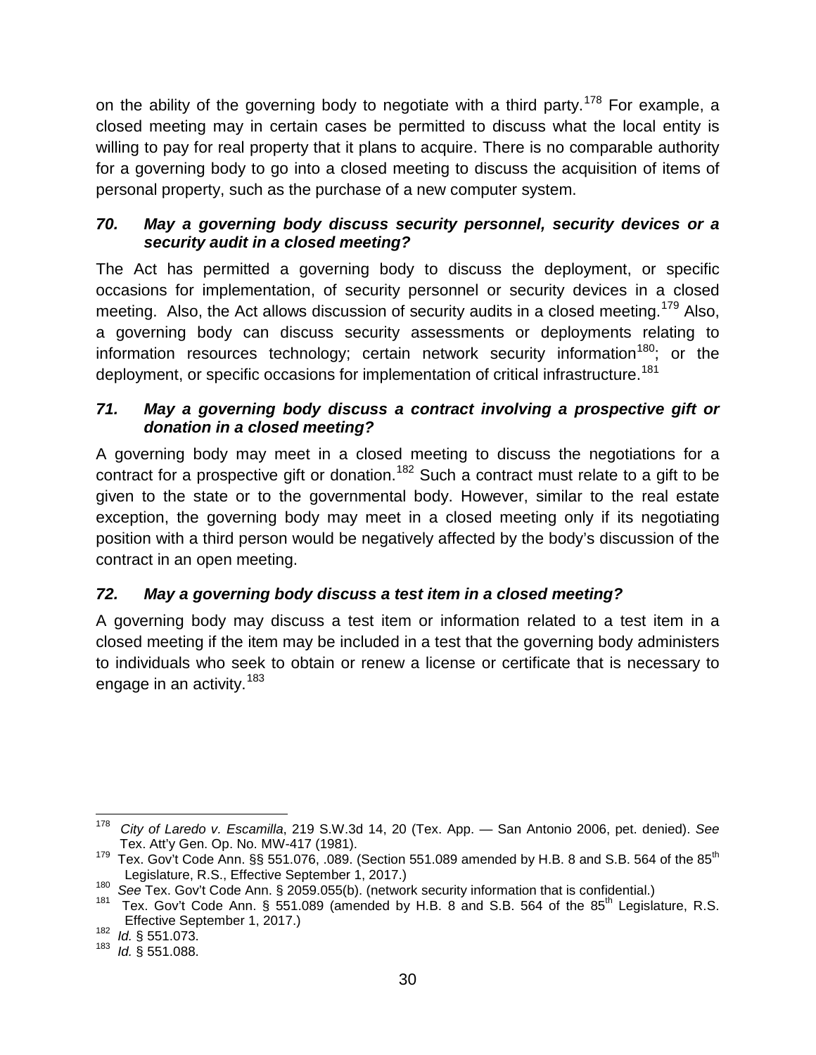on the ability of the governing body to negotiate with a third party.[178] For example, a closed meeting may in certain cases be permitted to discuss what the local entity is willing to pay for real property that it plans to acquire. There is no comparable authority for a governing body to go into a closed meeting to discuss the acquisition of items of personal property, such as the purchase of a new computer system.

### *70. May a governing body discuss security personnel, security devices or a security audit in a closed meeting?*

The Act has permitted a governing body to discuss the deployment, or specific occasions for implementation, of security personnel or security devices in a closed meeting. Also, the Act allows discussion of security audits in a closed meeting.[179] Also, a governing body can discuss security assessments or deployments relating to information resources technology; certain network security information[180]; or the deployment, or specific occasions for implementation of critical infrastructure.[181]

### *71. May a governing body discuss a contract involving a prospective gift or donation in a closed meeting?*

A governing body may meet in a closed meeting to discuss the negotiations for a contract for a prospective gift or donation.[182] Such a contract must relate to a gift to be given to the state or to the governmental body. However, similar to the real estate exception, the governing body may meet in a closed meeting only if its negotiating position with a third person would be negatively affected by the body's discussion of the contract in an open meeting.

### *72. May a governing body discuss a test item in a closed meeting?*

A governing body may discuss a test item or information related to a test item in a closed meeting if the item may be included in a test that the governing body administers to individuals who seek to obtain or renew a license or certificate that is necessary to engage in an activity.[183]

---

[178] *City of Laredo v. Escamilla*, 219 S.W.3d 14, 20 (Tex. App. — San Antonio 2006, pet. denied). *See* Tex. Att'y Gen. Op. No. MW-417 (1981).

[179] Tex. Gov't Code Ann. §§ 551.076, .089. (Section 551.089 amended by H.B. 8 and S.B. 564 of the 85th Legislature, R.S., Effective September 1, 2017.)

[180] *See* Tex. Gov't Code Ann. § 2059.055(b). (network security information that is confidential.)

[181] Tex. Gov't Code Ann. § 551.089 (amended by H.B. 8 and S.B. 564 of the 85th Legislature, R.S. Effective September 1, 2017.)

[182] *Id.* § 551.073.

[183] *Id.* § 551.088.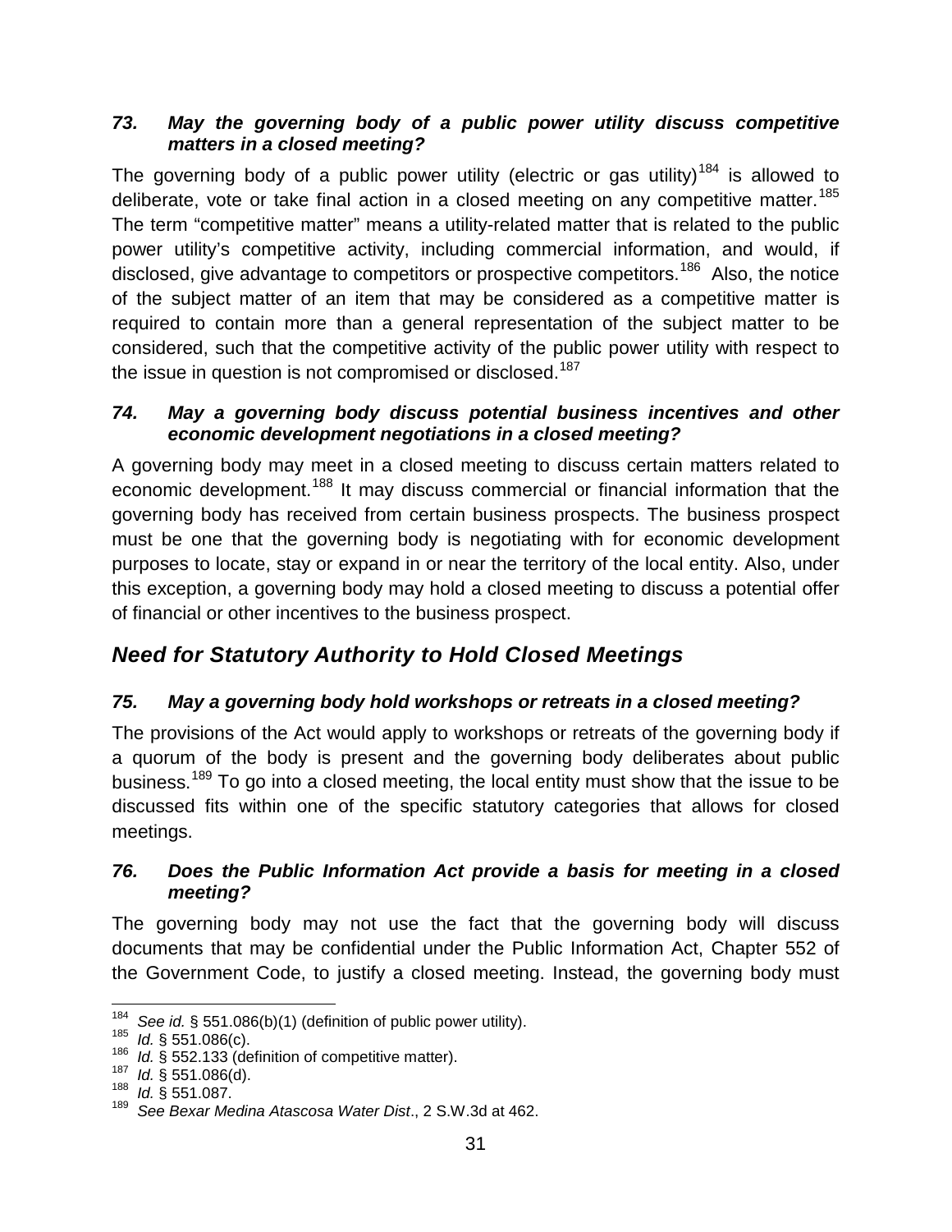### *73. May the governing body of a public power utility discuss competitive matters in a closed meeting?*

The governing body of a public power utility (electric or gas utility)[184] is allowed to deliberate, vote or take final action in a closed meeting on any competitive matter.[185] The term "competitive matter" means a utility-related matter that is related to the public power utility's competitive activity, including commercial information, and would, if disclosed, give advantage to competitors or prospective competitors.[186] Also, the notice of the subject matter of an item that may be considered as a competitive matter is required to contain more than a general representation of the subject matter to be considered, such that the competitive activity of the public power utility with respect to the issue in question is not compromised or disclosed.[187]

### *74. May a governing body discuss potential business incentives and other economic development negotiations in a closed meeting?*

A governing body may meet in a closed meeting to discuss certain matters related to economic development.[188] It may discuss commercial or financial information that the governing body has received from certain business prospects. The business prospect must be one that the governing body is negotiating with for economic development purposes to locate, stay or expand in or near the territory of the local entity. Also, under this exception, a governing body may hold a closed meeting to discuss a potential offer of financial or other incentives to the business prospect.

## *Need for Statutory Authority to Hold Closed Meetings*

### *75. May a governing body hold workshops or retreats in a closed meeting?*

The provisions of the Act would apply to workshops or retreats of the governing body if a quorum of the body is present and the governing body deliberates about public business.[189] To go into a closed meeting, the local entity must show that the issue to be discussed fits within one of the specific statutory categories that allows for closed meetings.

### *76. Does the Public Information Act provide a basis for meeting in a closed meeting?*

The governing body may not use the fact that the governing body will discuss documents that may be confidential under the Public Information Act, Chapter 552 of the Government Code, to justify a closed meeting. Instead, the governing body must

---

[184] *See id.* § 551.086(b)(1) (definition of public power utility).

[185] *Id.* § 551.086(c).

[186] *Id.* § 552.133 (definition of competitive matter).

[187] *Id.* § 551.086(d).

[188] *Id.* § 551.087.

[189] *See Bexar Medina Atascosa Water Dist*., 2 S.W.3d at 462.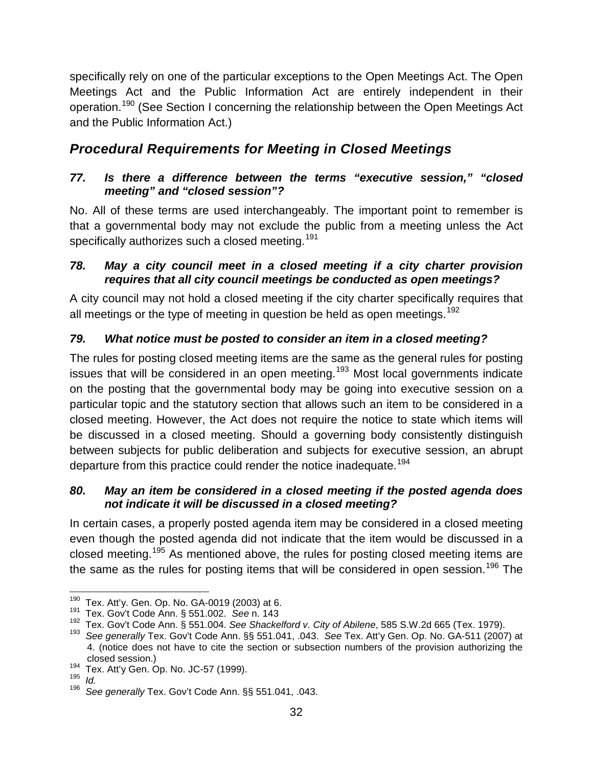specifically rely on one of the particular exceptions to the Open Meetings Act. The Open Meetings Act and the Public Information Act are entirely independent in their operation.[190] (See Section I concerning the relationship between the Open Meetings Act and the Public Information Act.)

## *Procedural Requirements for Meeting in Closed Meetings*

### *77. Is there a difference between the terms "executive session," "closed meeting" and "closed session"?*

No. All of these terms are used interchangeably. The important point to remember is that a governmental body may not exclude the public from a meeting unless the Act specifically authorizes such a closed meeting.[191]

### *78. May a city council meet in a closed meeting if a city charter provision requires that all city council meetings be conducted as open meetings?*

A city council may not hold a closed meeting if the city charter specifically requires that all meetings or the type of meeting in question be held as open meetings.[192]

### *79. What notice must be posted to consider an item in a closed meeting?*

The rules for posting closed meeting items are the same as the general rules for posting issues that will be considered in an open meeting.[193] Most local governments indicate on the posting that the governmental body may be going into executive session on a particular topic and the statutory section that allows such an item to be considered in a closed meeting. However, the Act does not require the notice to state which items will be discussed in a closed meeting. Should a governing body consistently distinguish between subjects for public deliberation and subjects for executive session, an abrupt departure from this practice could render the notice inadequate.[194]

### *80. May an item be considered in a closed meeting if the posted agenda does not indicate it will be discussed in a closed meeting?*

In certain cases, a properly posted agenda item may be considered in a closed meeting even though the posted agenda did not indicate that the item would be discussed in a closed meeting.[195] As mentioned above, the rules for posting closed meeting items are the same as the rules for posting items that will be considered in open session.[196] The

---

[190] Tex. Att'y. Gen. Op. No. GA-0019 (2003) at 6.

[191] Tex. Gov't Code Ann. § 551.002. *See* n. 143

[192] Tex. Gov't Code Ann. § 551.004. *See Shackelford v. City of Abilene*, 585 S.W.2d 665 (Tex. 1979).

[193] *See generally* Tex. Gov't Code Ann. §§ 551.041, .043. *See* Tex. Att'y Gen. Op. No. GA-511 (2007) at 4. (notice does not have to cite the section or subsection numbers of the provision authorizing the closed session.)

[194] Tex. Att'y Gen. Op. No. JC-57 (1999).

[195] *Id.*

[196] *See generally* Tex. Gov't Code Ann. §§ 551.041, .043.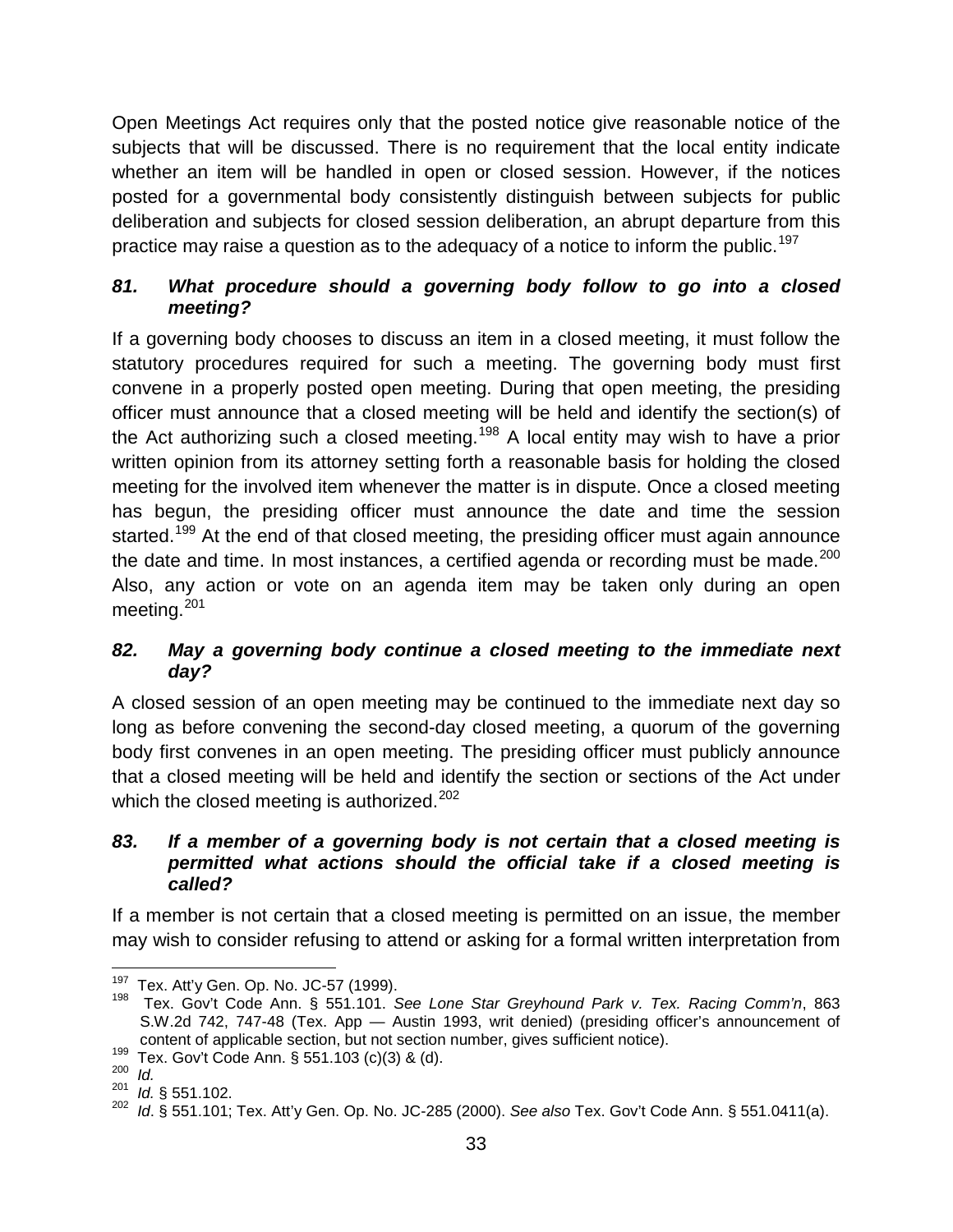Open Meetings Act requires only that the posted notice give reasonable notice of the subjects that will be discussed. There is no requirement that the local entity indicate whether an item will be handled in open or closed session. However, if the notices posted for a governmental body consistently distinguish between subjects for public deliberation and subjects for closed session deliberation, an abrupt departure from this practice may raise a question as to the adequacy of a notice to inform the public.[197]

### *81. What procedure should a governing body follow to go into a closed meeting?*

If a governing body chooses to discuss an item in a closed meeting, it must follow the statutory procedures required for such a meeting. The governing body must first convene in a properly posted open meeting. During that open meeting, the presiding officer must announce that a closed meeting will be held and identify the section(s) of the Act authorizing such a closed meeting.[198] A local entity may wish to have a prior written opinion from its attorney setting forth a reasonable basis for holding the closed meeting for the involved item whenever the matter is in dispute. Once a closed meeting has begun, the presiding officer must announce the date and time the session started.[199] At the end of that closed meeting, the presiding officer must again announce the date and time. In most instances, a certified agenda or recording must be made.[200] Also, any action or vote on an agenda item may be taken only during an open meeting.[201]

### *82. May a governing body continue a closed meeting to the immediate next day?*

A closed session of an open meeting may be continued to the immediate next day so long as before convening the second-day closed meeting, a quorum of the governing body first convenes in an open meeting. The presiding officer must publicly announce that a closed meeting will be held and identify the section or sections of the Act under which the closed meeting is authorized.[202]

### *83. If a member of a governing body is not certain that a closed meeting is permitted what actions should the official take if a closed meeting is called?*

If a member is not certain that a closed meeting is permitted on an issue, the member may wish to consider refusing to attend or asking for a formal written interpretation from

---

[197] Tex. Att'y Gen. Op. No. JC-57 (1999).

[198] Tex. Gov't Code Ann. § 551.101. *See Lone Star Greyhound Park v. Tex. Racing Comm'n*, 863 S.W.2d 742, 747-48 (Tex. App — Austin 1993, writ denied) (presiding officer's announcement of content of applicable section, but not section number, gives sufficient notice).

[199] Tex. Gov't Code Ann. § 551.103 (c)(3) & (d).

[200] *Id.*

[201] *Id.* § 551.102.

[202] *Id*. § 551.101; Tex. Att'y Gen. Op. No. JC-285 (2000). *See also* Tex. Gov't Code Ann. § 551.0411(a).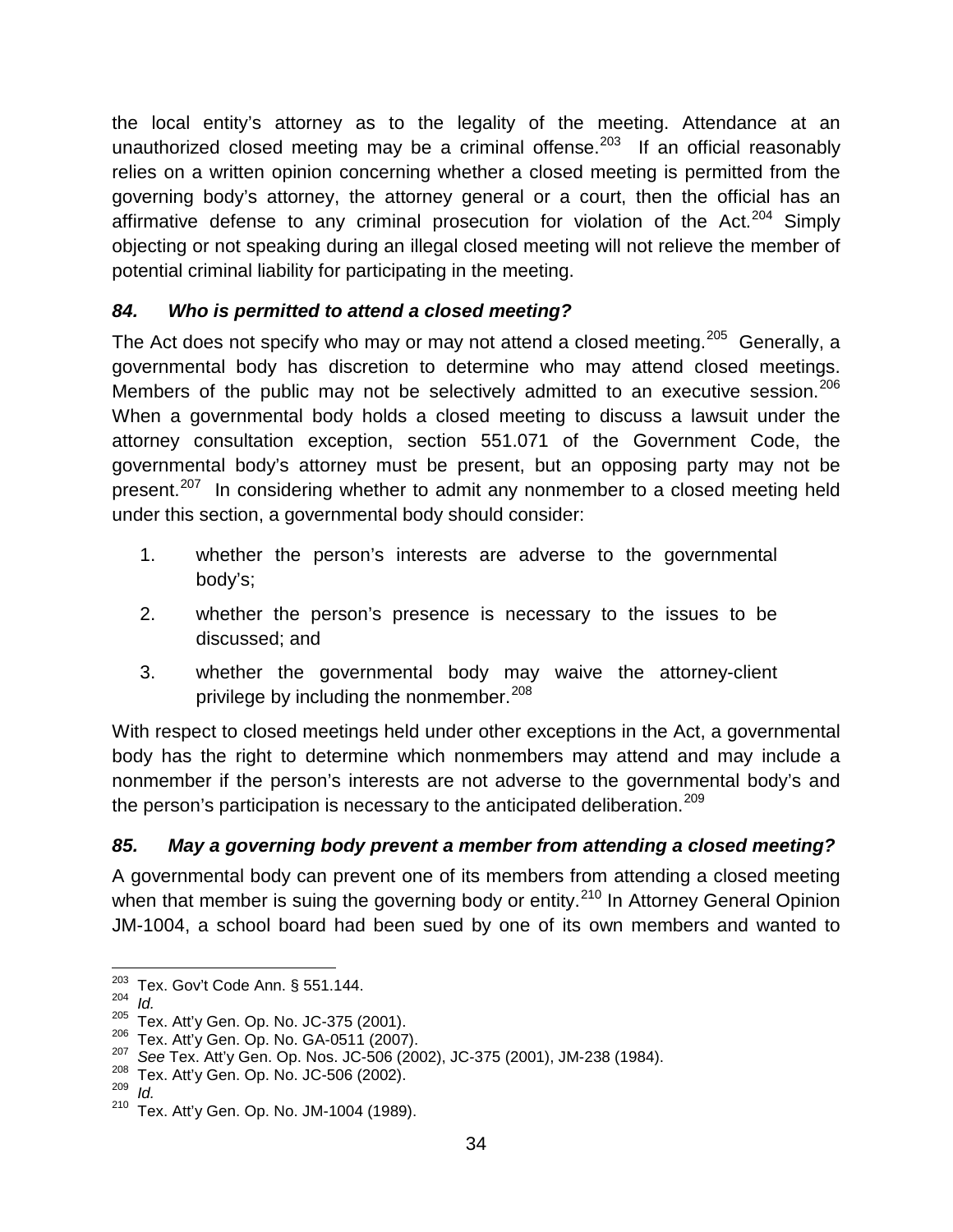the local entity's attorney as to the legality of the meeting. Attendance at an unauthorized closed meeting may be a criminal offense.[203] If an official reasonably relies on a written opinion concerning whether a closed meeting is permitted from the governing body's attorney, the attorney general or a court, then the official has an affirmative defense to any criminal prosecution for violation of the Act.[204] Simply objecting or not speaking during an illegal closed meeting will not relieve the member of potential criminal liability for participating in the meeting.

### *84. Who is permitted to attend a closed meeting?*

The Act does not specify who may or may not attend a closed meeting.[205] Generally, a governmental body has discretion to determine who may attend closed meetings. Members of the public may not be selectively admitted to an executive session.[206] When a governmental body holds a closed meeting to discuss a lawsuit under the attorney consultation exception, section 551.071 of the Government Code, the governmental body's attorney must be present, but an opposing party may not be present.[207] In considering whether to admit any nonmember to a closed meeting held under this section, a governmental body should consider:

1. whether the person's interests are adverse to the governmental body's;
2. whether the person's presence is necessary to the issues to be discussed; and
3. whether the governmental body may waive the attorney-client privilege by including the nonmember.[208]

With respect to closed meetings held under other exceptions in the Act, a governmental body has the right to determine which nonmembers may attend and may include a nonmember if the person's interests are not adverse to the governmental body's and the person's participation is necessary to the anticipated deliberation.[209]

### *85. May a governing body prevent a member from attending a closed meeting?*

A governmental body can prevent one of its members from attending a closed meeting when that member is suing the governing body or entity.[210] In Attorney General Opinion JM-1004, a school board had been sued by one of its own members and wanted to

---

[203] Tex. Gov't Code Ann. § 551.144.
[204] *Id.*
[205] Tex. Att'y Gen. Op. No. JC-375 (2001).
[206] Tex. Att'y Gen. Op. No. GA-0511 (2007).
[207] *See* Tex. Att'y Gen. Op. Nos. JC-506 (2002), JC-375 (2001), JM-238 (1984).
[208] Tex. Att'y Gen. Op. No. JC-506 (2002).
[209] *Id.*
[210] Tex. Att'y Gen. Op. No. JM-1004 (1989).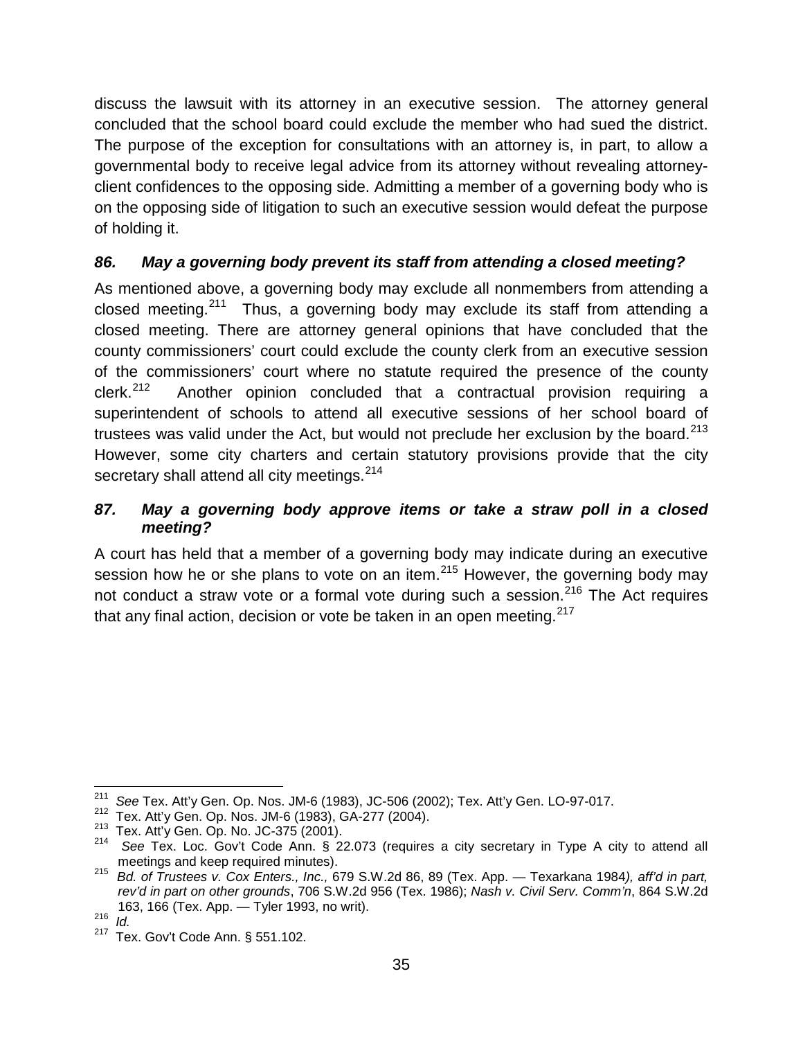discuss the lawsuit with its attorney in an executive session. The attorney general concluded that the school board could exclude the member who had sued the district. The purpose of the exception for consultations with an attorney is, in part, to allow a governmental body to receive legal advice from its attorney without revealing attorney-client confidences to the opposing side. Admitting a member of a governing body who is on the opposing side of litigation to such an executive session would defeat the purpose of holding it.

### *86. May a governing body prevent its staff from attending a closed meeting?*

As mentioned above, a governing body may exclude all nonmembers from attending a closed meeting.[211] Thus, a governing body may exclude its staff from attending a closed meeting. There are attorney general opinions that have concluded that the county commissioners' court could exclude the county clerk from an executive session of the commissioners' court where no statute required the presence of the county clerk.[212] Another opinion concluded that a contractual provision requiring a superintendent of schools to attend all executive sessions of her school board of trustees was valid under the Act, but would not preclude her exclusion by the board.[213] However, some city charters and certain statutory provisions provide that the city secretary shall attend all city meetings.[214]

### *87. May a governing body approve items or take a straw poll in a closed meeting?*

A court has held that a member of a governing body may indicate during an executive session how he or she plans to vote on an item.[215] However, the governing body may not conduct a straw vote or a formal vote during such a session.[216] The Act requires that any final action, decision or vote be taken in an open meeting.[217]

---

[211] *See* Tex. Att'y Gen. Op. Nos. JM-6 (1983), JC-506 (2002); Tex. Att'y Gen. LO-97-017.

[212] Tex. Att'y Gen. Op. Nos. JM-6 (1983), GA-277 (2004).

[213] Tex. Att'y Gen. Op. No. JC-375 (2001).

[214] *See* Tex. Loc. Gov't Code Ann. § 22.073 (requires a city secretary in Type A city to attend all meetings and keep required minutes).

[215] *Bd. of Trustees v. Cox Enters., Inc.,* 679 S.W.2d 86, 89 (Tex. App. — Texarkana 1984*), aff'd in part, rev'd in part on other grounds*, 706 S.W.2d 956 (Tex. 1986); *Nash v. Civil Serv. Comm'n*, 864 S.W.2d 163, 166 (Tex. App. — Tyler 1993, no writ).

[216] *Id.*

[217] Tex. Gov't Code Ann. § 551.102.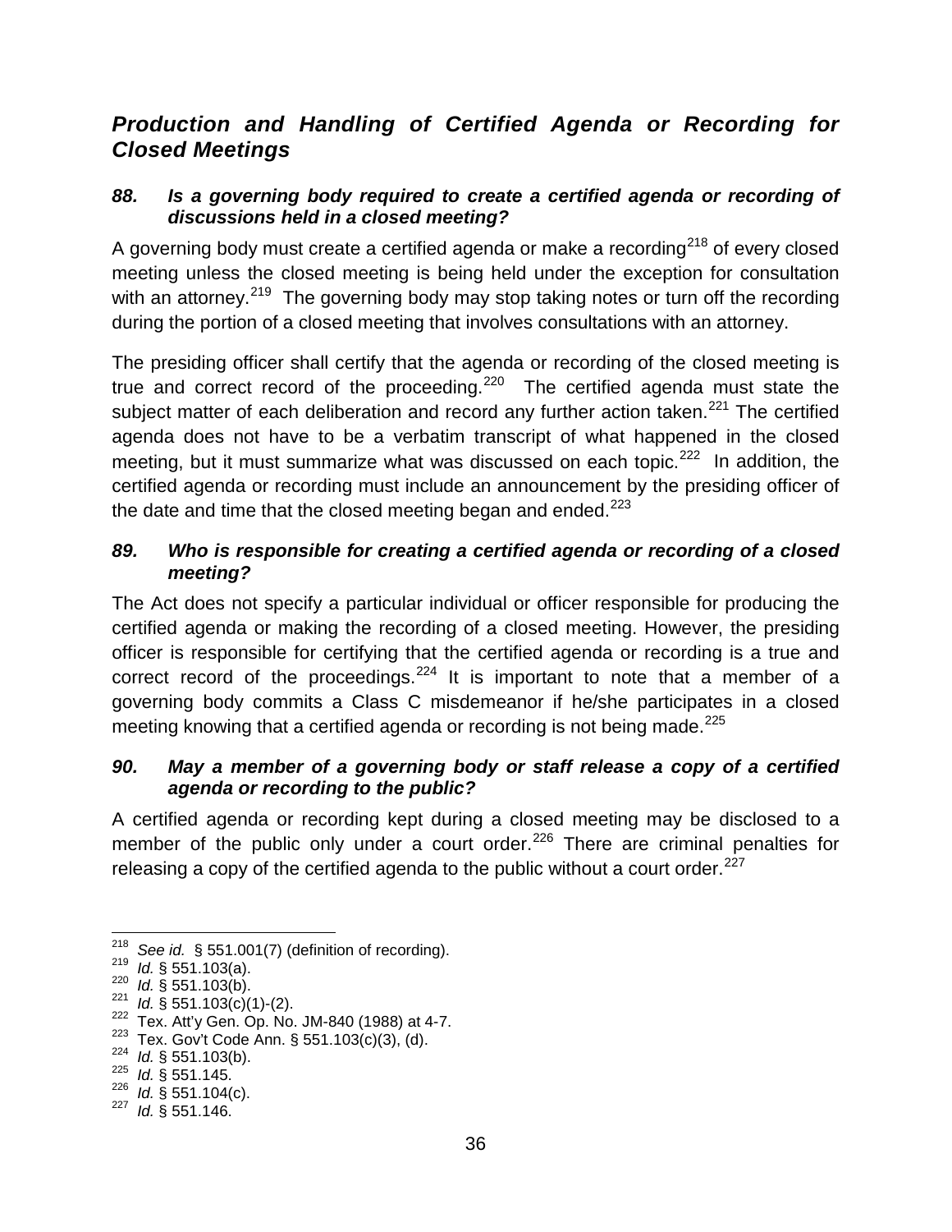## ***Production and Handling of Certified Agenda or Recording for Closed Meetings***

### ***88. Is a governing body required to create a certified agenda or recording of discussions held in a closed meeting?***

A governing body must create a certified agenda or make a recording[218] of every closed meeting unless the closed meeting is being held under the exception for consultation with an attorney.[219] The governing body may stop taking notes or turn off the recording during the portion of a closed meeting that involves consultations with an attorney.

The presiding officer shall certify that the agenda or recording of the closed meeting is true and correct record of the proceeding.[220] The certified agenda must state the subject matter of each deliberation and record any further action taken.[221] The certified agenda does not have to be a verbatim transcript of what happened in the closed meeting, but it must summarize what was discussed on each topic.[222] In addition, the certified agenda or recording must include an announcement by the presiding officer of the date and time that the closed meeting began and ended.[223]

### ***89. Who is responsible for creating a certified agenda or recording of a closed meeting?***

The Act does not specify a particular individual or officer responsible for producing the certified agenda or making the recording of a closed meeting. However, the presiding officer is responsible for certifying that the certified agenda or recording is a true and correct record of the proceedings.[224] It is important to note that a member of a governing body commits a Class C misdemeanor if he/she participates in a closed meeting knowing that a certified agenda or recording is not being made.[225]

### ***90. May a member of a governing body or staff release a copy of a certified agenda or recording to the public?***

A certified agenda or recording kept during a closed meeting may be disclosed to a member of the public only under a court order.[226] There are criminal penalties for releasing a copy of the certified agenda to the public without a court order.[227]

---

[218] *See id.* § 551.001(7) (definition of recording).
[219] *Id.* § 551.103(a).
[220] *Id.* § 551.103(b).
[221] *Id.* § 551.103(c)(1)-(2).
[222] Tex. Att'y Gen. Op. No. JM-840 (1988) at 4-7.
[223] Tex. Gov't Code Ann. § 551.103(c)(3), (d).
[224] *Id.* § 551.103(b).
[225] *Id.* § 551.145.
[226] *Id.* § 551.104(c).
[227] *Id.* § 551.146.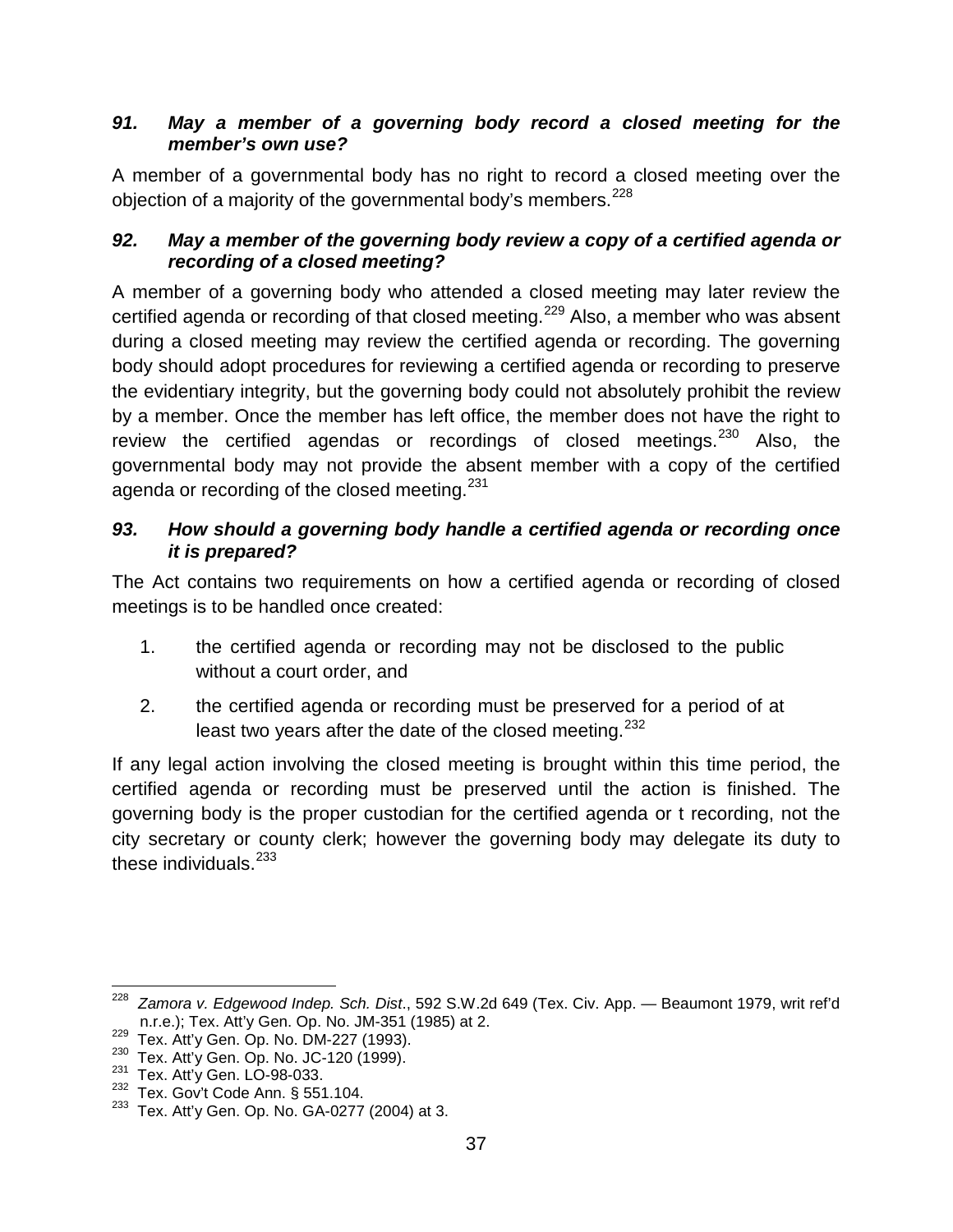### *91. May a member of a governing body record a closed meeting for the member's own use?*

A member of a governmental body has no right to record a closed meeting over the objection of a majority of the governmental body's members.[228]

### *92. May a member of the governing body review a copy of a certified agenda or recording of a closed meeting?*

A member of a governing body who attended a closed meeting may later review the certified agenda or recording of that closed meeting.[229] Also, a member who was absent during a closed meeting may review the certified agenda or recording. The governing body should adopt procedures for reviewing a certified agenda or recording to preserve the evidentiary integrity, but the governing body could not absolutely prohibit the review by a member. Once the member has left office, the member does not have the right to review the certified agendas or recordings of closed meetings.[230] Also, the governmental body may not provide the absent member with a copy of the certified agenda or recording of the closed meeting.[231]

### *93. How should a governing body handle a certified agenda or recording once it is prepared?*

The Act contains two requirements on how a certified agenda or recording of closed meetings is to be handled once created:

1. the certified agenda or recording may not be disclosed to the public without a court order, and
2. the certified agenda or recording must be preserved for a period of at least two years after the date of the closed meeting.[232]

If any legal action involving the closed meeting is brought within this time period, the certified agenda or recording must be preserved until the action is finished. The governing body is the proper custodian for the certified agenda or t recording, not the city secretary or county clerk; however the governing body may delegate its duty to these individuals.[233]

---

[228] *Zamora v. Edgewood Indep. Sch. Dist*., 592 S.W.2d 649 (Tex. Civ. App. — Beaumont 1979, writ ref'd n.r.e.); Tex. Att'y Gen. Op. No. JM-351 (1985) at 2.

[229] Tex. Att'y Gen. Op. No. DM-227 (1993).

[230] Tex. Att'y Gen. Op. No. JC-120 (1999).

[231] Tex. Att'y Gen. LO-98-033.

[232] Tex. Gov't Code Ann. § 551.104.

[233] Tex. Att'y Gen. Op. No. GA-0277 (2004) at 3.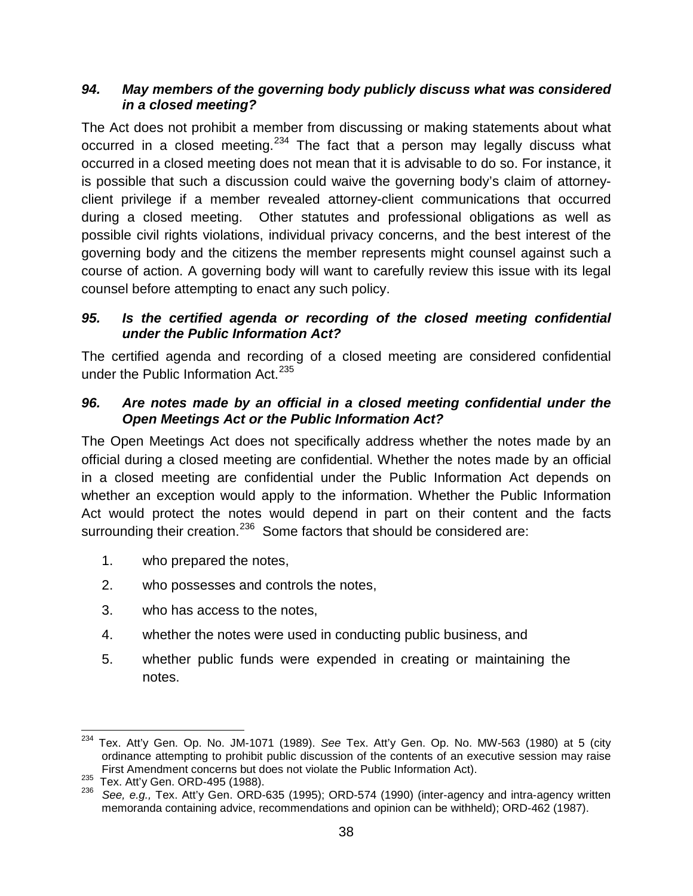### *94. May members of the governing body publicly discuss what was considered in a closed meeting?*

The Act does not prohibit a member from discussing or making statements about what occurred in a closed meeting.[234] The fact that a person may legally discuss what occurred in a closed meeting does not mean that it is advisable to do so. For instance, it is possible that such a discussion could waive the governing body's claim of attorney-client privilege if a member revealed attorney-client communications that occurred during a closed meeting. Other statutes and professional obligations as well as possible civil rights violations, individual privacy concerns, and the best interest of the governing body and the citizens the member represents might counsel against such a course of action. A governing body will want to carefully review this issue with its legal counsel before attempting to enact any such policy.

### *95. Is the certified agenda or recording of the closed meeting confidential under the Public Information Act?*

The certified agenda and recording of a closed meeting are considered confidential under the Public Information Act.[235]

### *96. Are notes made by an official in a closed meeting confidential under the Open Meetings Act or the Public Information Act?*

The Open Meetings Act does not specifically address whether the notes made by an official during a closed meeting are confidential. Whether the notes made by an official in a closed meeting are confidential under the Public Information Act depends on whether an exception would apply to the information. Whether the Public Information Act would protect the notes would depend in part on their content and the facts surrounding their creation.[236] Some factors that should be considered are:

1. who prepared the notes,
2. who possesses and controls the notes,
3. who has access to the notes,
4. whether the notes were used in conducting public business, and
5. whether public funds were expended in creating or maintaining the notes.

---

[234] Tex. Att'y Gen. Op. No. JM-1071 (1989). *See* Tex. Att'y Gen. Op. No. MW-563 (1980) at 5 (city ordinance attempting to prohibit public discussion of the contents of an executive session may raise First Amendment concerns but does not violate the Public Information Act).

[235] Tex. Att'y Gen. ORD-495 (1988).

[236] *See, e.g.,* Tex. Att'y Gen. ORD-635 (1995); ORD-574 (1990) (inter-agency and intra-agency written memoranda containing advice, recommendations and opinion can be withheld); ORD-462 (1987).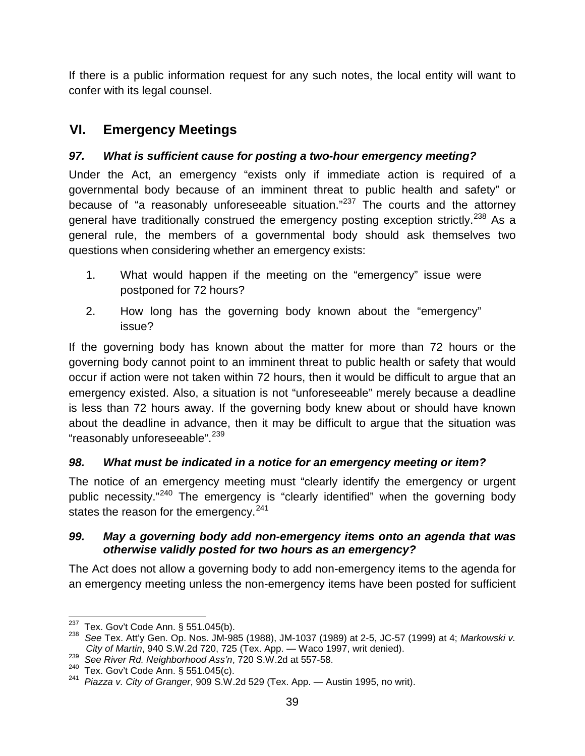If there is a public information request for any such notes, the local entity will want to confer with its legal counsel.

## VI. Emergency Meetings

### *97. What is sufficient cause for posting a two-hour emergency meeting?*

Under the Act, an emergency "exists only if immediate action is required of a governmental body because of an imminent threat to public health and safety" or because of "a reasonably unforeseeable situation."[237] The courts and the attorney general have traditionally construed the emergency posting exception strictly.[238] As a general rule, the members of a governmental body should ask themselves two questions when considering whether an emergency exists:

1. What would happen if the meeting on the "emergency" issue were postponed for 72 hours?
2. How long has the governing body known about the "emergency" issue?

If the governing body has known about the matter for more than 72 hours or the governing body cannot point to an imminent threat to public health or safety that would occur if action were not taken within 72 hours, then it would be difficult to argue that an emergency existed. Also, a situation is not "unforeseeable" merely because a deadline is less than 72 hours away. If the governing body knew about or should have known about the deadline in advance, then it may be difficult to argue that the situation was "reasonably unforeseeable".[239]

### *98. What must be indicated in a notice for an emergency meeting or item?*

The notice of an emergency meeting must "clearly identify the emergency or urgent public necessity."[240] The emergency is "clearly identified" when the governing body states the reason for the emergency.[241]

### *99. May a governing body add non-emergency items onto an agenda that was otherwise validly posted for two hours as an emergency?*

The Act does not allow a governing body to add non-emergency items to the agenda for an emergency meeting unless the non-emergency items have been posted for sufficient

---

[237] Tex. Gov't Code Ann. § 551.045(b).

[238] *See* Tex. Att'y Gen. Op. Nos. JM-985 (1988), JM-1037 (1989) at 2-5, JC-57 (1999) at 4; *Markowski v. City of Martin*, 940 S.W.2d 720, 725 (Tex. App. — Waco 1997, writ denied).

[239] *See River Rd. Neighborhood Ass'n*, 720 S.W.2d at 557-58.

[240] Tex. Gov't Code Ann. § 551.045(c).

[241] *Piazza v. City of Granger*, 909 S.W.2d 529 (Tex. App. — Austin 1995, no writ).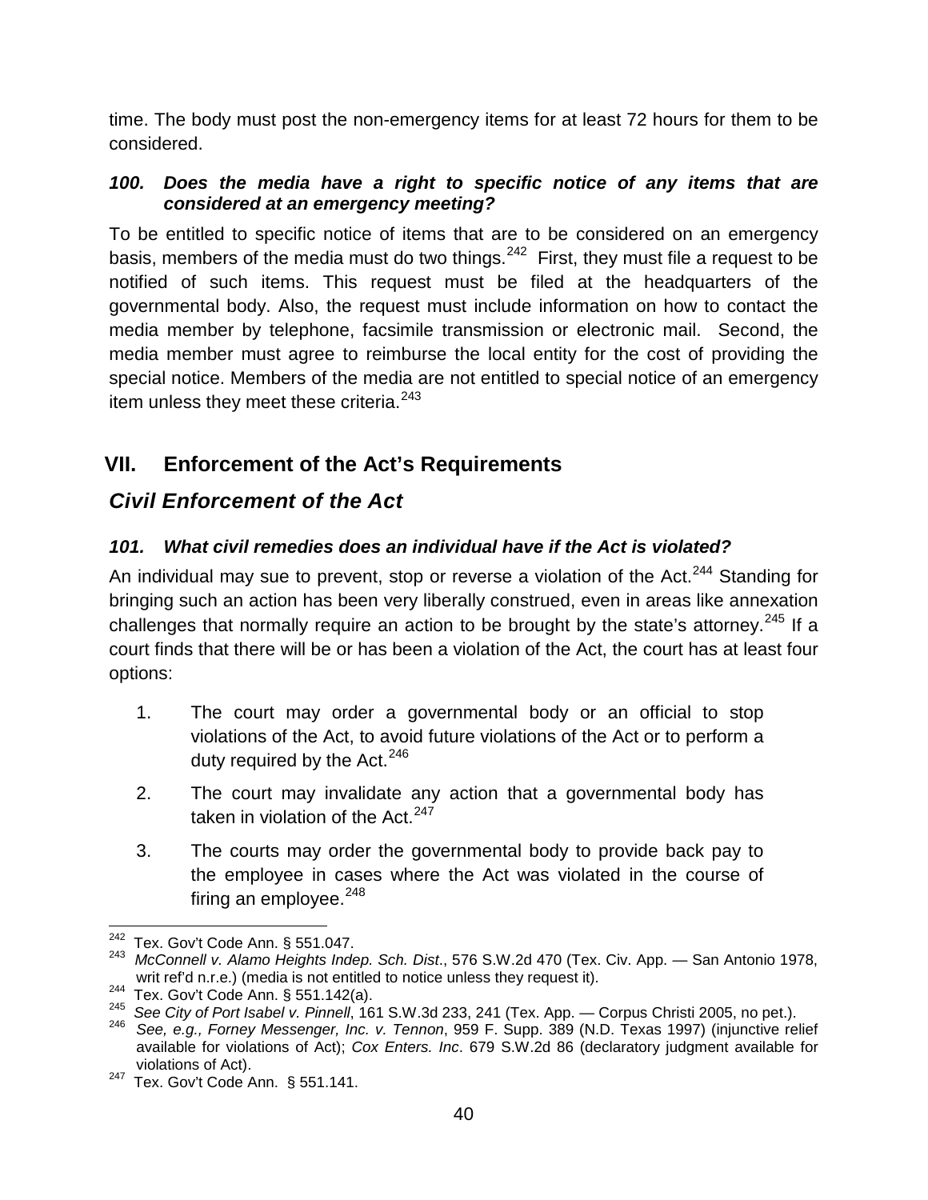time. The body must post the non-emergency items for at least 72 hours for them to be considered.

#### *100. Does the media have a right to specific notice of any items that are considered at an emergency meeting?*

To be entitled to specific notice of items that are to be considered on an emergency basis, members of the media must do two things.[242] First, they must file a request to be notified of such items. This request must be filed at the headquarters of the governmental body. Also, the request must include information on how to contact the media member by telephone, facsimile transmission or electronic mail. Second, the media member must agree to reimburse the local entity for the cost of providing the special notice. Members of the media are not entitled to special notice of an emergency item unless they meet these criteria.[243]

## VII. Enforcement of the Act's Requirements

### *Civil Enforcement of the Act*

#### *101. What civil remedies does an individual have if the Act is violated?*

An individual may sue to prevent, stop or reverse a violation of the Act.[244] Standing for bringing such an action has been very liberally construed, even in areas like annexation challenges that normally require an action to be brought by the state's attorney.[245] If a court finds that there will be or has been a violation of the Act, the court has at least four options:

1. The court may order a governmental body or an official to stop violations of the Act, to avoid future violations of the Act or to perform a duty required by the Act.[246]
2. The court may invalidate any action that a governmental body has taken in violation of the Act.[247]
3. The courts may order the governmental body to provide back pay to the employee in cases where the Act was violated in the course of firing an employee.[248]

---

[242] Tex. Gov't Code Ann. § 551.047.

[243] *McConnell v. Alamo Heights Indep. Sch. Dist*., 576 S.W.2d 470 (Tex. Civ. App. — San Antonio 1978, writ ref'd n.r.e.) (media is not entitled to notice unless they request it).

[244] Tex. Gov't Code Ann. § 551.142(a).

[245] *See City of Port Isabel v. Pinnell*, 161 S.W.3d 233, 241 (Tex. App. — Corpus Christi 2005, no pet.).

[246] *See, e.g., Forney Messenger, Inc. v. Tennon*, 959 F. Supp. 389 (N.D. Texas 1997) (injunctive relief available for violations of Act); *Cox Enters. Inc*. 679 S.W.2d 86 (declaratory judgment available for violations of Act).

[247] Tex. Gov't Code Ann. § 551.141.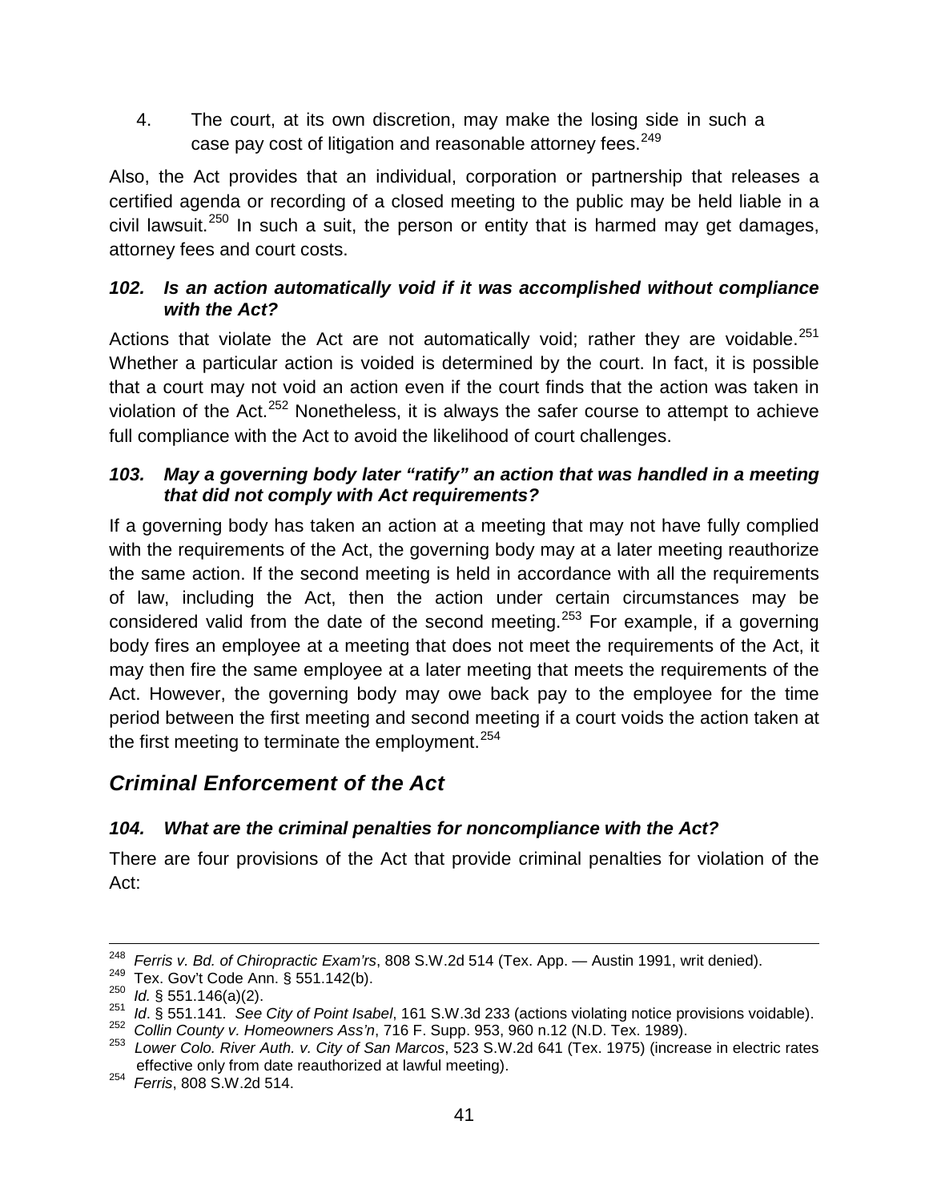4. The court, at its own discretion, may make the losing side in such a case pay cost of litigation and reasonable attorney fees.[249]

Also, the Act provides that an individual, corporation or partnership that releases a certified agenda or recording of a closed meeting to the public may be held liable in a civil lawsuit.[250] In such a suit, the person or entity that is harmed may get damages, attorney fees and court costs.

### *102. Is an action automatically void if it was accomplished without compliance with the Act?*

Actions that violate the Act are not automatically void; rather they are voidable.[251] Whether a particular action is voided is determined by the court. In fact, it is possible that a court may not void an action even if the court finds that the action was taken in violation of the Act.[252] Nonetheless, it is always the safer course to attempt to achieve full compliance with the Act to avoid the likelihood of court challenges.

### *103. May a governing body later "ratify" an action that was handled in a meeting that did not comply with Act requirements?*

If a governing body has taken an action at a meeting that may not have fully complied with the requirements of the Act, the governing body may at a later meeting reauthorize the same action. If the second meeting is held in accordance with all the requirements of law, including the Act, then the action under certain circumstances may be considered valid from the date of the second meeting.[253] For example, if a governing body fires an employee at a meeting that does not meet the requirements of the Act, it may then fire the same employee at a later meeting that meets the requirements of the Act. However, the governing body may owe back pay to the employee for the time period between the first meeting and second meeting if a court voids the action taken at the first meeting to terminate the employment.[254]

## *Criminal Enforcement of the Act*

### *104. What are the criminal penalties for noncompliance with the Act?*

There are four provisions of the Act that provide criminal penalties for violation of the Act:

---

[248] *Ferris v. Bd. of Chiropractic Exam'rs*, 808 S.W.2d 514 (Tex. App. — Austin 1991, writ denied).
[249] Tex. Gov't Code Ann. § 551.142(b).
[250] *Id.* § 551.146(a)(2).
[251] *Id*. § 551.141. *See City of Point Isabel*, 161 S.W.3d 233 (actions violating notice provisions voidable).
[252] *Collin County v. Homeowners Ass'n*, 716 F. Supp. 953, 960 n.12 (N.D. Tex. 1989).
[253] *Lower Colo. River Auth. v. City of San Marcos*, 523 S.W.2d 641 (Tex. 1975) (increase in electric rates effective only from date reauthorized at lawful meeting).
[254] *Ferris*, 808 S.W.2d 514.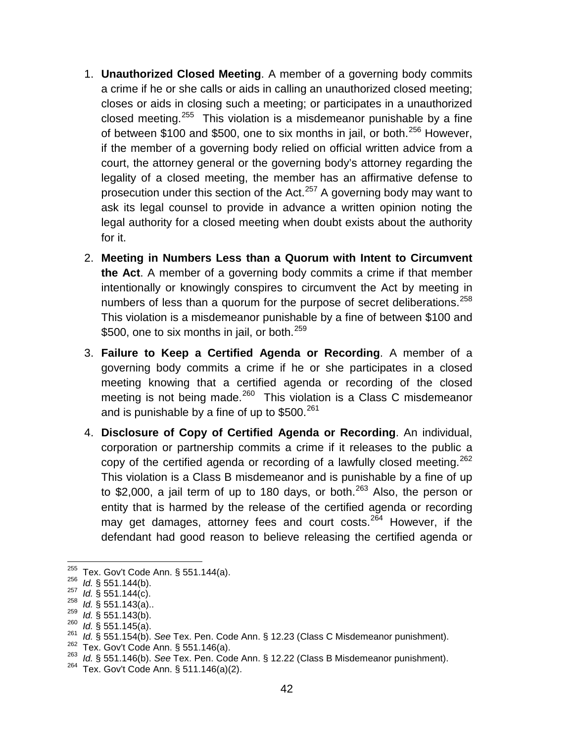1. **Unauthorized Closed Meeting**. A member of a governing body commits a crime if he or she calls or aids in calling an unauthorized closed meeting; closes or aids in closing such a meeting; or participates in a unauthorized closed meeting.[255] This violation is a misdemeanor punishable by a fine of between $100 and $500, one to six months in jail, or both.[256] However, if the member of a governing body relied on official written advice from a court, the attorney general or the governing body's attorney regarding the legality of a closed meeting, the member has an affirmative defense to prosecution under this section of the Act.[257] A governing body may want to ask its legal counsel to provide in advance a written opinion noting the legal authority for a closed meeting when doubt exists about the authority for it.

2. **Meeting in Numbers Less than a Quorum with Intent to Circumvent the Act**. A member of a governing body commits a crime if that member intentionally or knowingly conspires to circumvent the Act by meeting in numbers of less than a quorum for the purpose of secret deliberations.[258] This violation is a misdemeanor punishable by a fine of between $100 and $500, one to six months in jail, or both.[259]

3. **Failure to Keep a Certified Agenda or Recording**. A member of a governing body commits a crime if he or she participates in a closed meeting knowing that a certified agenda or recording of the closed meeting is not being made.[260] This violation is a Class C misdemeanor and is punishable by a fine of up to $500.[261]

4. **Disclosure of Copy of Certified Agenda or Recording**. An individual, corporation or partnership commits a crime if it releases to the public a copy of the certified agenda or recording of a lawfully closed meeting.[262] This violation is a Class B misdemeanor and is punishable by a fine of up to $2,000, a jail term of up to 180 days, or both.[263] Also, the person or entity that is harmed by the release of the certified agenda or recording may get damages, attorney fees and court costs.[264] However, if the defendant had good reason to believe releasing the certified agenda or

---

[255] Tex. Gov't Code Ann. § 551.144(a).
[256] *Id.* § 551.144(b).
[257] *Id.* § 551.144(c).
[258] *Id.* § 551.143(a)..
[259] *Id.* § 551.143(b).
[260] *Id.* § 551.145(a).
[261] *Id.* § 551.154(b). *See* Tex. Pen. Code Ann. § 12.23 (Class C Misdemeanor punishment).
[262] Tex. Gov't Code Ann. § 551.146(a).
[263] *Id.* § 551.146(b). *See* Tex. Pen. Code Ann. § 12.22 (Class B Misdemeanor punishment).
[264] Tex. Gov't Code Ann. § 511.146(a)(2).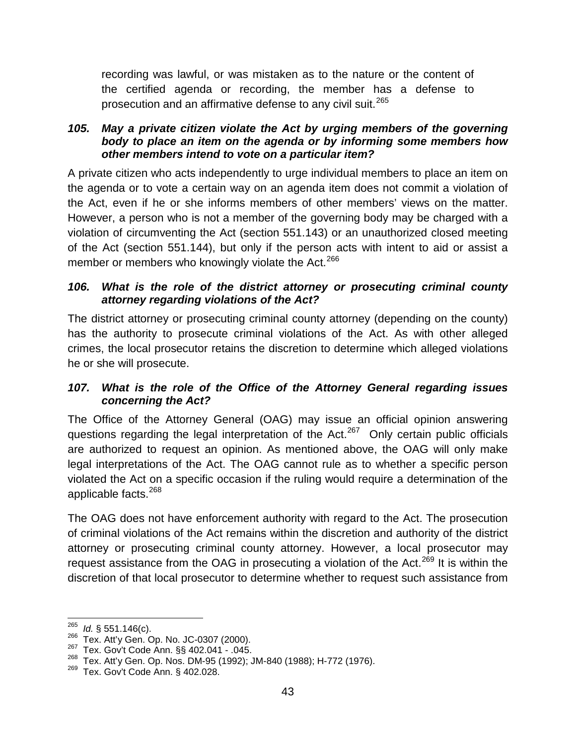recording was lawful, or was mistaken as to the nature or the content of the certified agenda or recording, the member has a defense to prosecution and an affirmative defense to any civil suit.[265]

### *105. May a private citizen violate the Act by urging members of the governing body to place an item on the agenda or by informing some members how other members intend to vote on a particular item?*

A private citizen who acts independently to urge individual members to place an item on the agenda or to vote a certain way on an agenda item does not commit a violation of the Act, even if he or she informs members of other members' views on the matter. However, a person who is not a member of the governing body may be charged with a violation of circumventing the Act (section 551.143) or an unauthorized closed meeting of the Act (section 551.144), but only if the person acts with intent to aid or assist a member or members who knowingly violate the Act.[266]

### *106. What is the role of the district attorney or prosecuting criminal county attorney regarding violations of the Act?*

The district attorney or prosecuting criminal county attorney (depending on the county) has the authority to prosecute criminal violations of the Act. As with other alleged crimes, the local prosecutor retains the discretion to determine which alleged violations he or she will prosecute.

### *107. What is the role of the Office of the Attorney General regarding issues concerning the Act?*

The Office of the Attorney General (OAG) may issue an official opinion answering questions regarding the legal interpretation of the Act.[267] Only certain public officials are authorized to request an opinion. As mentioned above, the OAG will only make legal interpretations of the Act. The OAG cannot rule as to whether a specific person violated the Act on a specific occasion if the ruling would require a determination of the applicable facts.[268]

The OAG does not have enforcement authority with regard to the Act. The prosecution of criminal violations of the Act remains within the discretion and authority of the district attorney or prosecuting criminal county attorney. However, a local prosecutor may request assistance from the OAG in prosecuting a violation of the Act.[269] It is within the discretion of that local prosecutor to determine whether to request such assistance from

---

[265] *Id.* § 551.146(c).
[266] Tex. Att'y Gen. Op. No. JC-0307 (2000).
[267] Tex. Gov't Code Ann. §§ 402.041 - .045.
[268] Tex. Att'y Gen. Op. Nos. DM-95 (1992); JM-840 (1988); H-772 (1976).
[269] Tex. Gov't Code Ann. § 402.028.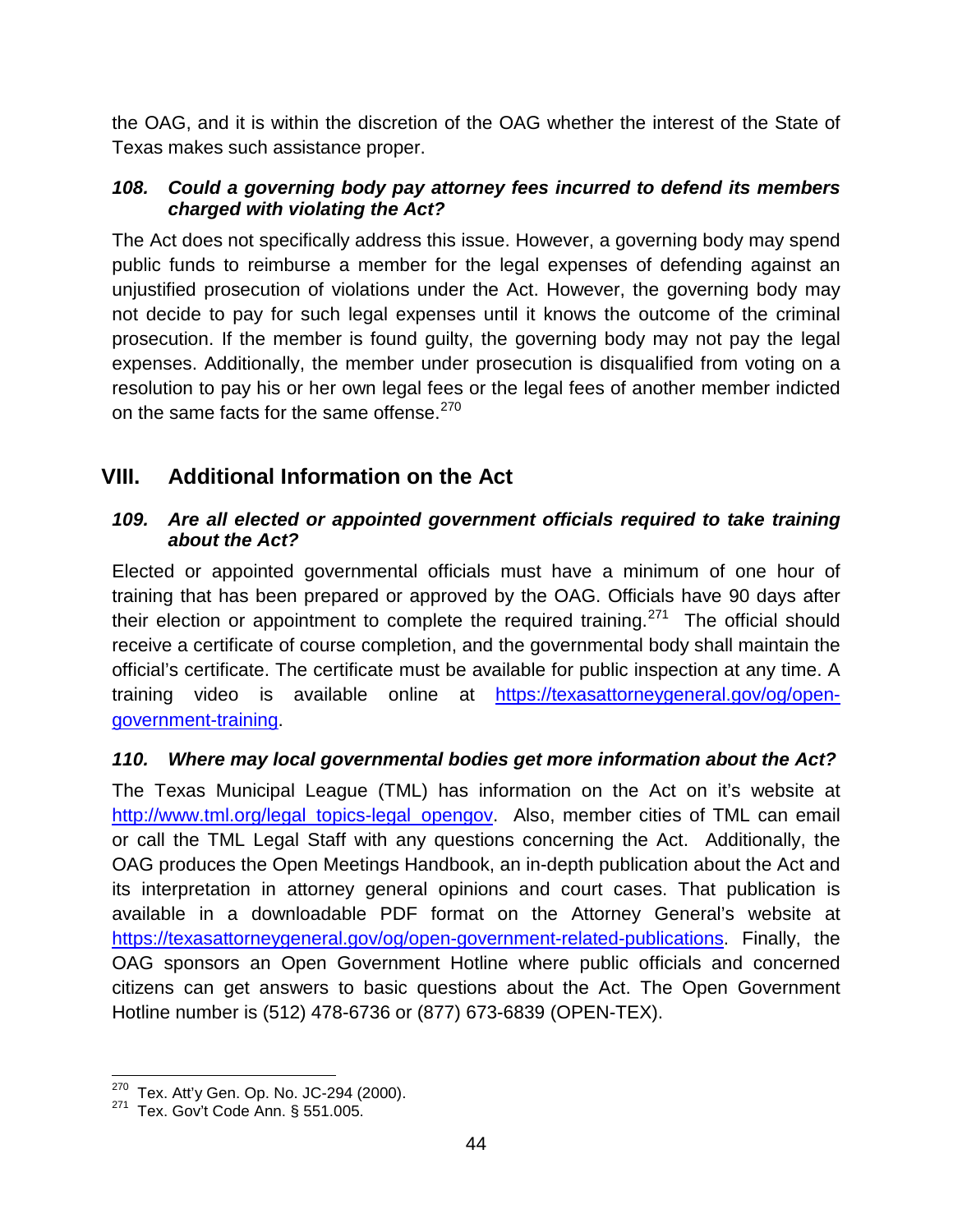the OAG, and it is within the discretion of the OAG whether the interest of the State of Texas makes such assistance proper.

### *108. Could a governing body pay attorney fees incurred to defend its members charged with violating the Act?*

The Act does not specifically address this issue. However, a governing body may spend public funds to reimburse a member for the legal expenses of defending against an unjustified prosecution of violations under the Act. However, the governing body may not decide to pay for such legal expenses until it knows the outcome of the criminal prosecution. If the member is found guilty, the governing body may not pay the legal expenses. Additionally, the member under prosecution is disqualified from voting on a resolution to pay his or her own legal fees or the legal fees of another member indicted on the same facts for the same offense.[270]

## VIII. Additional Information on the Act

### *109. Are all elected or appointed government officials required to take training about the Act?*

Elected or appointed governmental officials must have a minimum of one hour of training that has been prepared or approved by the OAG. Officials have 90 days after their election or appointment to complete the required training.[271] The official should receive a certificate of course completion, and the governmental body shall maintain the official's certificate. The certificate must be available for public inspection at any time. A training video is available online at https://texasattorneygeneral.gov/og/open-government-training.

### *110. Where may local governmental bodies get more information about the Act?*

The Texas Municipal League (TML) has information on the Act on it's website at http://www.tml.org/legal_topics-legal_opengov. Also, member cities of TML can email or call the TML Legal Staff with any questions concerning the Act. Additionally, the OAG produces the Open Meetings Handbook, an in-depth publication about the Act and its interpretation in attorney general opinions and court cases. That publication is available in a downloadable PDF format on the Attorney General's website at https://texasattorneygeneral.gov/og/open-government-related-publications. Finally, the OAG sponsors an Open Government Hotline where public officials and concerned citizens can get answers to basic questions about the Act. The Open Government Hotline number is (512) 478-6736 or (877) 673-6839 (OPEN-TEX).

---

[270] Tex. Att'y Gen. Op. No. JC-294 (2000).

[271] Tex. Gov't Code Ann. § 551.005.